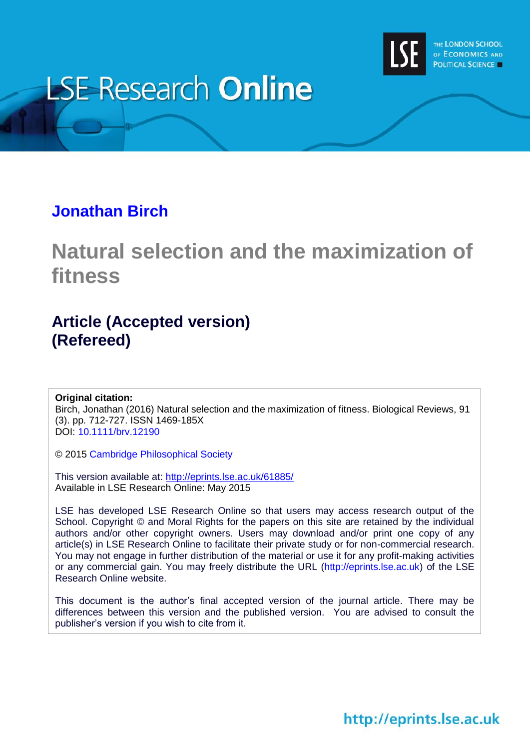LSE Research Online

THE LONDON SCHOOL OF ECONOMICS AND POLITICAL SCIENCE

**Jonathan Birch**

# Natural selection and the maximization of fitness

## Article (Accepted version) (Refereed)

**Original citation:**
Birch, Jonathan (2016) Natural selection and the maximization of fitness. Biological Reviews, 91 (3). pp. 712-727. ISSN 1469-185X
DOI: 10.1111/brv.12190

© 2015 Cambridge Philosophical Society

This version available at: http://eprints.lse.ac.uk/61885/
Available in LSE Research Online: May 2015

LSE has developed LSE Research Online so that users may access research output of the School. Copyright © and Moral Rights for the papers on this site are retained by the individual authors and/or other copyright owners. Users may download and/or print one copy of any article(s) in LSE Research Online to facilitate their private study or for non-commercial research. You may not engage in further distribution of the material or use it for any profit-making activities or any commercial gain. You may freely distribute the URL (http://eprints.lse.ac.uk) of the LSE Research Online website.

This document is the author's final accepted version of the journal article. There may be differences between this version and the published version. You are advised to consult the publisher's version if you wish to cite from it.

http://eprints.lse.ac.uk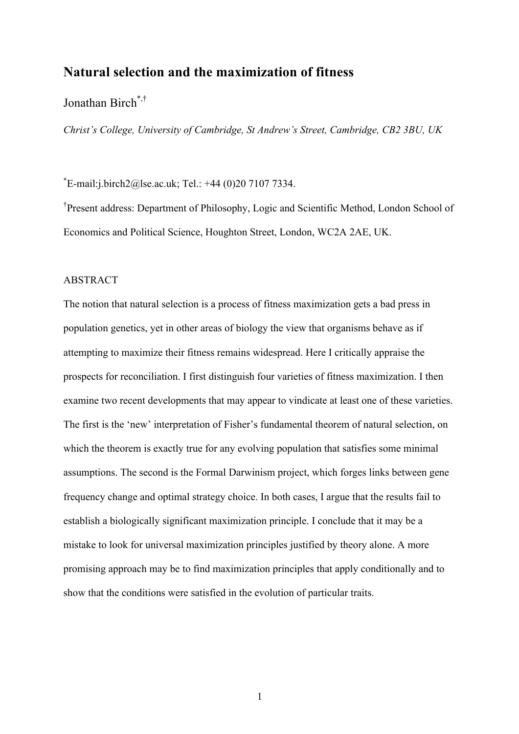# Natural selection and the maximization of fitness

Jonathan Birch[*,†]

*Christ's College, University of Cambridge, St Andrew's Street, Cambridge, CB2 3BU, UK*

[*]E-mail:j.birch2@lse.ac.uk; Tel.: +44 (0)20 7107 7334.

[†]Present address: Department of Philosophy, Logic and Scientific Method, London School of Economics and Political Science, Houghton Street, London, WC2A 2AE, UK.

ABSTRACT

The notion that natural selection is a process of fitness maximization gets a bad press in population genetics, yet in other areas of biology the view that organisms behave as if attempting to maximize their fitness remains widespread. Here I critically appraise the prospects for reconciliation. I first distinguish four varieties of fitness maximization. I then examine two recent developments that may appear to vindicate at least one of these varieties. The first is the 'new' interpretation of Fisher's fundamental theorem of natural selection, on which the theorem is exactly true for any evolving population that satisfies some minimal assumptions. The second is the Formal Darwinism project, which forges links between gene frequency change and optimal strategy choice. In both cases, I argue that the results fail to establish a biologically significant maximization principle. I conclude that it may be a mistake to look for universal maximization principles justified by theory alone. A more promising approach may be to find maximization principles that apply conditionally and to show that the conditions were satisfied in the evolution of particular traits.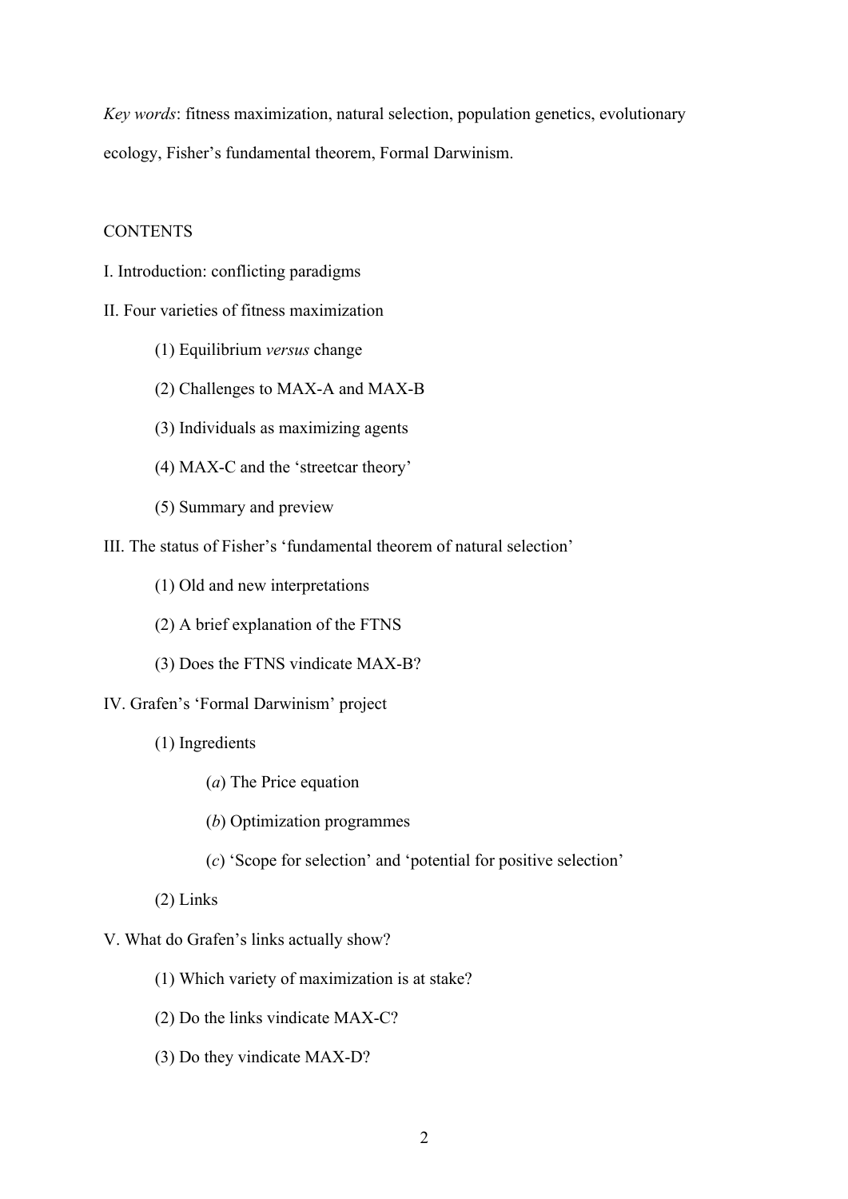*Key words*: fitness maximization, natural selection, population genetics, evolutionary ecology, Fisher's fundamental theorem, Formal Darwinism.

CONTENTS

I. Introduction: conflicting paradigms

II. Four varieties of fitness maximization

- (1) Equilibrium *versus* change
- (2) Challenges to MAX-A and MAX-B
- (3) Individuals as maximizing agents
- (4) MAX-C and the 'streetcar theory'
- (5) Summary and preview

III. The status of Fisher's 'fundamental theorem of natural selection'

- (1) Old and new interpretations
- (2) A brief explanation of the FTNS
- (3) Does the FTNS vindicate MAX-B?

IV. Grafen's 'Formal Darwinism' project

- (1) Ingredients
  - (*a*) The Price equation
  - (*b*) Optimization programmes
  - (*c*) 'Scope for selection' and 'potential for positive selection'
- (2) Links

V. What do Grafen's links actually show?

- (1) Which variety of maximization is at stake?
- (2) Do the links vindicate MAX-C?
- (3) Do they vindicate MAX-D?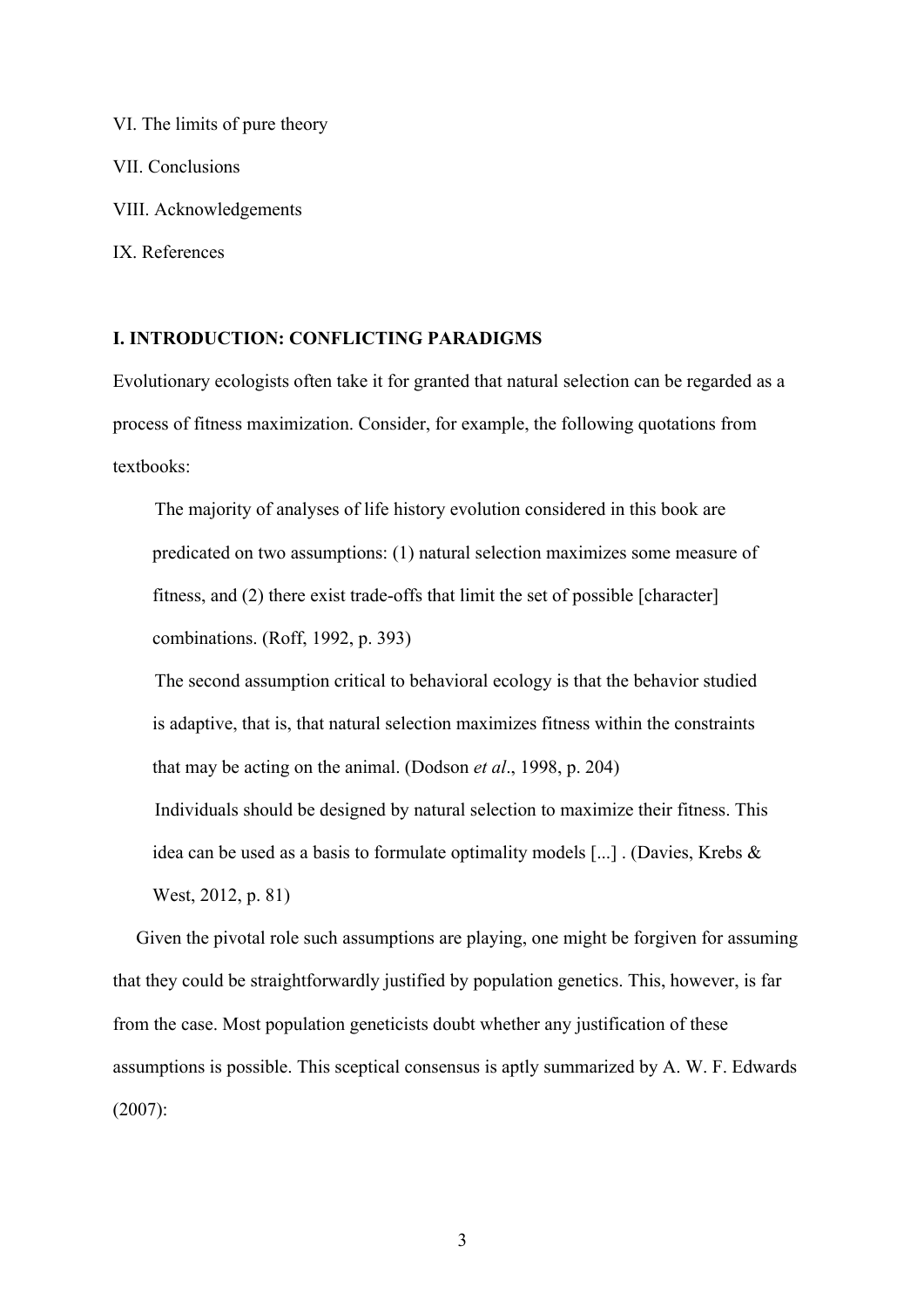VI. The limits of pure theory

VII. Conclusions

VIII. Acknowledgements

IX. References

## I. INTRODUCTION: CONFLICTING PARADIGMS

Evolutionary ecologists often take it for granted that natural selection can be regarded as a process of fitness maximization. Consider, for example, the following quotations from textbooks:

> The majority of analyses of life history evolution considered in this book are predicated on two assumptions: (1) natural selection maximizes some measure of fitness, and (2) there exist trade-offs that limit the set of possible [character] combinations. (Roff, 1992, p. 393)

> The second assumption critical to behavioral ecology is that the behavior studied is adaptive, that is, that natural selection maximizes fitness within the constraints that may be acting on the animal. (Dodson *et al*., 1998, p. 204)

> Individuals should be designed by natural selection to maximize their fitness. This idea can be used as a basis to formulate optimality models [...] . (Davies, Krebs & West, 2012, p. 81)

Given the pivotal role such assumptions are playing, one might be forgiven for assuming that they could be straightforwardly justified by population genetics. This, however, is far from the case. Most population geneticists doubt whether any justification of these assumptions is possible. This sceptical consensus is aptly summarized by A. W. F. Edwards (2007):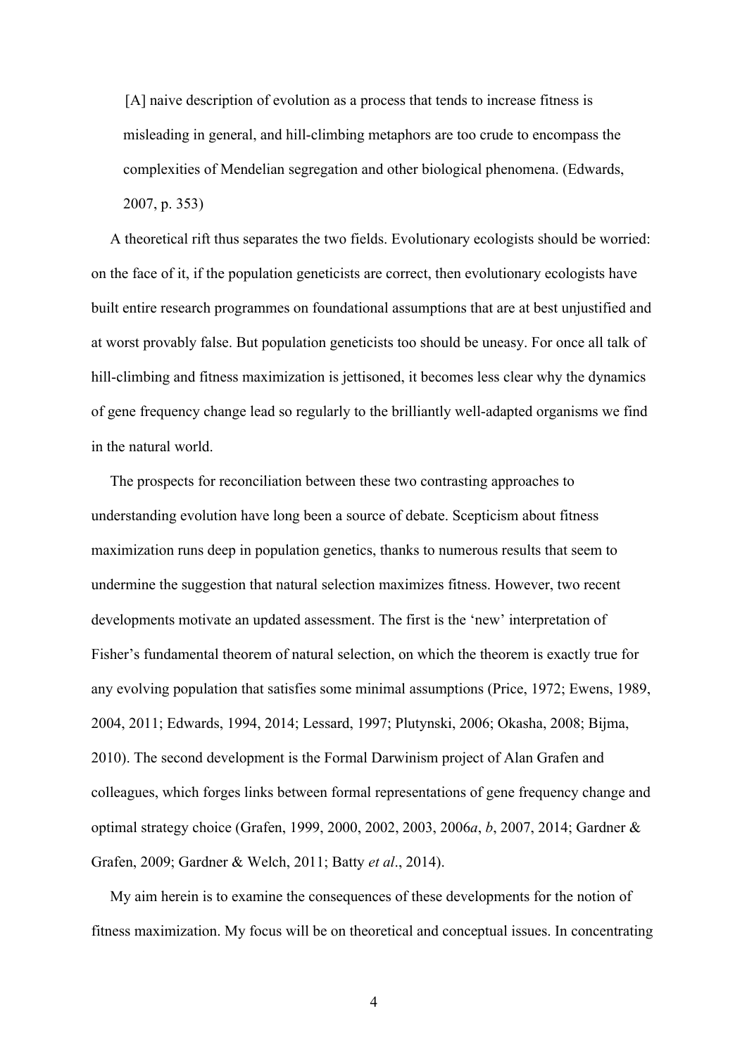> [A] naive description of evolution as a process that tends to increase fitness is misleading in general, and hill-climbing metaphors are too crude to encompass the complexities of Mendelian segregation and other biological phenomena. (Edwards, 2007, p. 353)

A theoretical rift thus separates the two fields. Evolutionary ecologists should be worried: on the face of it, if the population geneticists are correct, then evolutionary ecologists have built entire research programmes on foundational assumptions that are at best unjustified and at worst provably false. But population geneticists too should be uneasy. For once all talk of hill-climbing and fitness maximization is jettisoned, it becomes less clear why the dynamics of gene frequency change lead so regularly to the brilliantly well-adapted organisms we find in the natural world.

The prospects for reconciliation between these two contrasting approaches to understanding evolution have long been a source of debate. Scepticism about fitness maximization runs deep in population genetics, thanks to numerous results that seem to undermine the suggestion that natural selection maximizes fitness. However, two recent developments motivate an updated assessment. The first is the 'new' interpretation of Fisher's fundamental theorem of natural selection, on which the theorem is exactly true for any evolving population that satisfies some minimal assumptions (Price, 1972; Ewens, 1989, 2004, 2011; Edwards, 1994, 2014; Lessard, 1997; Plutynski, 2006; Okasha, 2008; Bijma, 2010). The second development is the Formal Darwinism project of Alan Grafen and colleagues, which forges links between formal representations of gene frequency change and optimal strategy choice (Grafen, 1999, 2000, 2002, 2003, 2006*a*, *b*, 2007, 2014; Gardner & Grafen, 2009; Gardner & Welch, 2011; Batty *et al*., 2014).

My aim herein is to examine the consequences of these developments for the notion of fitness maximization. My focus will be on theoretical and conceptual issues. In concentrating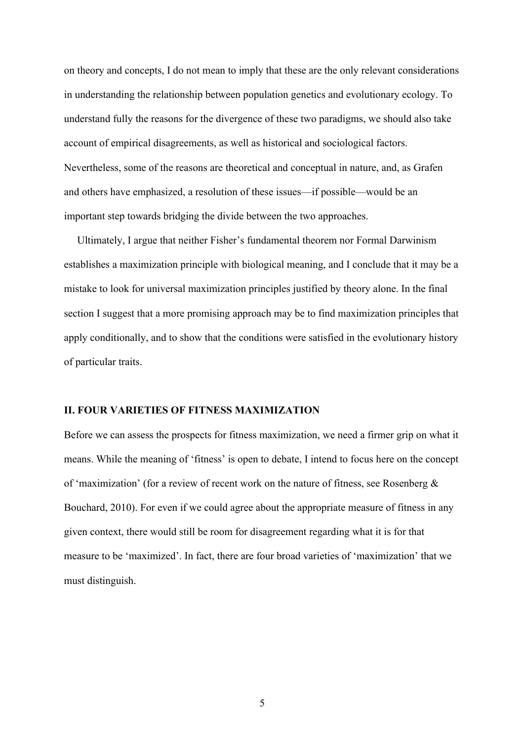on theory and concepts, I do not mean to imply that these are the only relevant considerations in understanding the relationship between population genetics and evolutionary ecology. To understand fully the reasons for the divergence of these two paradigms, we should also take account of empirical disagreements, as well as historical and sociological factors. Nevertheless, some of the reasons are theoretical and conceptual in nature, and, as Grafen and others have emphasized, a resolution of these issues—if possible—would be an important step towards bridging the divide between the two approaches.

Ultimately, I argue that neither Fisher's fundamental theorem nor Formal Darwinism establishes a maximization principle with biological meaning, and I conclude that it may be a mistake to look for universal maximization principles justified by theory alone. In the final section I suggest that a more promising approach may be to find maximization principles that apply conditionally, and to show that the conditions were satisfied in the evolutionary history of particular traits.

## II. FOUR VARIETIES OF FITNESS MAXIMIZATION

Before we can assess the prospects for fitness maximization, we need a firmer grip on what it means. While the meaning of 'fitness' is open to debate, I intend to focus here on the concept of 'maximization' (for a review of recent work on the nature of fitness, see Rosenberg & Bouchard, 2010). For even if we could agree about the appropriate measure of fitness in any given context, there would still be room for disagreement regarding what it is for that measure to be 'maximized'. In fact, there are four broad varieties of 'maximization' that we must distinguish.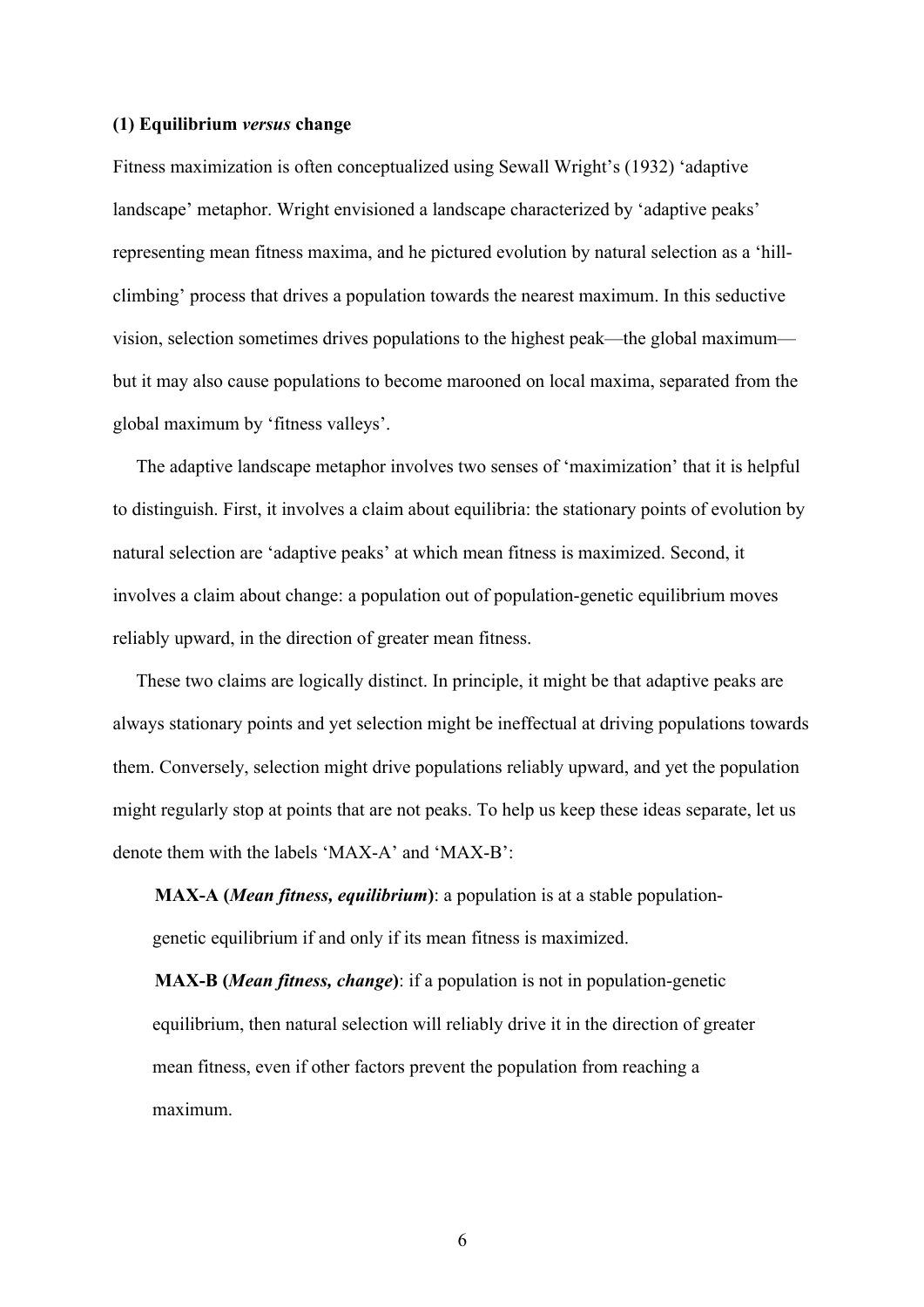### (1) Equilibrium *versus* change

Fitness maximization is often conceptualized using Sewall Wright's (1932) 'adaptive landscape' metaphor. Wright envisioned a landscape characterized by 'adaptive peaks' representing mean fitness maxima, and he pictured evolution by natural selection as a 'hill-climbing' process that drives a population towards the nearest maximum. In this seductive vision, selection sometimes drives populations to the highest peak—the global maximum—but it may also cause populations to become marooned on local maxima, separated from the global maximum by 'fitness valleys'.

The adaptive landscape metaphor involves two senses of 'maximization' that it is helpful to distinguish. First, it involves a claim about equilibria: the stationary points of evolution by natural selection are 'adaptive peaks' at which mean fitness is maximized. Second, it involves a claim about change: a population out of population-genetic equilibrium moves reliably upward, in the direction of greater mean fitness.

These two claims are logically distinct. In principle, it might be that adaptive peaks are always stationary points and yet selection might be ineffectual at driving populations towards them. Conversely, selection might drive populations reliably upward, and yet the population might regularly stop at points that are not peaks. To help us keep these ideas separate, let us denote them with the labels 'MAX-A' and 'MAX-B':

**MAX-A (*Mean fitness, equilibrium*)**: a population is at a stable population-genetic equilibrium if and only if its mean fitness is maximized.

**MAX-B (*Mean fitness, change*)**: if a population is not in population-genetic equilibrium, then natural selection will reliably drive it in the direction of greater mean fitness, even if other factors prevent the population from reaching a maximum.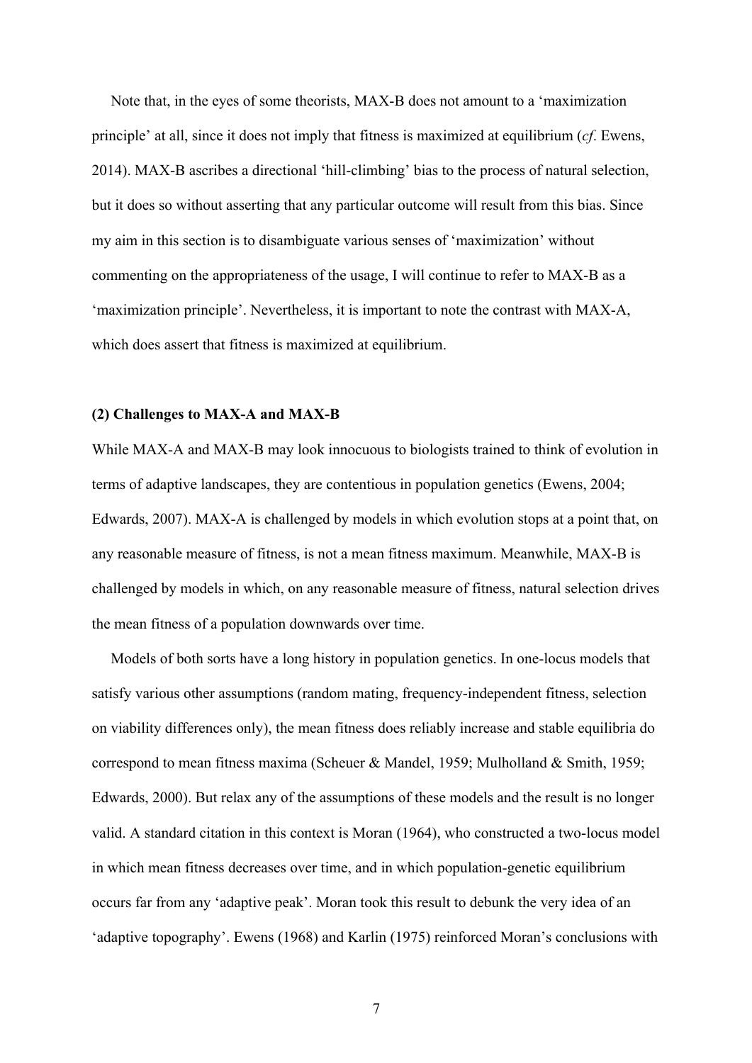Note that, in the eyes of some theorists, MAX-B does not amount to a 'maximization principle' at all, since it does not imply that fitness is maximized at equilibrium (*cf*. Ewens, 2014). MAX-B ascribes a directional 'hill-climbing' bias to the process of natural selection, but it does so without asserting that any particular outcome will result from this bias. Since my aim in this section is to disambiguate various senses of 'maximization' without commenting on the appropriateness of the usage, I will continue to refer to MAX-B as a 'maximization principle'. Nevertheless, it is important to note the contrast with MAX-A, which does assert that fitness is maximized at equilibrium.

**(2) Challenges to MAX-A and MAX-B**

While MAX-A and MAX-B may look innocuous to biologists trained to think of evolution in terms of adaptive landscapes, they are contentious in population genetics (Ewens, 2004; Edwards, 2007). MAX-A is challenged by models in which evolution stops at a point that, on any reasonable measure of fitness, is not a mean fitness maximum. Meanwhile, MAX-B is challenged by models in which, on any reasonable measure of fitness, natural selection drives the mean fitness of a population downwards over time.

Models of both sorts have a long history in population genetics. In one-locus models that satisfy various other assumptions (random mating, frequency-independent fitness, selection on viability differences only), the mean fitness does reliably increase and stable equilibria do correspond to mean fitness maxima (Scheuer & Mandel, 1959; Mulholland & Smith, 1959; Edwards, 2000). But relax any of the assumptions of these models and the result is no longer valid. A standard citation in this context is Moran (1964), who constructed a two-locus model in which mean fitness decreases over time, and in which population-genetic equilibrium occurs far from any 'adaptive peak'. Moran took this result to debunk the very idea of an 'adaptive topography'. Ewens (1968) and Karlin (1975) reinforced Moran's conclusions with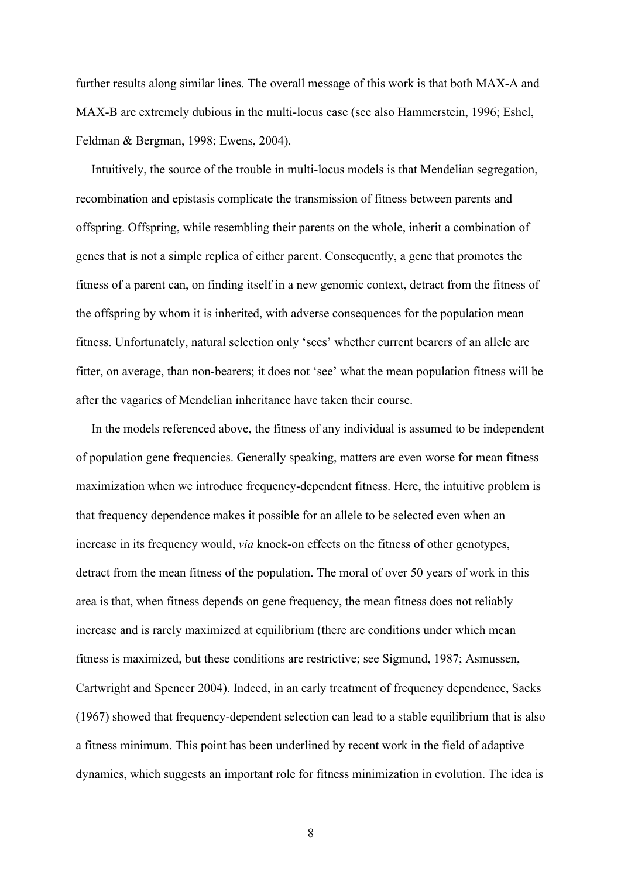further results along similar lines. The overall message of this work is that both MAX-A and MAX-B are extremely dubious in the multi-locus case (see also Hammerstein, 1996; Eshel, Feldman & Bergman, 1998; Ewens, 2004).

Intuitively, the source of the trouble in multi-locus models is that Mendelian segregation, recombination and epistasis complicate the transmission of fitness between parents and offspring. Offspring, while resembling their parents on the whole, inherit a combination of genes that is not a simple replica of either parent. Consequently, a gene that promotes the fitness of a parent can, on finding itself in a new genomic context, detract from the fitness of the offspring by whom it is inherited, with adverse consequences for the population mean fitness. Unfortunately, natural selection only 'sees' whether current bearers of an allele are fitter, on average, than non-bearers; it does not 'see' what the mean population fitness will be after the vagaries of Mendelian inheritance have taken their course.

In the models referenced above, the fitness of any individual is assumed to be independent of population gene frequencies. Generally speaking, matters are even worse for mean fitness maximization when we introduce frequency-dependent fitness. Here, the intuitive problem is that frequency dependence makes it possible for an allele to be selected even when an increase in its frequency would, *via* knock-on effects on the fitness of other genotypes, detract from the mean fitness of the population. The moral of over 50 years of work in this area is that, when fitness depends on gene frequency, the mean fitness does not reliably increase and is rarely maximized at equilibrium (there are conditions under which mean fitness is maximized, but these conditions are restrictive; see Sigmund, 1987; Asmussen, Cartwright and Spencer 2004). Indeed, in an early treatment of frequency dependence, Sacks (1967) showed that frequency-dependent selection can lead to a stable equilibrium that is also a fitness minimum. This point has been underlined by recent work in the field of adaptive dynamics, which suggests an important role for fitness minimization in evolution. The idea is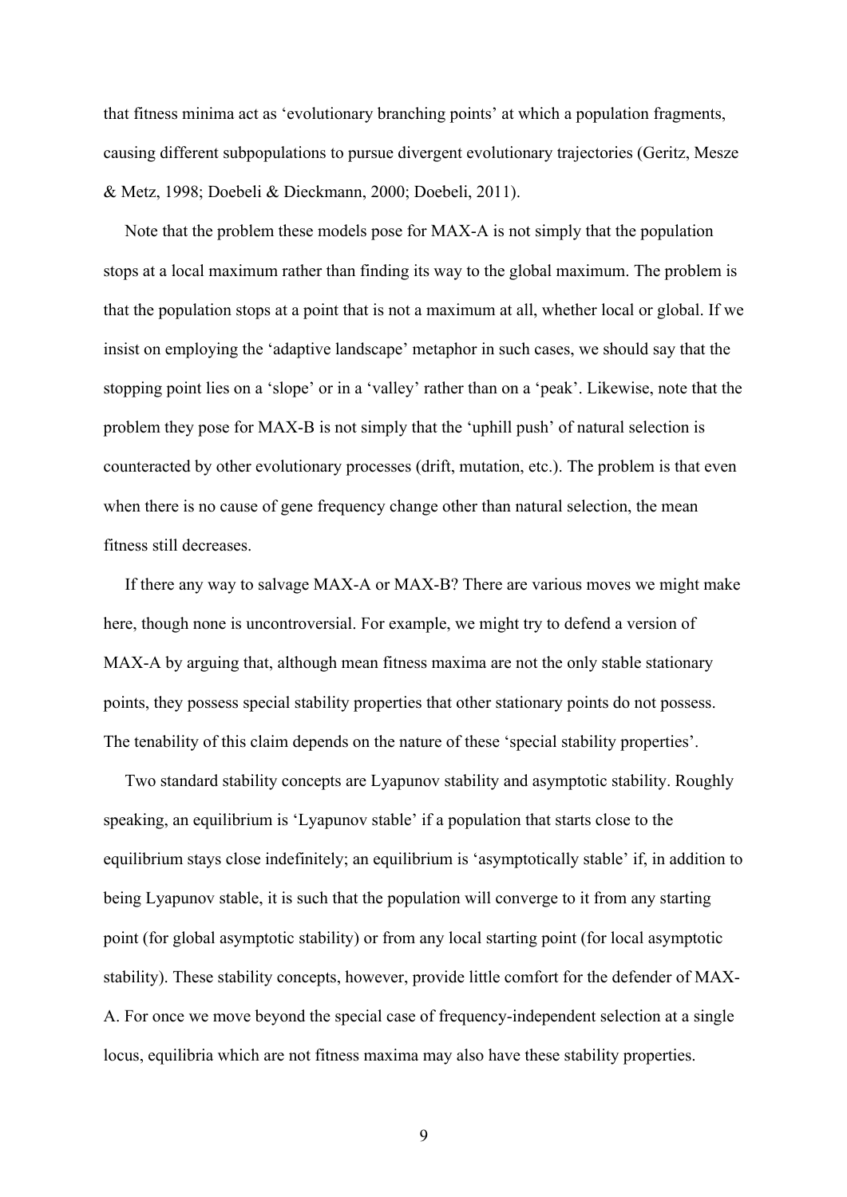that fitness minima act as 'evolutionary branching points' at which a population fragments, causing different subpopulations to pursue divergent evolutionary trajectories (Geritz, Mesze & Metz, 1998; Doebeli & Dieckmann, 2000; Doebeli, 2011).

Note that the problem these models pose for MAX-A is not simply that the population stops at a local maximum rather than finding its way to the global maximum. The problem is that the population stops at a point that is not a maximum at all, whether local or global. If we insist on employing the 'adaptive landscape' metaphor in such cases, we should say that the stopping point lies on a 'slope' or in a 'valley' rather than on a 'peak'. Likewise, note that the problem they pose for MAX-B is not simply that the 'uphill push' of natural selection is counteracted by other evolutionary processes (drift, mutation, etc.). The problem is that even when there is no cause of gene frequency change other than natural selection, the mean fitness still decreases.

If there any way to salvage MAX-A or MAX-B? There are various moves we might make here, though none is uncontroversial. For example, we might try to defend a version of MAX-A by arguing that, although mean fitness maxima are not the only stable stationary points, they possess special stability properties that other stationary points do not possess. The tenability of this claim depends on the nature of these 'special stability properties'.

Two standard stability concepts are Lyapunov stability and asymptotic stability. Roughly speaking, an equilibrium is 'Lyapunov stable' if a population that starts close to the equilibrium stays close indefinitely; an equilibrium is 'asymptotically stable' if, in addition to being Lyapunov stable, it is such that the population will converge to it from any starting point (for global asymptotic stability) or from any local starting point (for local asymptotic stability). These stability concepts, however, provide little comfort for the defender of MAX-A. For once we move beyond the special case of frequency-independent selection at a single locus, equilibria which are not fitness maxima may also have these stability properties.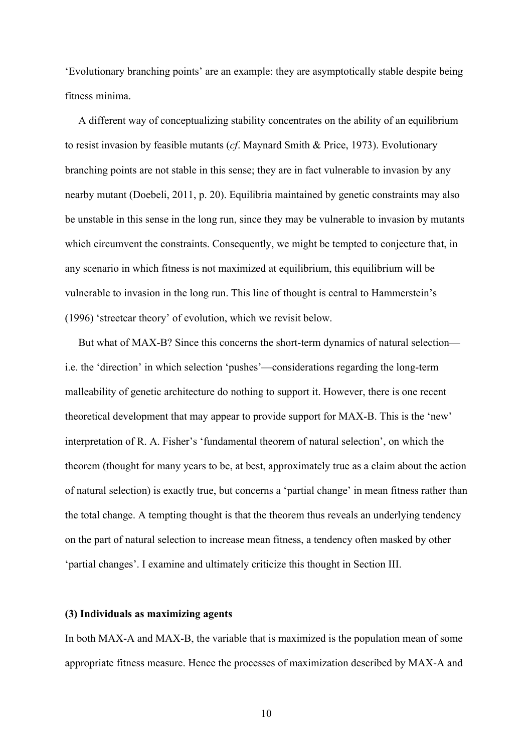'Evolutionary branching points' are an example: they are asymptotically stable despite being fitness minima.

A different way of conceptualizing stability concentrates on the ability of an equilibrium to resist invasion by feasible mutants (*cf*. Maynard Smith & Price, 1973). Evolutionary branching points are not stable in this sense; they are in fact vulnerable to invasion by any nearby mutant (Doebeli, 2011, p. 20). Equilibria maintained by genetic constraints may also be unstable in this sense in the long run, since they may be vulnerable to invasion by mutants which circumvent the constraints. Consequently, we might be tempted to conjecture that, in any scenario in which fitness is not maximized at equilibrium, this equilibrium will be vulnerable to invasion in the long run. This line of thought is central to Hammerstein's (1996) 'streetcar theory' of evolution, which we revisit below.

But what of MAX-B? Since this concerns the short-term dynamics of natural selection—i.e. the 'direction' in which selection 'pushes'—considerations regarding the long-term malleability of genetic architecture do nothing to support it. However, there is one recent theoretical development that may appear to provide support for MAX-B. This is the 'new' interpretation of R. A. Fisher's 'fundamental theorem of natural selection', on which the theorem (thought for many years to be, at best, approximately true as a claim about the action of natural selection) is exactly true, but concerns a 'partial change' in mean fitness rather than the total change. A tempting thought is that the theorem thus reveals an underlying tendency on the part of natural selection to increase mean fitness, a tendency often masked by other 'partial changes'. I examine and ultimately criticize this thought in Section III.

**(3) Individuals as maximizing agents**

In both MAX-A and MAX-B, the variable that is maximized is the population mean of some appropriate fitness measure. Hence the processes of maximization described by MAX-A and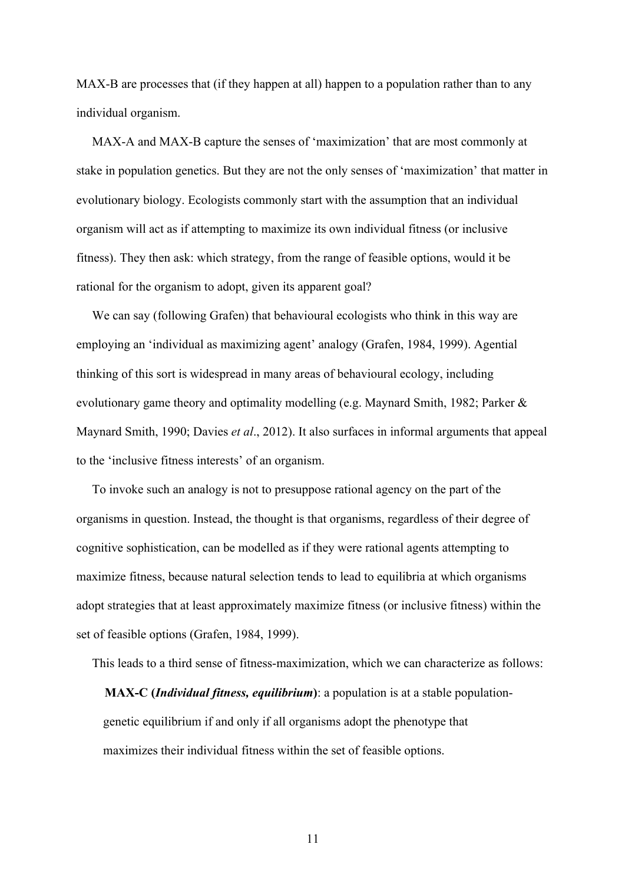MAX-B are processes that (if they happen at all) happen to a population rather than to any individual organism.

MAX-A and MAX-B capture the senses of 'maximization' that are most commonly at stake in population genetics. But they are not the only senses of 'maximization' that matter in evolutionary biology. Ecologists commonly start with the assumption that an individual organism will act as if attempting to maximize its own individual fitness (or inclusive fitness). They then ask: which strategy, from the range of feasible options, would it be rational for the organism to adopt, given its apparent goal?

We can say (following Grafen) that behavioural ecologists who think in this way are employing an 'individual as maximizing agent' analogy (Grafen, 1984, 1999). Agential thinking of this sort is widespread in many areas of behavioural ecology, including evolutionary game theory and optimality modelling (e.g. Maynard Smith, 1982; Parker & Maynard Smith, 1990; Davies *et al*., 2012). It also surfaces in informal arguments that appeal to the 'inclusive fitness interests' of an organism.

To invoke such an analogy is not to presuppose rational agency on the part of the organisms in question. Instead, the thought is that organisms, regardless of their degree of cognitive sophistication, can be modelled as if they were rational agents attempting to maximize fitness, because natural selection tends to lead to equilibria at which organisms adopt strategies that at least approximately maximize fitness (or inclusive fitness) within the set of feasible options (Grafen, 1984, 1999).

This leads to a third sense of fitness-maximization, which we can characterize as follows:

> **MAX-C (*Individual fitness, equilibrium*)**: a population is at a stable population-genetic equilibrium if and only if all organisms adopt the phenotype that maximizes their individual fitness within the set of feasible options.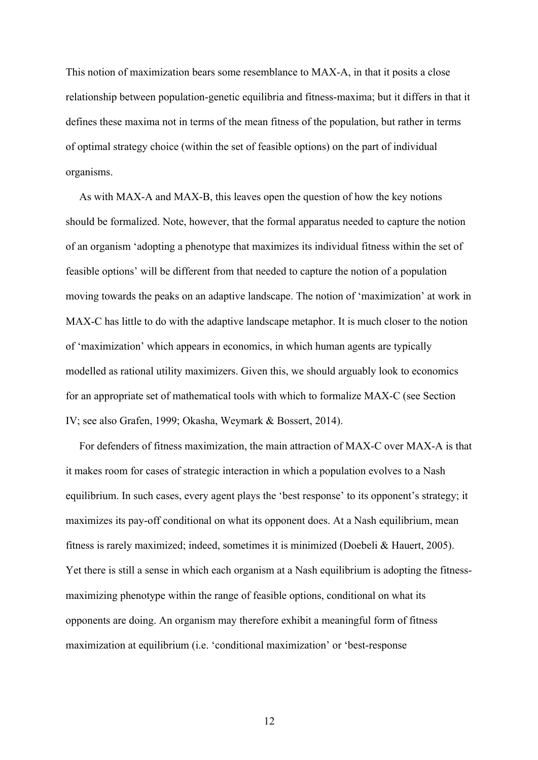This notion of maximization bears some resemblance to MAX-A, in that it posits a close relationship between population-genetic equilibria and fitness-maxima; but it differs in that it defines these maxima not in terms of the mean fitness of the population, but rather in terms of optimal strategy choice (within the set of feasible options) on the part of individual organisms.

As with MAX-A and MAX-B, this leaves open the question of how the key notions should be formalized. Note, however, that the formal apparatus needed to capture the notion of an organism 'adopting a phenotype that maximizes its individual fitness within the set of feasible options' will be different from that needed to capture the notion of a population moving towards the peaks on an adaptive landscape. The notion of 'maximization' at work in MAX-C has little to do with the adaptive landscape metaphor. It is much closer to the notion of 'maximization' which appears in economics, in which human agents are typically modelled as rational utility maximizers. Given this, we should arguably look to economics for an appropriate set of mathematical tools with which to formalize MAX-C (see Section IV; see also Grafen, 1999; Okasha, Weymark & Bossert, 2014).

For defenders of fitness maximization, the main attraction of MAX-C over MAX-A is that it makes room for cases of strategic interaction in which a population evolves to a Nash equilibrium. In such cases, every agent plays the 'best response' to its opponent's strategy; it maximizes its pay-off conditional on what its opponent does. At a Nash equilibrium, mean fitness is rarely maximized; indeed, sometimes it is minimized (Doebeli & Hauert, 2005). Yet there is still a sense in which each organism at a Nash equilibrium is adopting the fitness-maximizing phenotype within the range of feasible options, conditional on what its opponents are doing. An organism may therefore exhibit a meaningful form of fitness maximization at equilibrium (i.e. 'conditional maximization' or 'best-response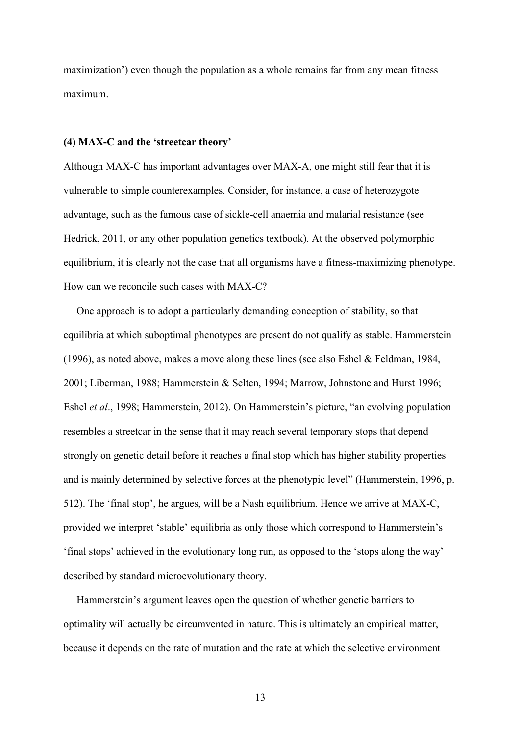maximization') even though the population as a whole remains far from any mean fitness maximum.

### (4) MAX-C and the 'streetcar theory'

Although MAX-C has important advantages over MAX-A, one might still fear that it is vulnerable to simple counterexamples. Consider, for instance, a case of heterozygote advantage, such as the famous case of sickle-cell anaemia and malarial resistance (see Hedrick, 2011, or any other population genetics textbook). At the observed polymorphic equilibrium, it is clearly not the case that all organisms have a fitness-maximizing phenotype. How can we reconcile such cases with MAX-C?

One approach is to adopt a particularly demanding conception of stability, so that equilibria at which suboptimal phenotypes are present do not qualify as stable. Hammerstein (1996), as noted above, makes a move along these lines (see also Eshel & Feldman, 1984, 2001; Liberman, 1988; Hammerstein & Selten, 1994; Marrow, Johnstone and Hurst 1996; Eshel *et al*., 1998; Hammerstein, 2012). On Hammerstein's picture, "an evolving population resembles a streetcar in the sense that it may reach several temporary stops that depend strongly on genetic detail before it reaches a final stop which has higher stability properties and is mainly determined by selective forces at the phenotypic level" (Hammerstein, 1996, p. 512). The 'final stop', he argues, will be a Nash equilibrium. Hence we arrive at MAX-C, provided we interpret 'stable' equilibria as only those which correspond to Hammerstein's 'final stops' achieved in the evolutionary long run, as opposed to the 'stops along the way' described by standard microevolutionary theory.

Hammerstein's argument leaves open the question of whether genetic barriers to optimality will actually be circumvented in nature. This is ultimately an empirical matter, because it depends on the rate of mutation and the rate at which the selective environment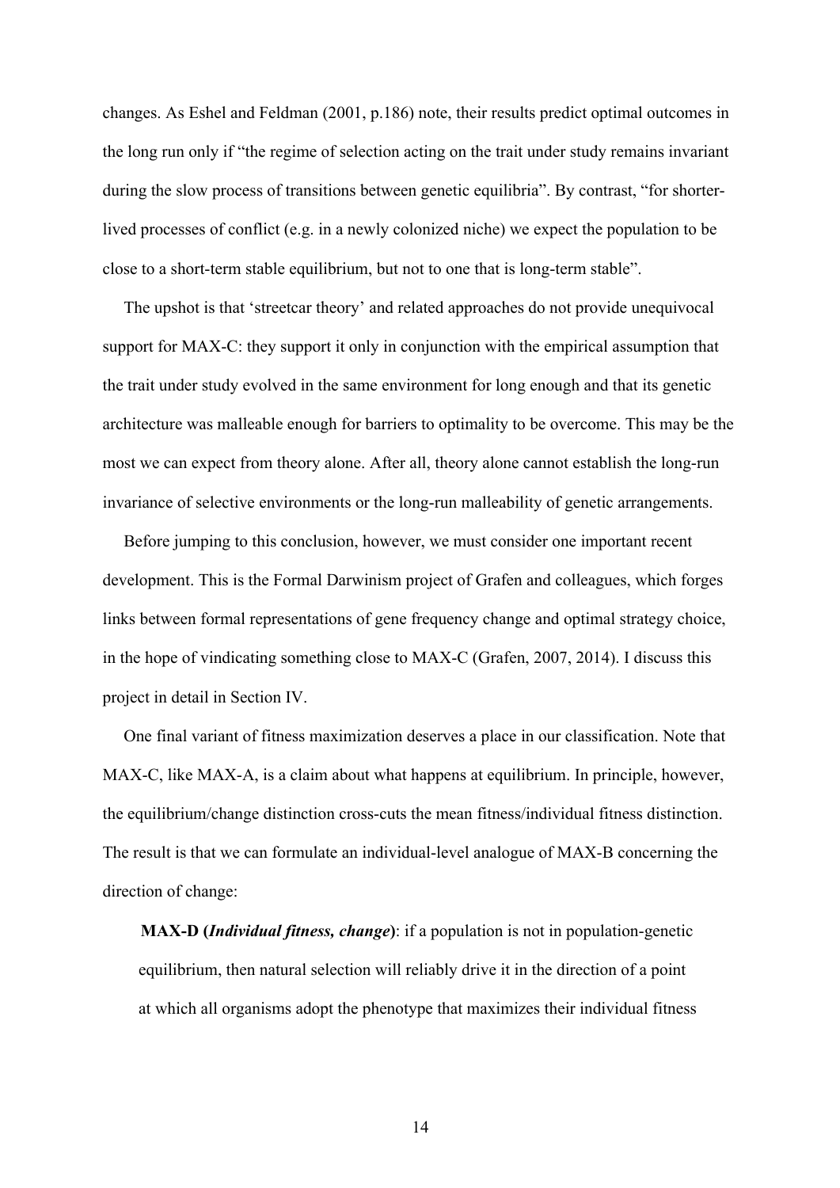changes. As Eshel and Feldman (2001, p.186) note, their results predict optimal outcomes in the long run only if "the regime of selection acting on the trait under study remains invariant during the slow process of transitions between genetic equilibria". By contrast, "for shorter-lived processes of conflict (e.g. in a newly colonized niche) we expect the population to be close to a short-term stable equilibrium, but not to one that is long-term stable".

The upshot is that 'streetcar theory' and related approaches do not provide unequivocal support for MAX-C: they support it only in conjunction with the empirical assumption that the trait under study evolved in the same environment for long enough and that its genetic architecture was malleable enough for barriers to optimality to be overcome. This may be the most we can expect from theory alone. After all, theory alone cannot establish the long-run invariance of selective environments or the long-run malleability of genetic arrangements.

Before jumping to this conclusion, however, we must consider one important recent development. This is the Formal Darwinism project of Grafen and colleagues, which forges links between formal representations of gene frequency change and optimal strategy choice, in the hope of vindicating something close to MAX-C (Grafen, 2007, 2014). I discuss this project in detail in Section IV.

One final variant of fitness maximization deserves a place in our classification. Note that MAX-C, like MAX-A, is a claim about what happens at equilibrium. In principle, however, the equilibrium/change distinction cross-cuts the mean fitness/individual fitness distinction. The result is that we can formulate an individual-level analogue of MAX-B concerning the direction of change:

> **MAX-D (*Individual fitness, change*)**: if a population is not in population-genetic equilibrium, then natural selection will reliably drive it in the direction of a point at which all organisms adopt the phenotype that maximizes their individual fitness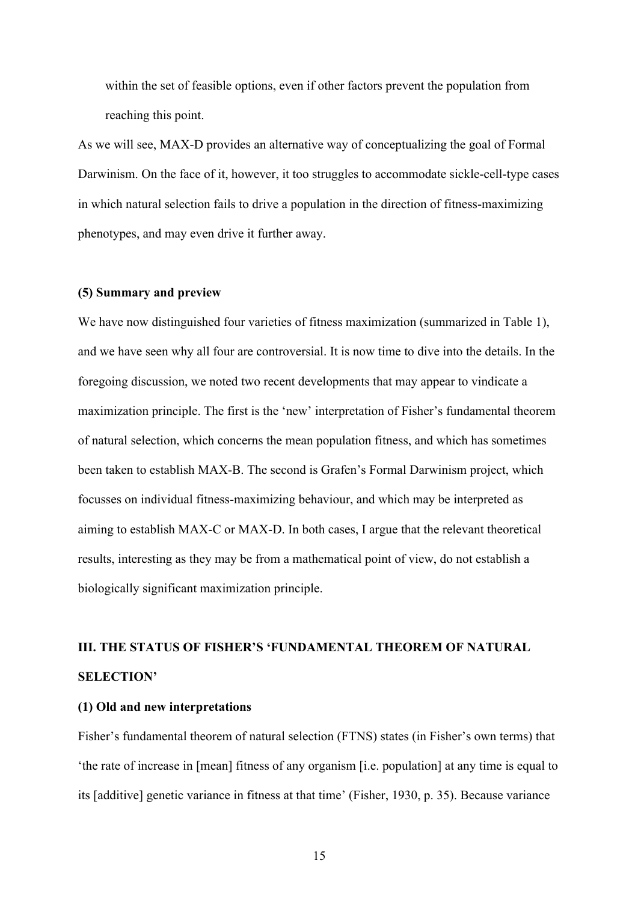within the set of feasible options, even if other factors prevent the population from reaching this point.

As we will see, MAX-D provides an alternative way of conceptualizing the goal of Formal Darwinism. On the face of it, however, it too struggles to accommodate sickle-cell-type cases in which natural selection fails to drive a population in the direction of fitness-maximizing phenotypes, and may even drive it further away.

#### (5) Summary and preview

We have now distinguished four varieties of fitness maximization (summarized in Table 1), and we have seen why all four are controversial. It is now time to dive into the details. In the foregoing discussion, we noted two recent developments that may appear to vindicate a maximization principle. The first is the 'new' interpretation of Fisher's fundamental theorem of natural selection, which concerns the mean population fitness, and which has sometimes been taken to establish MAX-B. The second is Grafen's Formal Darwinism project, which focusses on individual fitness-maximizing behaviour, and which may be interpreted as aiming to establish MAX-C or MAX-D. In both cases, I argue that the relevant theoretical results, interesting as they may be from a mathematical point of view, do not establish a biologically significant maximization principle.

## III. THE STATUS OF FISHER'S 'FUNDAMENTAL THEOREM OF NATURAL SELECTION'

#### (1) Old and new interpretations

Fisher's fundamental theorem of natural selection (FTNS) states (in Fisher's own terms) that 'the rate of increase in [mean] fitness of any organism [i.e. population] at any time is equal to its [additive] genetic variance in fitness at that time' (Fisher, 1930, p. 35). Because variance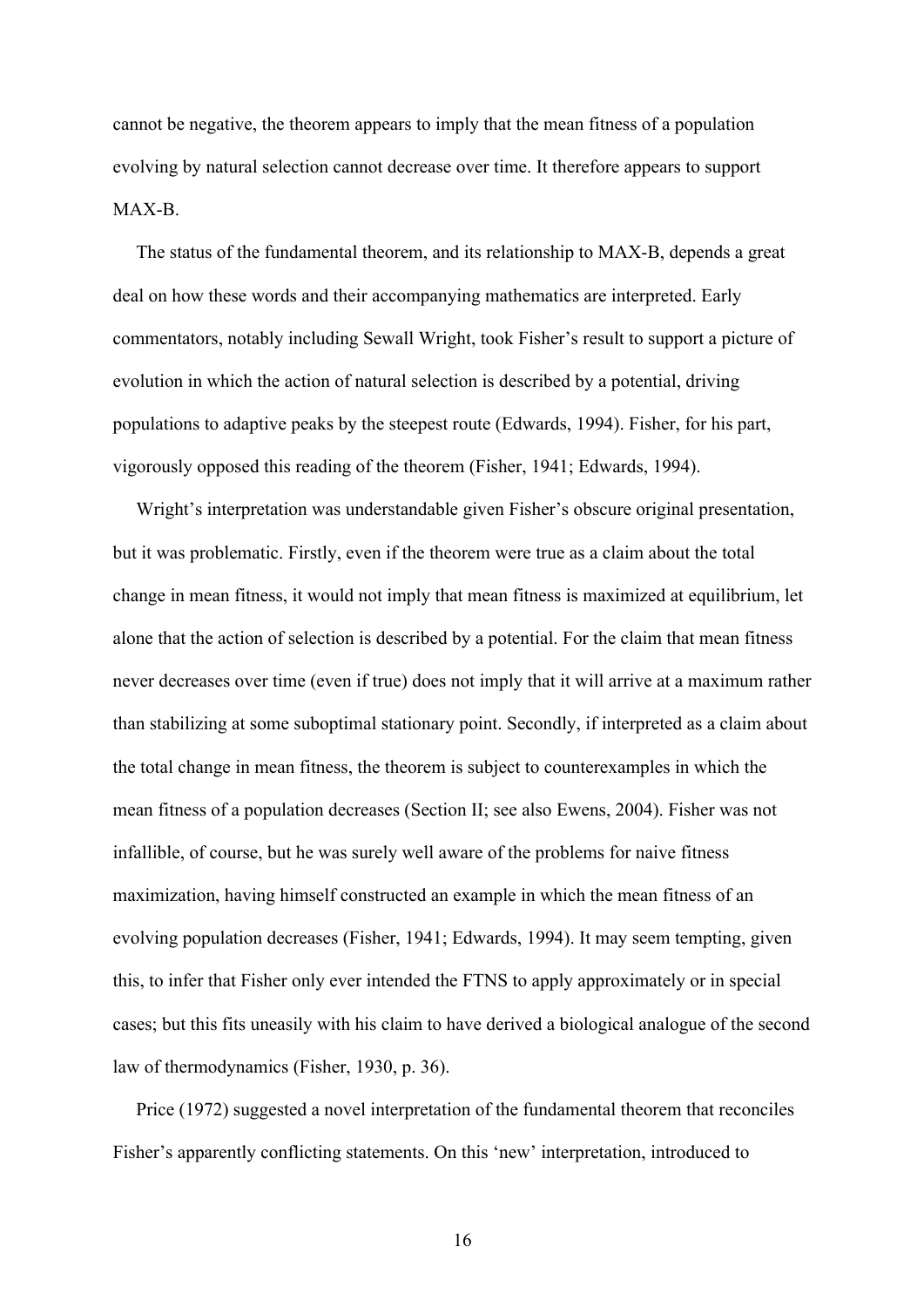cannot be negative, the theorem appears to imply that the mean fitness of a population evolving by natural selection cannot decrease over time. It therefore appears to support MAX-B.

The status of the fundamental theorem, and its relationship to MAX-B, depends a great deal on how these words and their accompanying mathematics are interpreted. Early commentators, notably including Sewall Wright, took Fisher's result to support a picture of evolution in which the action of natural selection is described by a potential, driving populations to adaptive peaks by the steepest route (Edwards, 1994). Fisher, for his part, vigorously opposed this reading of the theorem (Fisher, 1941; Edwards, 1994).

Wright's interpretation was understandable given Fisher's obscure original presentation, but it was problematic. Firstly, even if the theorem were true as a claim about the total change in mean fitness, it would not imply that mean fitness is maximized at equilibrium, let alone that the action of selection is described by a potential. For the claim that mean fitness never decreases over time (even if true) does not imply that it will arrive at a maximum rather than stabilizing at some suboptimal stationary point. Secondly, if interpreted as a claim about the total change in mean fitness, the theorem is subject to counterexamples in which the mean fitness of a population decreases (Section II; see also Ewens, 2004). Fisher was not infallible, of course, but he was surely well aware of the problems for naive fitness maximization, having himself constructed an example in which the mean fitness of an evolving population decreases (Fisher, 1941; Edwards, 1994). It may seem tempting, given this, to infer that Fisher only ever intended the FTNS to apply approximately or in special cases; but this fits uneasily with his claim to have derived a biological analogue of the second law of thermodynamics (Fisher, 1930, p. 36).

Price (1972) suggested a novel interpretation of the fundamental theorem that reconciles Fisher's apparently conflicting statements. On this 'new' interpretation, introduced to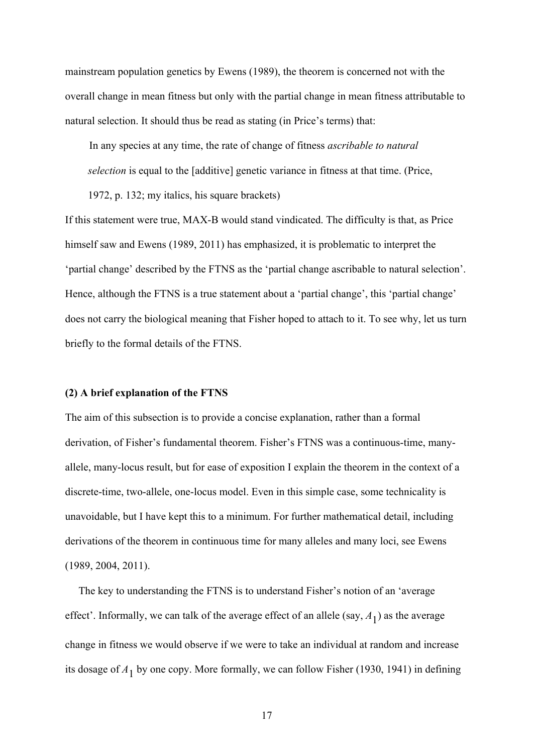mainstream population genetics by Ewens (1989), the theorem is concerned not with the overall change in mean fitness but only with the partial change in mean fitness attributable to natural selection. It should thus be read as stating (in Price's terms) that:

> In any species at any time, the rate of change of fitness *ascribable to natural selection* is equal to the [additive] genetic variance in fitness at that time. (Price, 1972, p. 132; my italics, his square brackets)

If this statement were true, MAX-B would stand vindicated. The difficulty is that, as Price himself saw and Ewens (1989, 2011) has emphasized, it is problematic to interpret the 'partial change' described by the FTNS as the 'partial change ascribable to natural selection'. Hence, although the FTNS is a true statement about a 'partial change', this 'partial change' does not carry the biological meaning that Fisher hoped to attach to it. To see why, let us turn briefly to the formal details of the FTNS.

**(2) A brief explanation of the FTNS**

The aim of this subsection is to provide a concise explanation, rather than a formal derivation, of Fisher's fundamental theorem. Fisher's FTNS was a continuous-time, many-allele, many-locus result, but for ease of exposition I explain the theorem in the context of a discrete-time, two-allele, one-locus model. Even in this simple case, some technicality is unavoidable, but I have kept this to a minimum. For further mathematical detail, including derivations of the theorem in continuous time for many alleles and many loci, see Ewens (1989, 2004, 2011).

The key to understanding the FTNS is to understand Fisher's notion of an 'average effect'. Informally, we can talk of the average effect of an allele (say, $A_1$) as the average change in fitness we would observe if we were to take an individual at random and increase its dosage of $A_1$ by one copy. More formally, we can follow Fisher (1930, 1941) in defining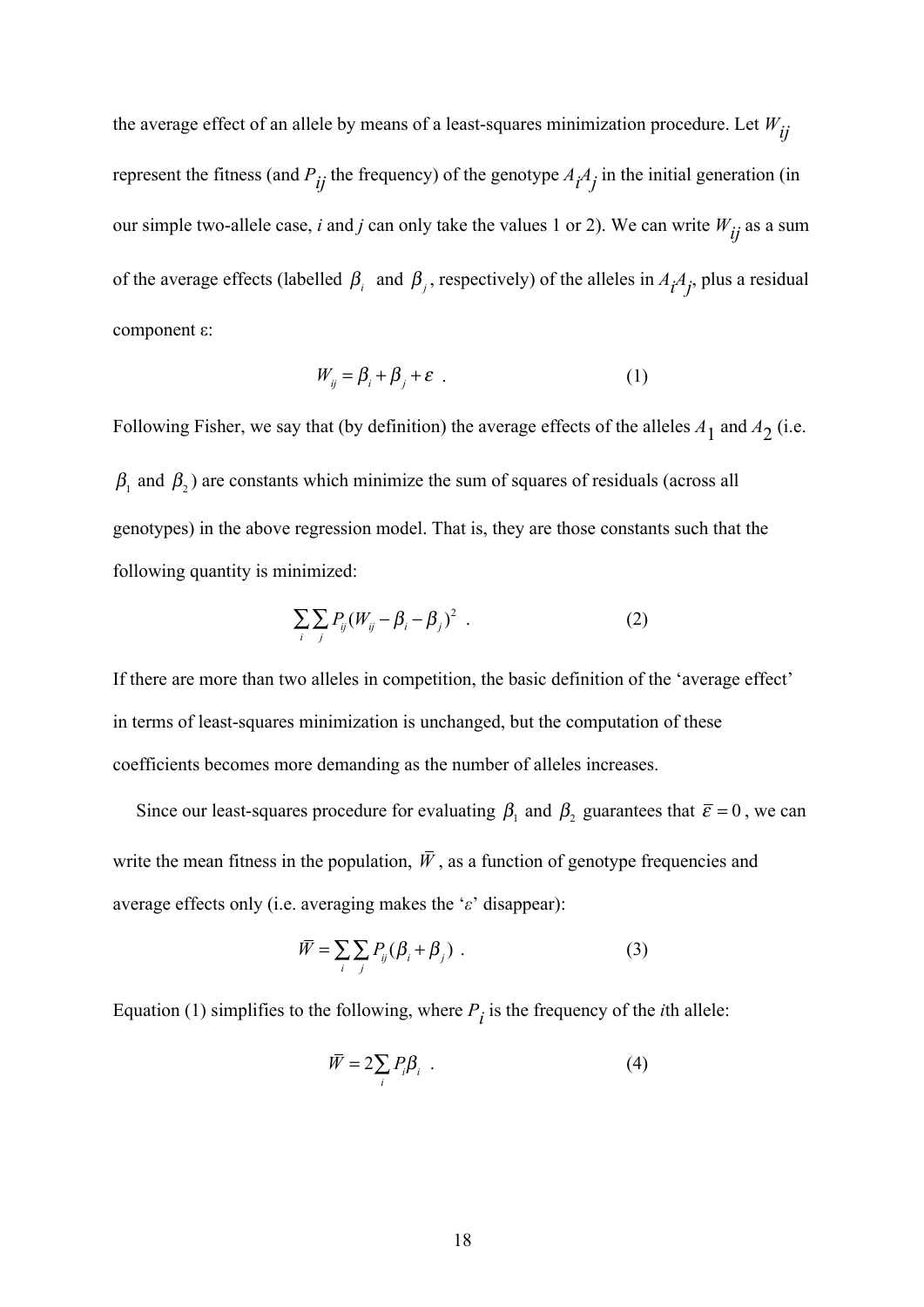the average effect of an allele by means of a least-squares minimization procedure. Let $W_{ij}$ represent the fitness (and $P_{ij}$ the frequency) of the genotype $A_iA_j$ in the initial generation (in our simple two-allele case, *i* and *j* can only take the values 1 or 2). We can write $W_{ij}$ as a sum of the average effects (labelled $\beta_i$ and $\beta_j$, respectively) of the alleles in $A_iA_j$, plus a residual component ε:

$$W_{ij} = \beta_i + \beta_j + \varepsilon \ . \tag{1}$$

Following Fisher, we say that (by definition) the average effects of the alleles $A_1$ and $A_2$ (i.e. $\beta_1$ and $\beta_2$) are constants which minimize the sum of squares of residuals (across all genotypes) in the above regression model. That is, they are those constants such that the following quantity is minimized:

$$\sum_i \sum_j P_{ij}(W_{ij} - \beta_i - \beta_j)^2 \ . \tag{2}$$

If there are more than two alleles in competition, the basic definition of the 'average effect' in terms of least-squares minimization is unchanged, but the computation of these coefficients becomes more demanding as the number of alleles increases.

Since our least-squares procedure for evaluating $\beta_1$ and $\beta_2$ guarantees that $\bar{\varepsilon} = 0$, we can write the mean fitness in the population, $\bar{W}$, as a function of genotype frequencies and average effects only (i.e. averaging makes the '*ε*' disappear):

$$\bar{W} = \sum_i \sum_j P_{ij}(\beta_i + \beta_j) \ . \tag{3}$$

Equation (1) simplifies to the following, where $P_i$ is the frequency of the *i*th allele:

$$\bar{W} = 2\sum_i P_i \beta_i \ . \tag{4}$$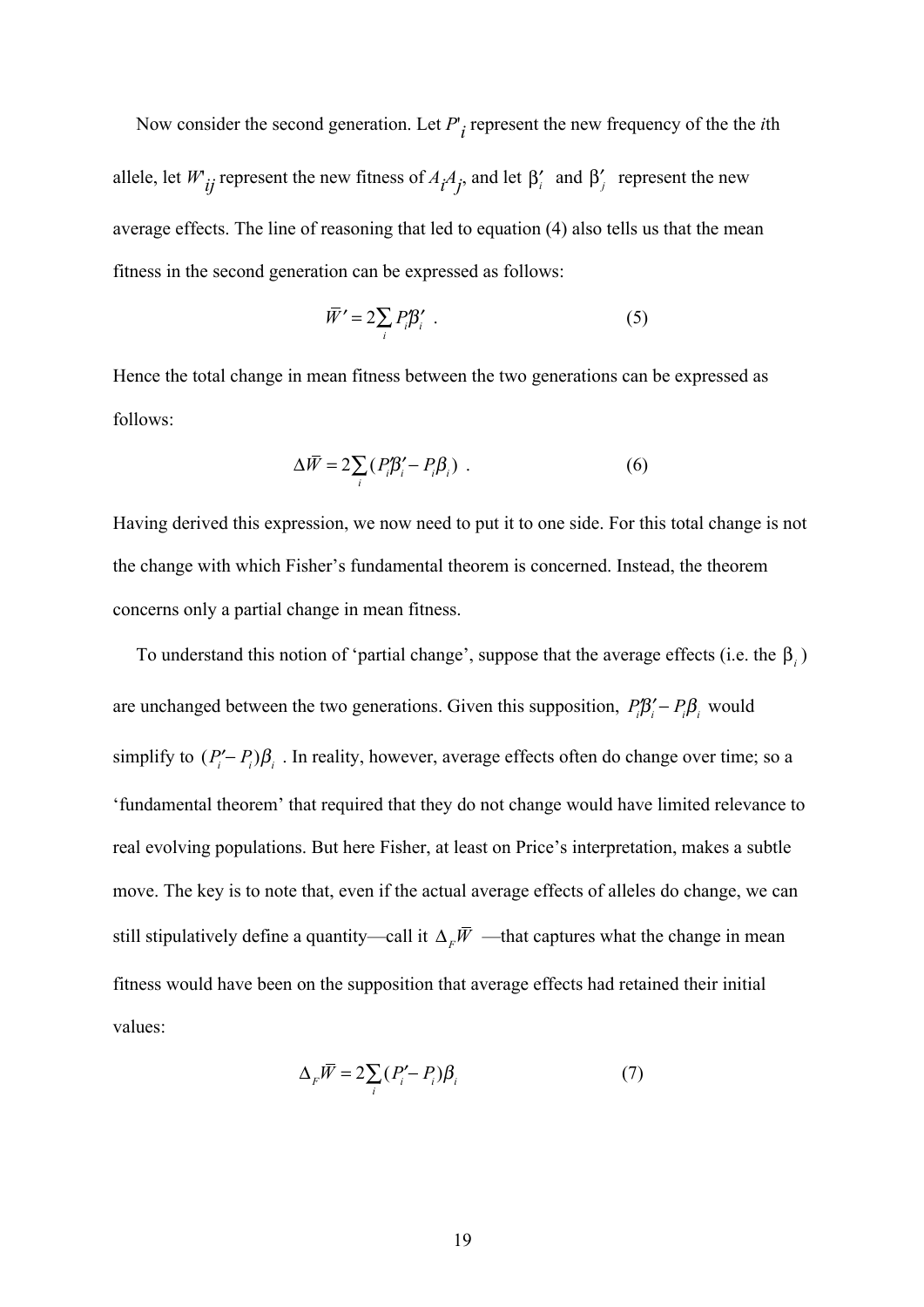Now consider the second generation. Let $P'_i$ represent the new frequency of the the $i$th allele, let $W'_{ij}$ represent the new fitness of $A_iA_j$, and let $\beta'_i$ and $\beta'_j$ represent the new average effects. The line of reasoning that led to equation (4) also tells us that the mean fitness in the second generation can be expressed as follows:

$$\bar{W}' = 2\sum_i P'_i\beta'_i \ . \tag{5}$$

Hence the total change in mean fitness between the two generations can be expressed as follows:

$$\Delta\bar{W} = 2\sum_i (P'_i\beta'_i - P_i\beta_i) \ . \tag{6}$$

Having derived this expression, we now need to put it to one side. For this total change is not the change with which Fisher's fundamental theorem is concerned. Instead, the theorem concerns only a partial change in mean fitness.

To understand this notion of 'partial change', suppose that the average effects (i.e. the $\beta_i$) are unchanged between the two generations. Given this supposition, $P'_i\beta'_i - P_i\beta_i$ would simplify to $(P'_i - P_i)\beta_i$. In reality, however, average effects often do change over time; so a 'fundamental theorem' that required that they do not change would have limited relevance to real evolving populations. But here Fisher, at least on Price's interpretation, makes a subtle move. The key is to note that, even if the actual average effects of alleles do change, we can still stipulatively define a quantity—call it $\Delta_F\bar{W}$ —that captures what the change in mean fitness would have been on the supposition that average effects had retained their initial values:

$$\Delta_F\bar{W} = 2\sum_i (P'_i - P_i)\beta_i \tag{7}$$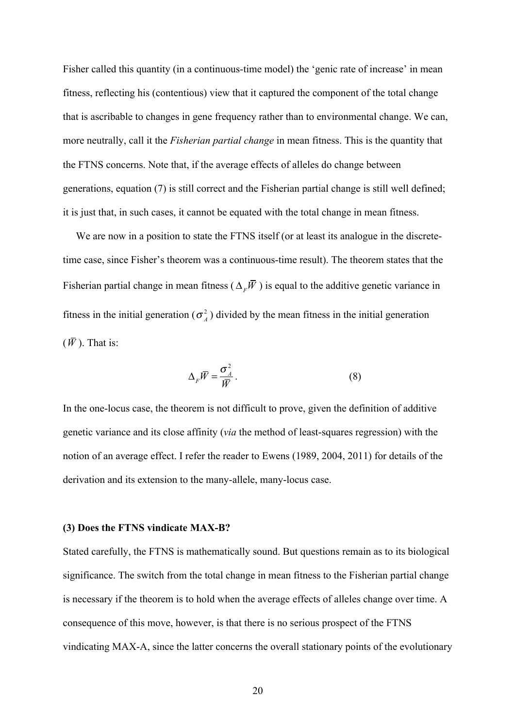Fisher called this quantity (in a continuous-time model) the 'genic rate of increase' in mean fitness, reflecting his (contentious) view that it captured the component of the total change that is ascribable to changes in gene frequency rather than to environmental change. We can, more neutrally, call it the *Fisherian partial change* in mean fitness. This is the quantity that the FTNS concerns. Note that, if the average effects of alleles do change between generations, equation (7) is still correct and the Fisherian partial change is still well defined; it is just that, in such cases, it cannot be equated with the total change in mean fitness.

We are now in a position to state the FTNS itself (or at least its analogue in the discrete-time case, since Fisher's theorem was a continuous-time result). The theorem states that the Fisherian partial change in mean fitness ($\Delta_F \bar{W}$) is equal to the additive genetic variance in fitness in the initial generation ($\sigma_A^2$) divided by the mean fitness in the initial generation ($\bar{W}$). That is:

$$\Delta_F \bar{W} = \frac{\sigma_A^2}{\bar{W}}. \tag{8}$$

In the one-locus case, the theorem is not difficult to prove, given the definition of additive genetic variance and its close affinity (*via* the method of least-squares regression) with the notion of an average effect. I refer the reader to Ewens (1989, 2004, 2011) for details of the derivation and its extension to the many-allele, many-locus case.

### (3) Does the FTNS vindicate MAX-B?

Stated carefully, the FTNS is mathematically sound. But questions remain as to its biological significance. The switch from the total change in mean fitness to the Fisherian partial change is necessary if the theorem is to hold when the average effects of alleles change over time. A consequence of this move, however, is that there is no serious prospect of the FTNS vindicating MAX-A, since the latter concerns the overall stationary points of the evolutionary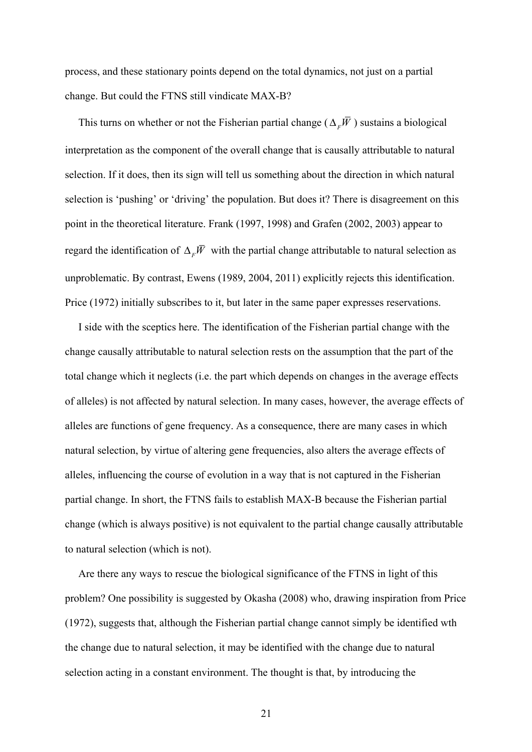process, and these stationary points depend on the total dynamics, not just on a partial change. But could the FTNS still vindicate MAX-B?

This turns on whether or not the Fisherian partial change ($\Delta_F \overline{W}$) sustains a biological interpretation as the component of the overall change that is causally attributable to natural selection. If it does, then its sign will tell us something about the direction in which natural selection is 'pushing' or 'driving' the population. But does it? There is disagreement on this point in the theoretical literature. Frank (1997, 1998) and Grafen (2002, 2003) appear to regard the identification of $\Delta_F \overline{W}$ with the partial change attributable to natural selection as unproblematic. By contrast, Ewens (1989, 2004, 2011) explicitly rejects this identification. Price (1972) initially subscribes to it, but later in the same paper expresses reservations.

I side with the sceptics here. The identification of the Fisherian partial change with the change causally attributable to natural selection rests on the assumption that the part of the total change which it neglects (i.e. the part which depends on changes in the average effects of alleles) is not affected by natural selection. In many cases, however, the average effects of alleles are functions of gene frequency. As a consequence, there are many cases in which natural selection, by virtue of altering gene frequencies, also alters the average effects of alleles, influencing the course of evolution in a way that is not captured in the Fisherian partial change. In short, the FTNS fails to establish MAX-B because the Fisherian partial change (which is always positive) is not equivalent to the partial change causally attributable to natural selection (which is not).

Are there any ways to rescue the biological significance of the FTNS in light of this problem? One possibility is suggested by Okasha (2008) who, drawing inspiration from Price (1972), suggests that, although the Fisherian partial change cannot simply be identified wth the change due to natural selection, it may be identified with the change due to natural selection acting in a constant environment. The thought is that, by introducing the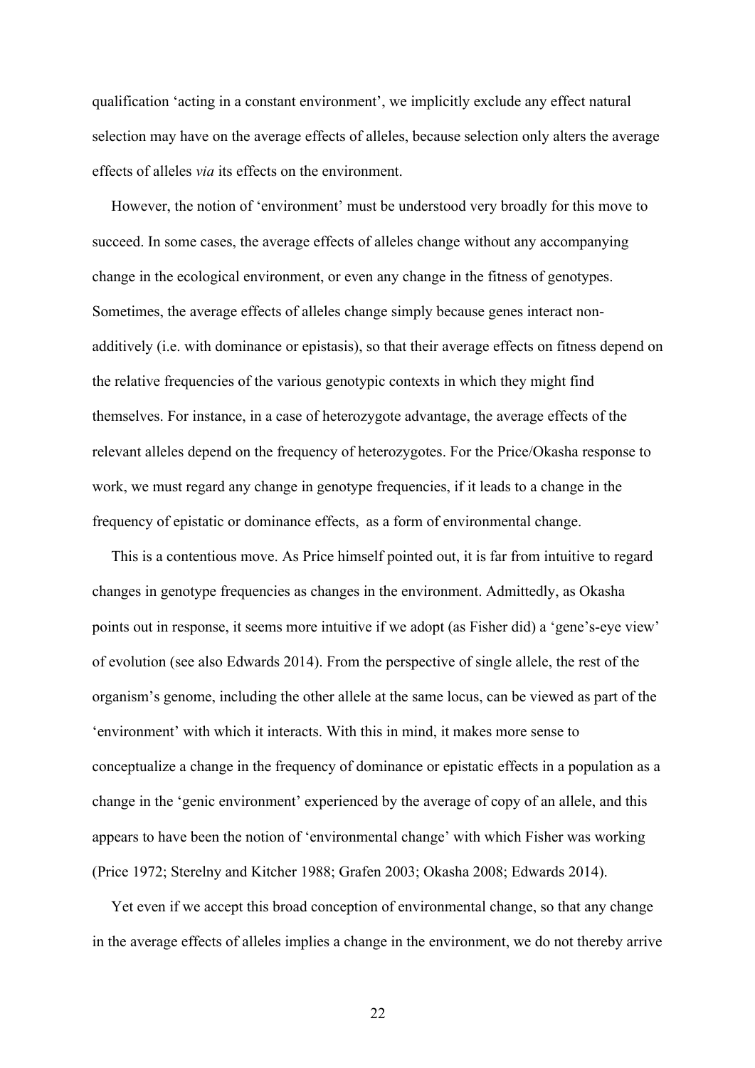qualification 'acting in a constant environment', we implicitly exclude any effect natural selection may have on the average effects of alleles, because selection only alters the average effects of alleles *via* its effects on the environment.

However, the notion of 'environment' must be understood very broadly for this move to succeed. In some cases, the average effects of alleles change without any accompanying change in the ecological environment, or even any change in the fitness of genotypes. Sometimes, the average effects of alleles change simply because genes interact non-additively (i.e. with dominance or epistasis), so that their average effects on fitness depend on the relative frequencies of the various genotypic contexts in which they might find themselves. For instance, in a case of heterozygote advantage, the average effects of the relevant alleles depend on the frequency of heterozygotes. For the Price/Okasha response to work, we must regard any change in genotype frequencies, if it leads to a change in the frequency of epistatic or dominance effects, as a form of environmental change.

This is a contentious move. As Price himself pointed out, it is far from intuitive to regard changes in genotype frequencies as changes in the environment. Admittedly, as Okasha points out in response, it seems more intuitive if we adopt (as Fisher did) a 'gene's-eye view' of evolution (see also Edwards 2014). From the perspective of single allele, the rest of the organism's genome, including the other allele at the same locus, can be viewed as part of the 'environment' with which it interacts. With this in mind, it makes more sense to conceptualize a change in the frequency of dominance or epistatic effects in a population as a change in the 'genic environment' experienced by the average of copy of an allele, and this appears to have been the notion of 'environmental change' with which Fisher was working (Price 1972; Sterelny and Kitcher 1988; Grafen 2003; Okasha 2008; Edwards 2014).

Yet even if we accept this broad conception of environmental change, so that any change in the average effects of alleles implies a change in the environment, we do not thereby arrive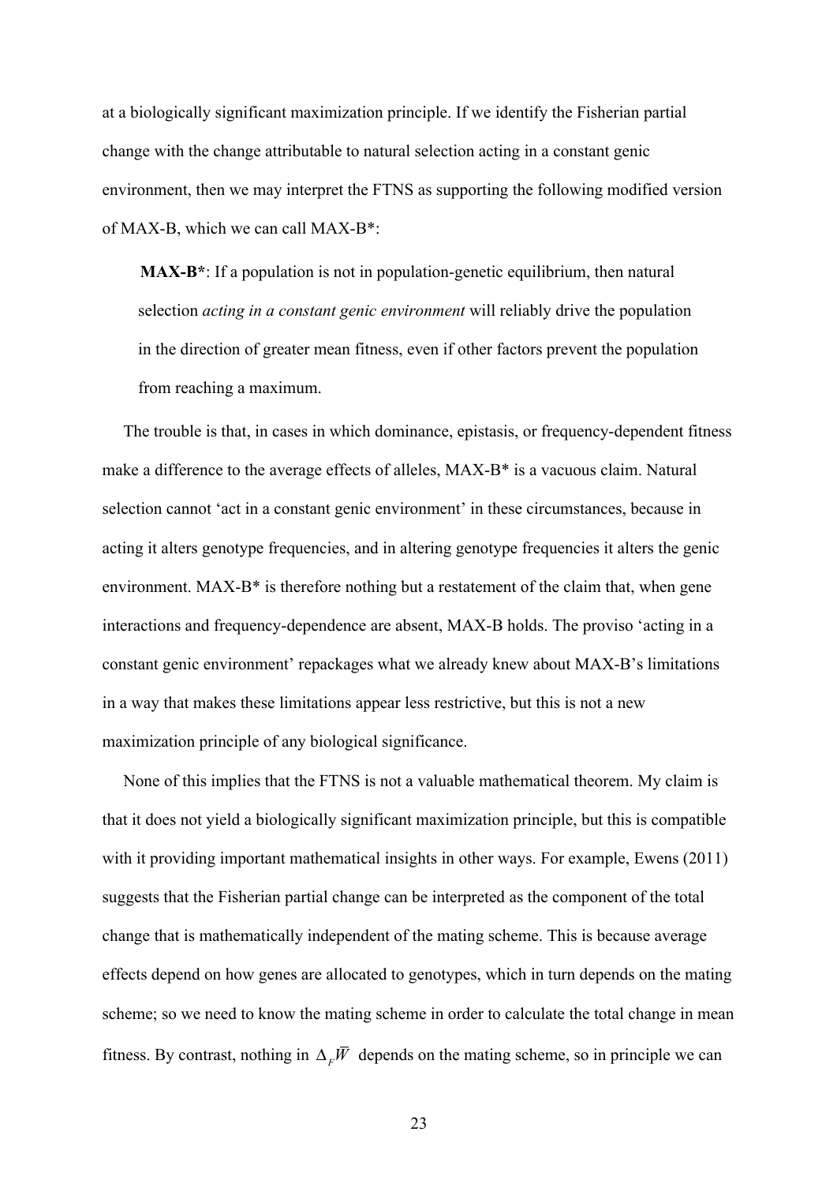at a biologically significant maximization principle. If we identify the Fisherian partial change with the change attributable to natural selection acting in a constant genic environment, then we may interpret the FTNS as supporting the following modified version of MAX-B, which we can call MAX-B*:

> **MAX-B***: If a population is not in population-genetic equilibrium, then natural selection *acting in a constant genic environment* will reliably drive the population in the direction of greater mean fitness, even if other factors prevent the population from reaching a maximum.

The trouble is that, in cases in which dominance, epistasis, or frequency-dependent fitness make a difference to the average effects of alleles, MAX-B* is a vacuous claim. Natural selection cannot 'act in a constant genic environment' in these circumstances, because in acting it alters genotype frequencies, and in altering genotype frequencies it alters the genic environment. MAX-B* is therefore nothing but a restatement of the claim that, when gene interactions and frequency-dependence are absent, MAX-B holds. The proviso 'acting in a constant genic environment' repackages what we already knew about MAX-B's limitations in a way that makes these limitations appear less restrictive, but this is not a new maximization principle of any biological significance.

None of this implies that the FTNS is not a valuable mathematical theorem. My claim is that it does not yield a biologically significant maximization principle, but this is compatible with it providing important mathematical insights in other ways. For example, Ewens (2011) suggests that the Fisherian partial change can be interpreted as the component of the total change that is mathematically independent of the mating scheme. This is because average effects depend on how genes are allocated to genotypes, which in turn depends on the mating scheme; so we need to know the mating scheme in order to calculate the total change in mean fitness. By contrast, nothing in $\Delta_F \overline{W}$ depends on the mating scheme, so in principle we can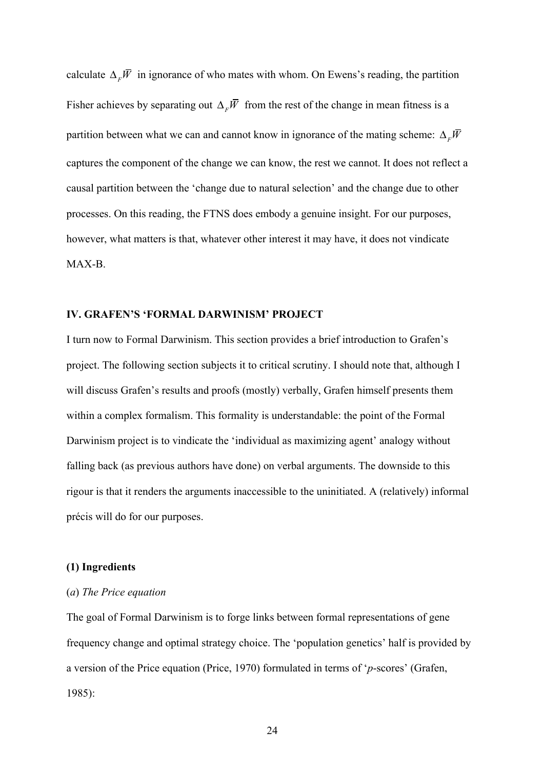calculate $\Delta_F \overline{W}$ in ignorance of who mates with whom. On Ewens's reading, the partition Fisher achieves by separating out $\Delta_F \overline{W}$ from the rest of the change in mean fitness is a partition between what we can and cannot know in ignorance of the mating scheme: $\Delta_F \overline{W}$ captures the component of the change we can know, the rest we cannot. It does not reflect a causal partition between the 'change due to natural selection' and the change due to other processes. On this reading, the FTNS does embody a genuine insight. For our purposes, however, what matters is that, whatever other interest it may have, it does not vindicate MAX-B.

## IV. GRAFEN'S 'FORMAL DARWINISM' PROJECT

I turn now to Formal Darwinism. This section provides a brief introduction to Grafen's project. The following section subjects it to critical scrutiny. I should note that, although I will discuss Grafen's results and proofs (mostly) verbally, Grafen himself presents them within a complex formalism. This formality is understandable: the point of the Formal Darwinism project is to vindicate the 'individual as maximizing agent' analogy without falling back (as previous authors have done) on verbal arguments. The downside to this rigour is that it renders the arguments inaccessible to the uninitiated. A (relatively) informal précis will do for our purposes.

### (1) Ingredients

#### (*a*) *The Price equation*

The goal of Formal Darwinism is to forge links between formal representations of gene frequency change and optimal strategy choice. The 'population genetics' half is provided by a version of the Price equation (Price, 1970) formulated in terms of '*p*-scores' (Grafen, 1985):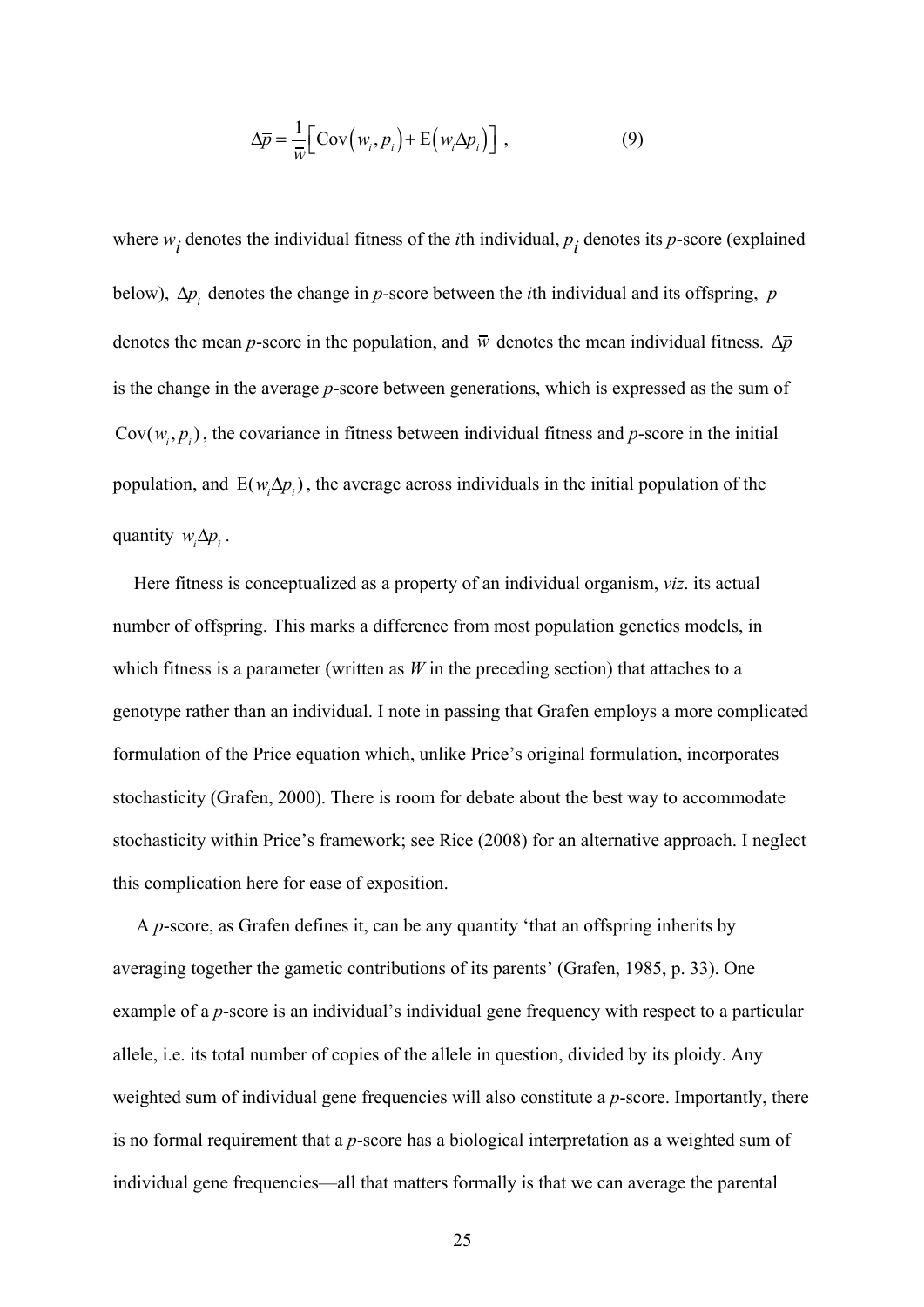$$\Delta\bar{p} = \frac{1}{\bar{w}}\left[\mathrm{Cov}\left(w_i, p_i\right) + \mathrm{E}\left(w_i \Delta p_i\right)\right] , \qquad (9)$$

where $w_i$ denotes the individual fitness of the *i*th individual, $p_i$ denotes its *p*-score (explained below), $\Delta p_i$ denotes the change in *p*-score between the *i*th individual and its offspring, $\bar{p}$ denotes the mean *p*-score in the population, and $\bar{w}$ denotes the mean individual fitness. $\Delta\bar{p}$ is the change in the average *p*-score between generations, which is expressed as the sum of $\mathrm{Cov}(w_i, p_i)$, the covariance in fitness between individual fitness and *p*-score in the initial population, and $\mathrm{E}(w_i \Delta p_i)$, the average across individuals in the initial population of the quantity $w_i \Delta p_i$.

Here fitness is conceptualized as a property of an individual organism, *viz*. its actual number of offspring. This marks a difference from most population genetics models, in which fitness is a parameter (written as *W* in the preceding section) that attaches to a genotype rather than an individual. I note in passing that Grafen employs a more complicated formulation of the Price equation which, unlike Price's original formulation, incorporates stochasticity (Grafen, 2000). There is room for debate about the best way to accommodate stochasticity within Price's framework; see Rice (2008) for an alternative approach. I neglect this complication here for ease of exposition.

A *p*-score, as Grafen defines it, can be any quantity 'that an offspring inherits by averaging together the gametic contributions of its parents' (Grafen, 1985, p. 33). One example of a *p*-score is an individual's individual gene frequency with respect to a particular allele, i.e. its total number of copies of the allele in question, divided by its ploidy. Any weighted sum of individual gene frequencies will also constitute a *p*-score. Importantly, there is no formal requirement that a *p*-score has a biological interpretation as a weighted sum of individual gene frequencies—all that matters formally is that we can average the parental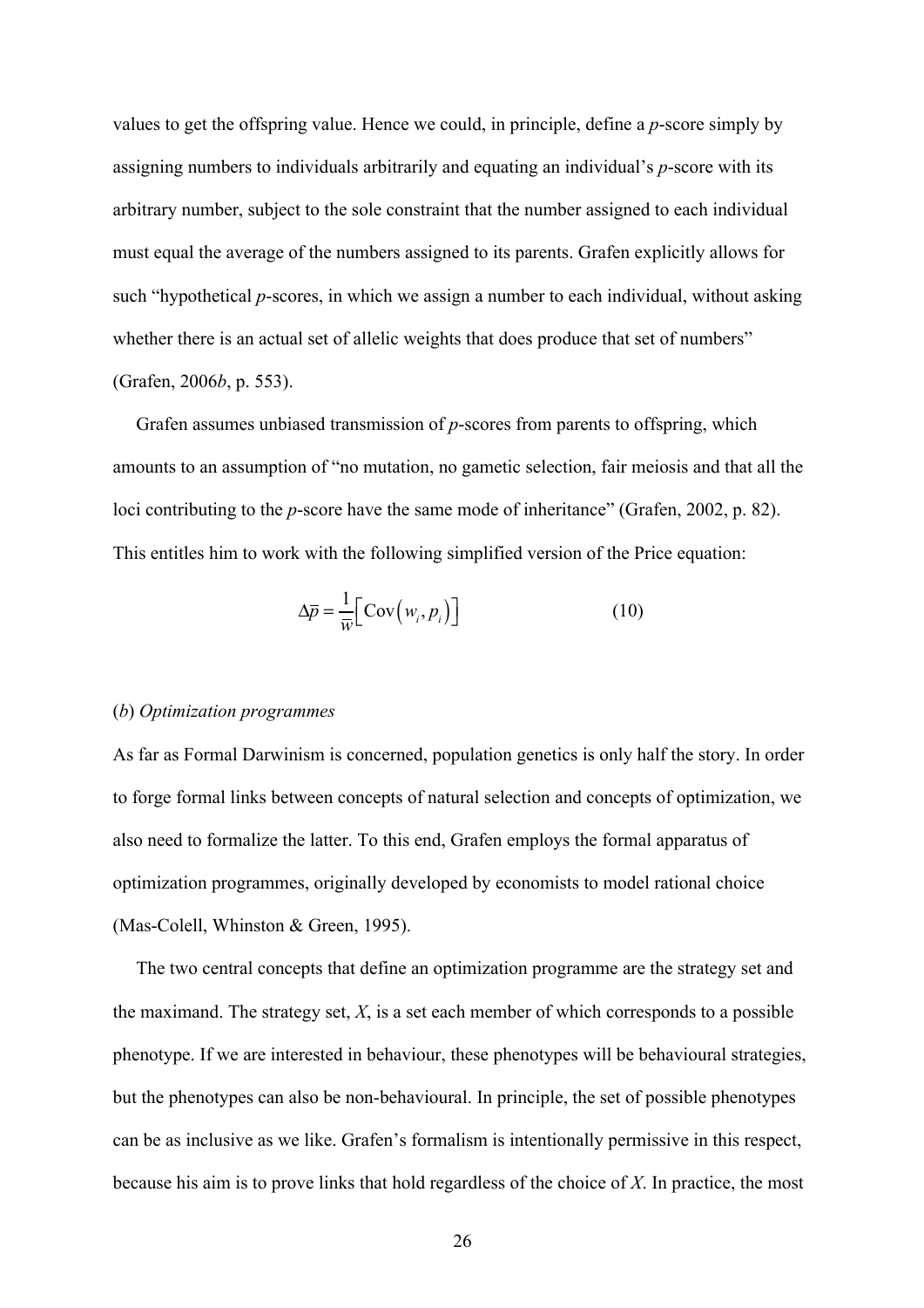values to get the offspring value. Hence we could, in principle, define a *p*-score simply by assigning numbers to individuals arbitrarily and equating an individual's *p*-score with its arbitrary number, subject to the sole constraint that the number assigned to each individual must equal the average of the numbers assigned to its parents. Grafen explicitly allows for such "hypothetical *p*-scores, in which we assign a number to each individual, without asking whether there is an actual set of allelic weights that does produce that set of numbers" (Grafen, 2006*b*, p. 553).

Grafen assumes unbiased transmission of *p*-scores from parents to offspring, which amounts to an assumption of "no mutation, no gametic selection, fair meiosis and that all the loci contributing to the *p*-score have the same mode of inheritance" (Grafen, 2002, p. 82). This entitles him to work with the following simplified version of the Price equation:

$$\Delta \bar{p} = \frac{1}{\bar{w}}\left[\operatorname{Cov}\left(w_i, p_i\right)\right] \tag{10}$$

(*b*) *Optimization programmes*

As far as Formal Darwinism is concerned, population genetics is only half the story. In order to forge formal links between concepts of natural selection and concepts of optimization, we also need to formalize the latter. To this end, Grafen employs the formal apparatus of optimization programmes, originally developed by economists to model rational choice (Mas-Colell, Whinston & Green, 1995).

The two central concepts that define an optimization programme are the strategy set and the maximand. The strategy set, *X*, is a set each member of which corresponds to a possible phenotype. If we are interested in behaviour, these phenotypes will be behavioural strategies, but the phenotypes can also be non-behavioural. In principle, the set of possible phenotypes can be as inclusive as we like. Grafen's formalism is intentionally permissive in this respect, because his aim is to prove links that hold regardless of the choice of *X*. In practice, the most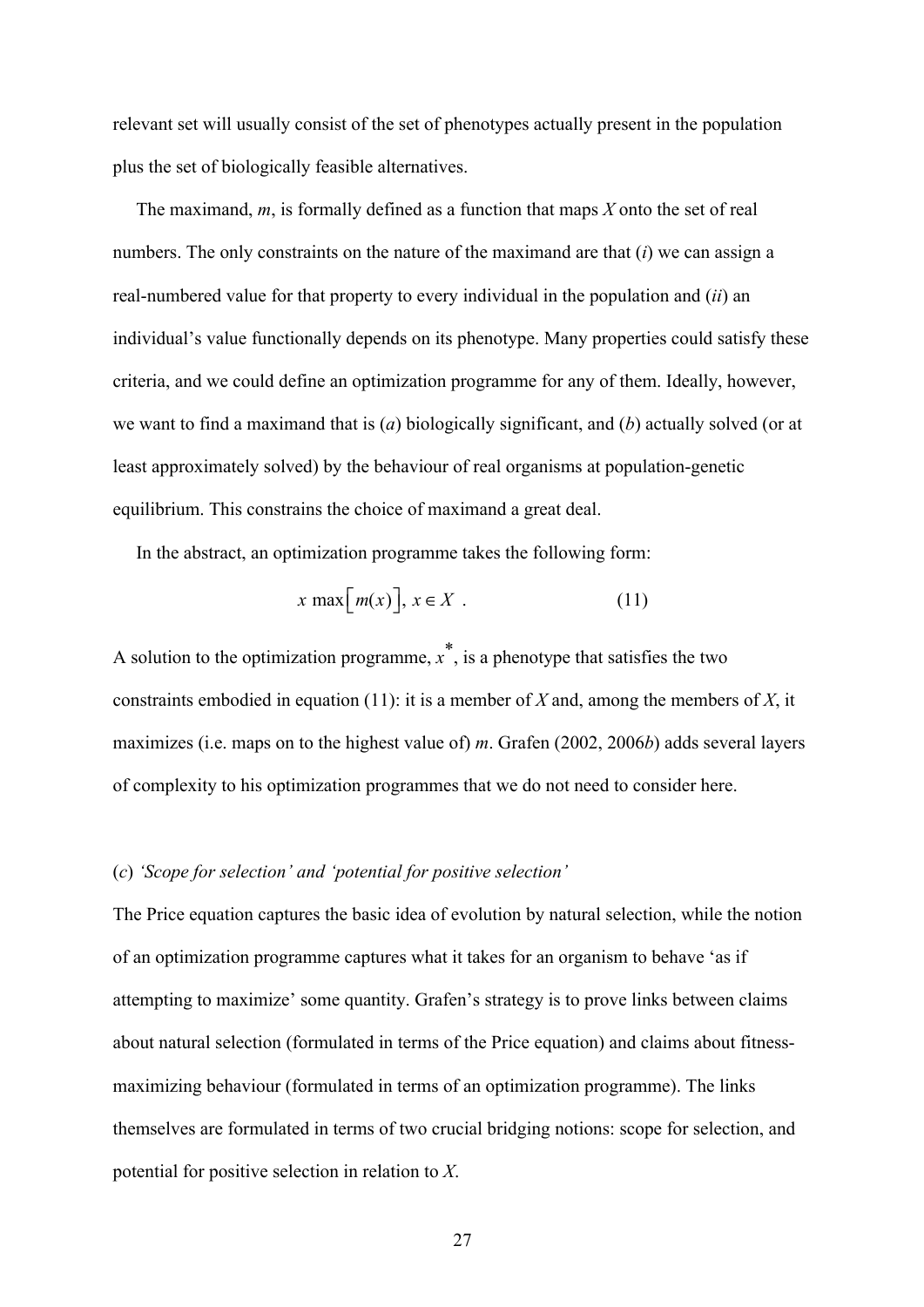relevant set will usually consist of the set of phenotypes actually present in the population plus the set of biologically feasible alternatives.

The maximand, $m$, is formally defined as a function that maps $X$ onto the set of real numbers. The only constraints on the nature of the maximand are that (*i*) we can assign a real-numbered value for that property to every individual in the population and (*ii*) an individual's value functionally depends on its phenotype. Many properties could satisfy these criteria, and we could define an optimization programme for any of them. Ideally, however, we want to find a maximand that is (*a*) biologically significant, and (*b*) actually solved (or at least approximately solved) by the behaviour of real organisms at population-genetic equilibrium. This constrains the choice of maximand a great deal.

In the abstract, an optimization programme takes the following form:

$$x \max\left[m(x)\right],\ x \in X \ . \qquad (11)$$

A solution to the optimization programme, $x^*$, is a phenotype that satisfies the two constraints embodied in equation (11): it is a member of $X$ and, among the members of $X$, it maximizes (i.e. maps on to the highest value of) $m$. Grafen (2002, 2006*b*) adds several layers of complexity to his optimization programmes that we do not need to consider here.

### (*c*) *'Scope for selection' and 'potential for positive selection'*

The Price equation captures the basic idea of evolution by natural selection, while the notion of an optimization programme captures what it takes for an organism to behave 'as if attempting to maximize' some quantity. Grafen's strategy is to prove links between claims about natural selection (formulated in terms of the Price equation) and claims about fitness-maximizing behaviour (formulated in terms of an optimization programme). The links themselves are formulated in terms of two crucial bridging notions: scope for selection, and potential for positive selection in relation to $X$.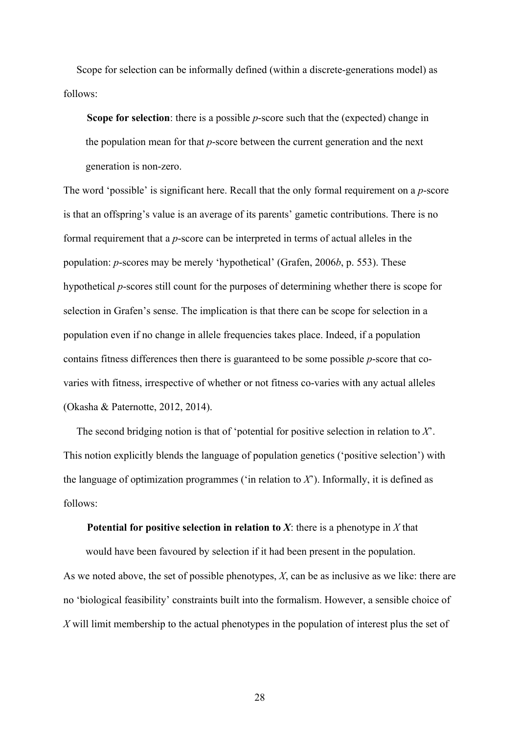Scope for selection can be informally defined (within a discrete-generations model) as follows:

> **Scope for selection**: there is a possible *p*-score such that the (expected) change in the population mean for that *p*-score between the current generation and the next generation is non-zero.

The word 'possible' is significant here. Recall that the only formal requirement on a *p*-score is that an offspring's value is an average of its parents' gametic contributions. There is no formal requirement that a *p*-score can be interpreted in terms of actual alleles in the population: *p*-scores may be merely 'hypothetical' (Grafen, 2006*b*, p. 553). These hypothetical *p*-scores still count for the purposes of determining whether there is scope for selection in Grafen's sense. The implication is that there can be scope for selection in a population even if no change in allele frequencies takes place. Indeed, if a population contains fitness differences then there is guaranteed to be some possible *p*-score that co-varies with fitness, irrespective of whether or not fitness co-varies with any actual alleles (Okasha & Paternotte, 2012, 2014).

The second bridging notion is that of 'potential for positive selection in relation to *X*'. This notion explicitly blends the language of population genetics ('positive selection') with the language of optimization programmes ('in relation to *X*'). Informally, it is defined as follows:

> **Potential for positive selection in relation to *X***: there is a phenotype in *X* that would have been favoured by selection if it had been present in the population.

As we noted above, the set of possible phenotypes, *X*, can be as inclusive as we like: there are no 'biological feasibility' constraints built into the formalism. However, a sensible choice of *X* will limit membership to the actual phenotypes in the population of interest plus the set of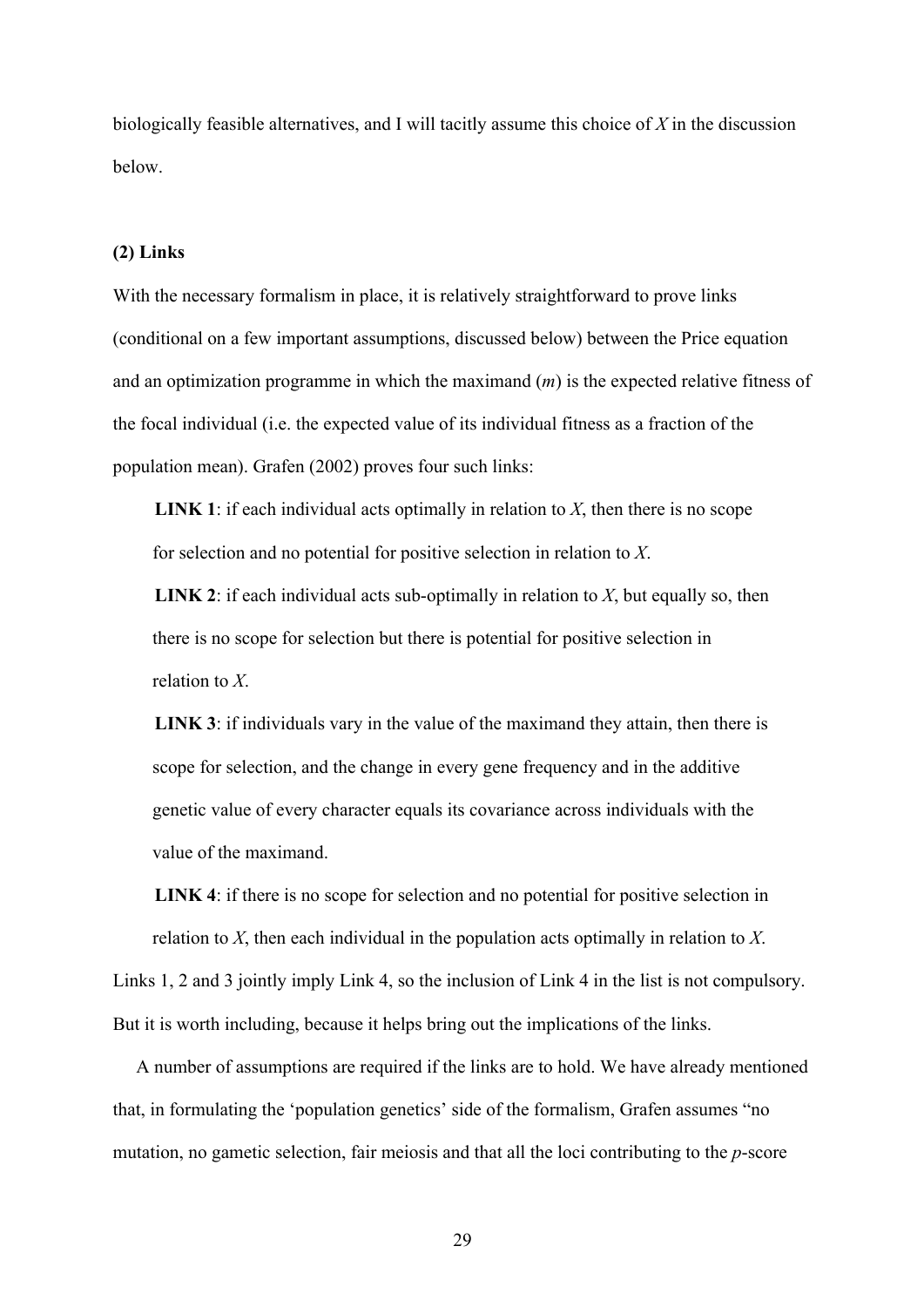biologically feasible alternatives, and I will tacitly assume this choice of *X* in the discussion below.

**(2) Links**

With the necessary formalism in place, it is relatively straightforward to prove links (conditional on a few important assumptions, discussed below) between the Price equation and an optimization programme in which the maximand ($m$) is the expected relative fitness of the focal individual (i.e. the expected value of its individual fitness as a fraction of the population mean). Grafen (2002) proves four such links:

> **LINK 1**: if each individual acts optimally in relation to *X*, then there is no scope for selection and no potential for positive selection in relation to *X*.
>
> **LINK 2**: if each individual acts sub-optimally in relation to *X*, but equally so, then there is no scope for selection but there is potential for positive selection in relation to *X*.
>
> **LINK 3**: if individuals vary in the value of the maximand they attain, then there is scope for selection, and the change in every gene frequency and in the additive genetic value of every character equals its covariance across individuals with the value of the maximand.
>
> **LINK 4**: if there is no scope for selection and no potential for positive selection in relation to *X*, then each individual in the population acts optimally in relation to *X*.

Links 1, 2 and 3 jointly imply Link 4, so the inclusion of Link 4 in the list is not compulsory. But it is worth including, because it helps bring out the implications of the links.

A number of assumptions are required if the links are to hold. We have already mentioned that, in formulating the 'population genetics' side of the formalism, Grafen assumes "no mutation, no gametic selection, fair meiosis and that all the loci contributing to the *p*-score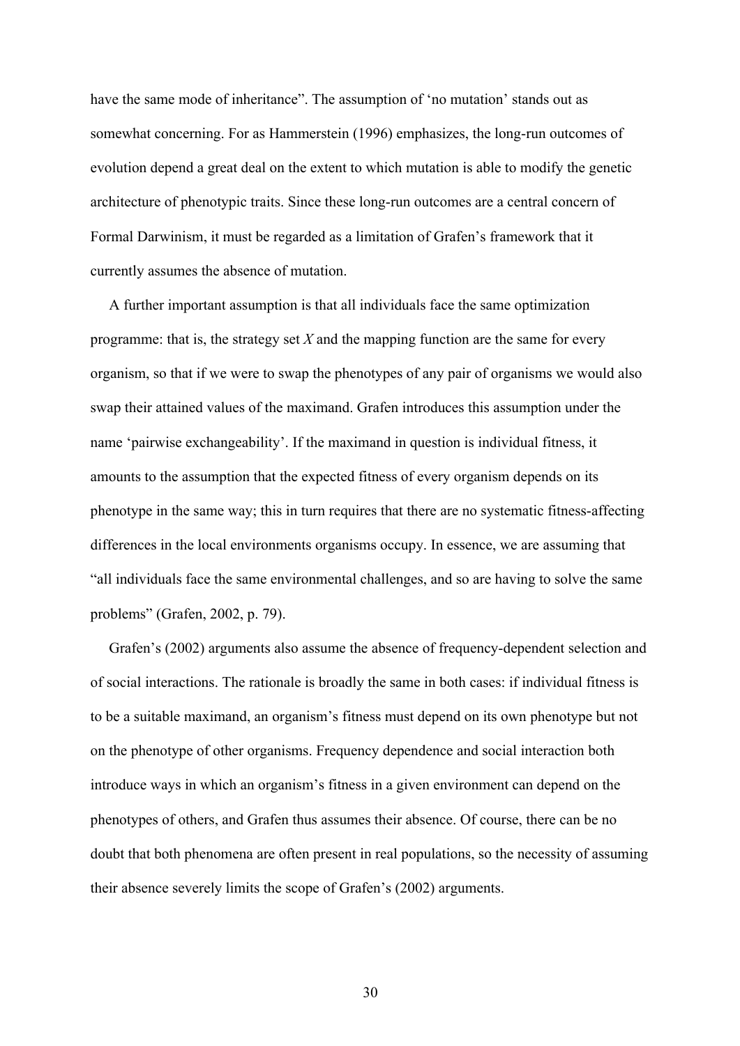have the same mode of inheritance". The assumption of 'no mutation' stands out as somewhat concerning. For as Hammerstein (1996) emphasizes, the long-run outcomes of evolution depend a great deal on the extent to which mutation is able to modify the genetic architecture of phenotypic traits. Since these long-run outcomes are a central concern of Formal Darwinism, it must be regarded as a limitation of Grafen's framework that it currently assumes the absence of mutation.

A further important assumption is that all individuals face the same optimization programme: that is, the strategy set $X$ and the mapping function are the same for every organism, so that if we were to swap the phenotypes of any pair of organisms we would also swap their attained values of the maximand. Grafen introduces this assumption under the name 'pairwise exchangeability'. If the maximand in question is individual fitness, it amounts to the assumption that the expected fitness of every organism depends on its phenotype in the same way; this in turn requires that there are no systematic fitness-affecting differences in the local environments organisms occupy. In essence, we are assuming that "all individuals face the same environmental challenges, and so are having to solve the same problems" (Grafen, 2002, p. 79).

Grafen's (2002) arguments also assume the absence of frequency-dependent selection and of social interactions. The rationale is broadly the same in both cases: if individual fitness is to be a suitable maximand, an organism's fitness must depend on its own phenotype but not on the phenotype of other organisms. Frequency dependence and social interaction both introduce ways in which an organism's fitness in a given environment can depend on the phenotypes of others, and Grafen thus assumes their absence. Of course, there can be no doubt that both phenomena are often present in real populations, so the necessity of assuming their absence severely limits the scope of Grafen's (2002) arguments.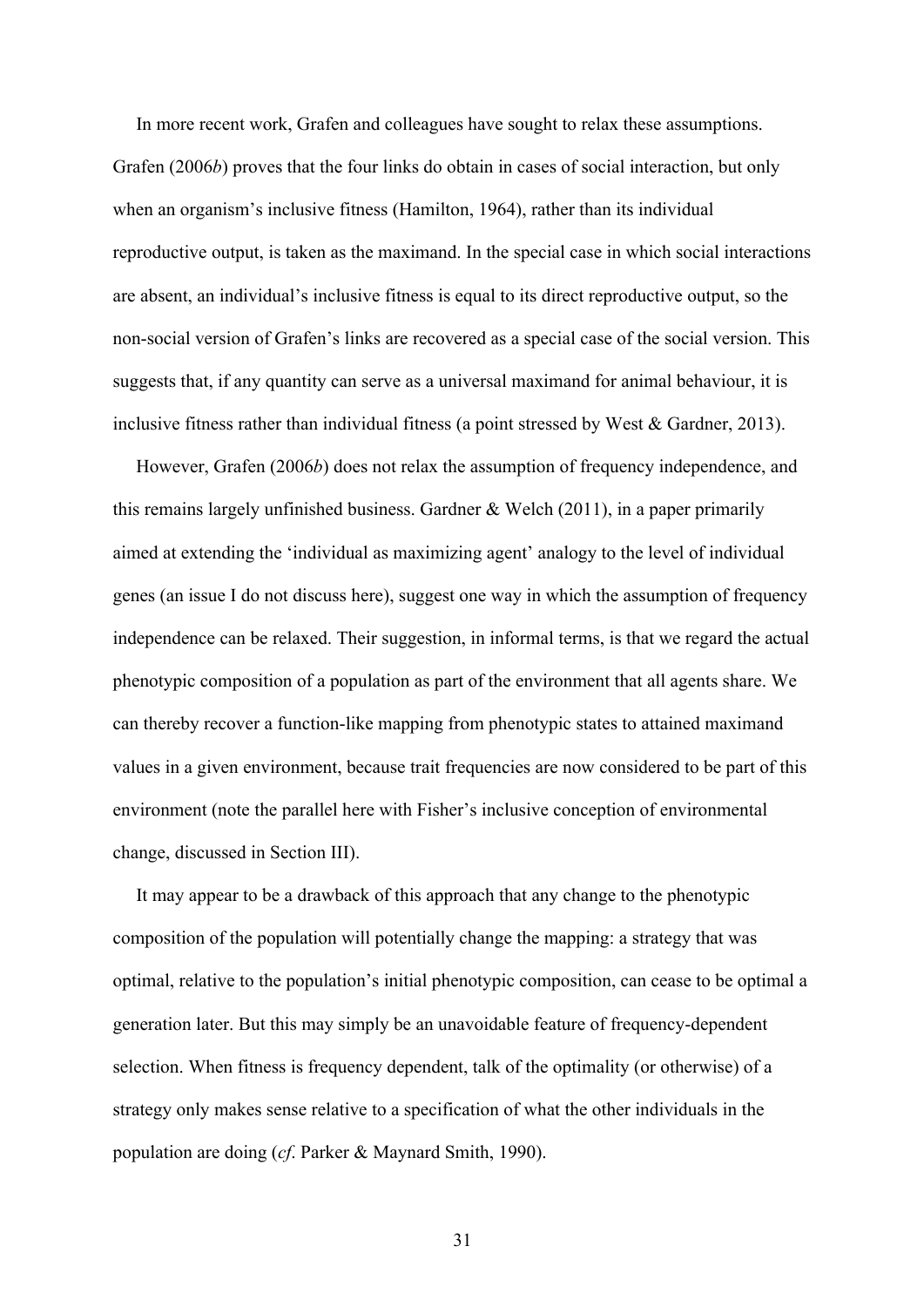In more recent work, Grafen and colleagues have sought to relax these assumptions. Grafen (2006*b*) proves that the four links do obtain in cases of social interaction, but only when an organism's inclusive fitness (Hamilton, 1964), rather than its individual reproductive output, is taken as the maximand. In the special case in which social interactions are absent, an individual's inclusive fitness is equal to its direct reproductive output, so the non-social version of Grafen's links are recovered as a special case of the social version. This suggests that, if any quantity can serve as a universal maximand for animal behaviour, it is inclusive fitness rather than individual fitness (a point stressed by West & Gardner, 2013).

However, Grafen (2006*b*) does not relax the assumption of frequency independence, and this remains largely unfinished business. Gardner & Welch (2011), in a paper primarily aimed at extending the 'individual as maximizing agent' analogy to the level of individual genes (an issue I do not discuss here), suggest one way in which the assumption of frequency independence can be relaxed. Their suggestion, in informal terms, is that we regard the actual phenotypic composition of a population as part of the environment that all agents share. We can thereby recover a function-like mapping from phenotypic states to attained maximand values in a given environment, because trait frequencies are now considered to be part of this environment (note the parallel here with Fisher's inclusive conception of environmental change, discussed in Section III).

It may appear to be a drawback of this approach that any change to the phenotypic composition of the population will potentially change the mapping: a strategy that was optimal, relative to the population's initial phenotypic composition, can cease to be optimal a generation later. But this may simply be an unavoidable feature of frequency-dependent selection. When fitness is frequency dependent, talk of the optimality (or otherwise) of a strategy only makes sense relative to a specification of what the other individuals in the population are doing (*cf*. Parker & Maynard Smith, 1990).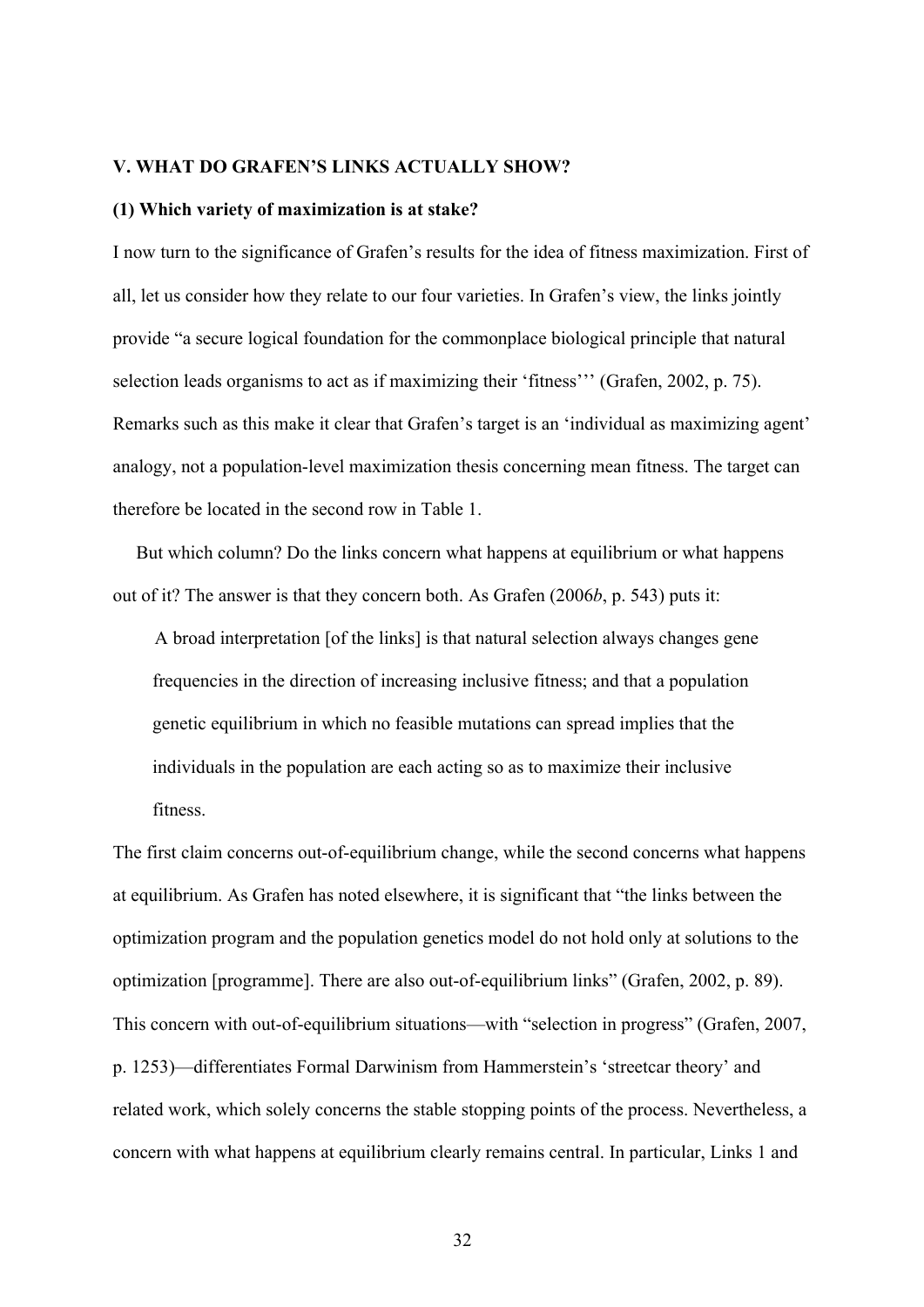## V. WHAT DO GRAFEN'S LINKS ACTUALLY SHOW?

### (1) Which variety of maximization is at stake?

I now turn to the significance of Grafen's results for the idea of fitness maximization. First of all, let us consider how they relate to our four varieties. In Grafen's view, the links jointly provide "a secure logical foundation for the commonplace biological principle that natural selection leads organisms to act as if maximizing their 'fitness''' (Grafen, 2002, p. 75). Remarks such as this make it clear that Grafen's target is an 'individual as maximizing agent' analogy, not a population-level maximization thesis concerning mean fitness. The target can therefore be located in the second row in Table 1.

But which column? Do the links concern what happens at equilibrium or what happens out of it? The answer is that they concern both. As Grafen (2006*b*, p. 543) puts it:

> A broad interpretation [of the links] is that natural selection always changes gene frequencies in the direction of increasing inclusive fitness; and that a population genetic equilibrium in which no feasible mutations can spread implies that the individuals in the population are each acting so as to maximize their inclusive fitness.

The first claim concerns out-of-equilibrium change, while the second concerns what happens at equilibrium. As Grafen has noted elsewhere, it is significant that "the links between the optimization program and the population genetics model do not hold only at solutions to the optimization [programme]. There are also out-of-equilibrium links" (Grafen, 2002, p. 89). This concern with out-of-equilibrium situations—with "selection in progress" (Grafen, 2007, p. 1253)—differentiates Formal Darwinism from Hammerstein's 'streetcar theory' and related work, which solely concerns the stable stopping points of the process. Nevertheless, a concern with what happens at equilibrium clearly remains central. In particular, Links 1 and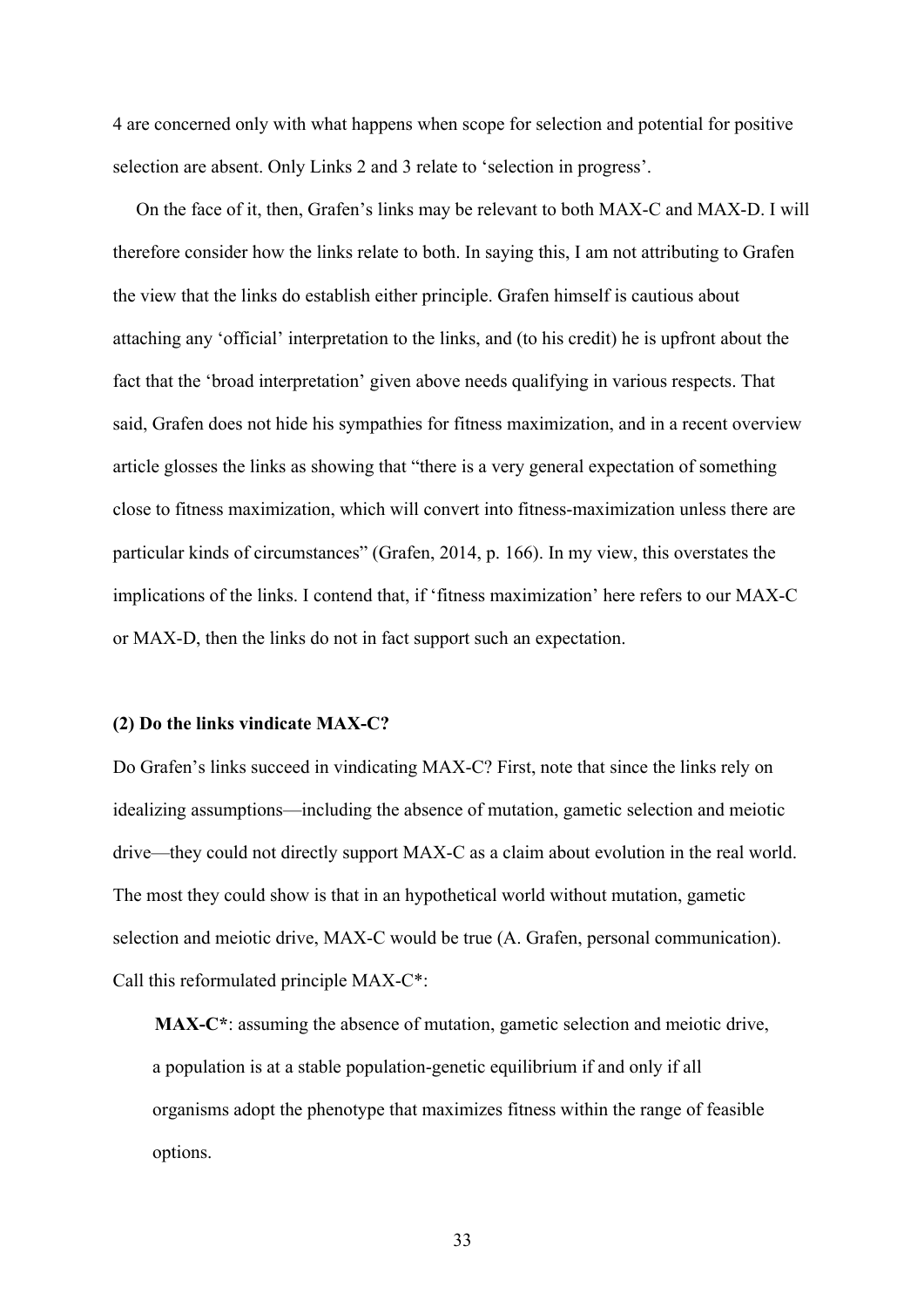4 are concerned only with what happens when scope for selection and potential for positive selection are absent. Only Links 2 and 3 relate to 'selection in progress'.

On the face of it, then, Grafen's links may be relevant to both MAX-C and MAX-D. I will therefore consider how the links relate to both. In saying this, I am not attributing to Grafen the view that the links do establish either principle. Grafen himself is cautious about attaching any 'official' interpretation to the links, and (to his credit) he is upfront about the fact that the 'broad interpretation' given above needs qualifying in various respects. That said, Grafen does not hide his sympathies for fitness maximization, and in a recent overview article glosses the links as showing that "there is a very general expectation of something close to fitness maximization, which will convert into fitness-maximization unless there are particular kinds of circumstances" (Grafen, 2014, p. 166). In my view, this overstates the implications of the links. I contend that, if 'fitness maximization' here refers to our MAX-C or MAX-D, then the links do not in fact support such an expectation.

### (2) Do the links vindicate MAX-C?

Do Grafen's links succeed in vindicating MAX-C? First, note that since the links rely on idealizing assumptions—including the absence of mutation, gametic selection and meiotic drive—they could not directly support MAX-C as a claim about evolution in the real world. The most they could show is that in an hypothetical world without mutation, gametic selection and meiotic drive, MAX-C would be true (A. Grafen, personal communication). Call this reformulated principle MAX-C*:

> **MAX-C***: assuming the absence of mutation, gametic selection and meiotic drive, a population is at a stable population-genetic equilibrium if and only if all organisms adopt the phenotype that maximizes fitness within the range of feasible options.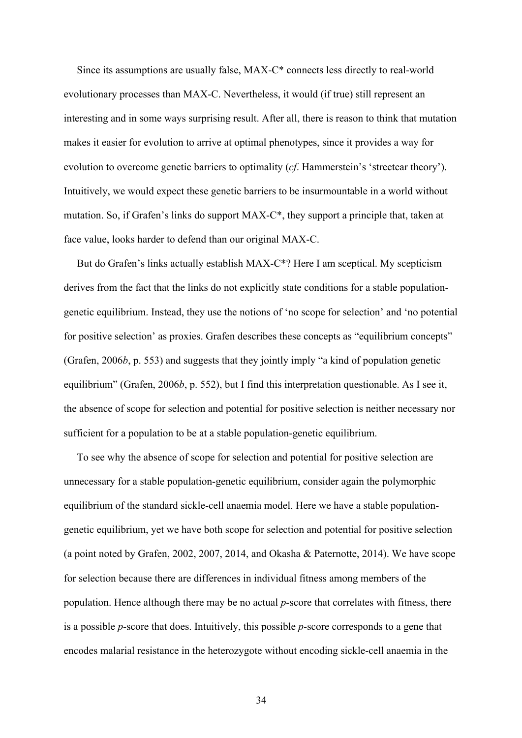Since its assumptions are usually false, MAX-C* connects less directly to real-world evolutionary processes than MAX-C. Nevertheless, it would (if true) still represent an interesting and in some ways surprising result. After all, there is reason to think that mutation makes it easier for evolution to arrive at optimal phenotypes, since it provides a way for evolution to overcome genetic barriers to optimality (*cf*. Hammerstein's 'streetcar theory'). Intuitively, we would expect these genetic barriers to be insurmountable in a world without mutation. So, if Grafen's links do support MAX-C*, they support a principle that, taken at face value, looks harder to defend than our original MAX-C.

But do Grafen's links actually establish MAX-C*? Here I am sceptical. My scepticism derives from the fact that the links do not explicitly state conditions for a stable population-genetic equilibrium. Instead, they use the notions of 'no scope for selection' and 'no potential for positive selection' as proxies. Grafen describes these concepts as "equilibrium concepts" (Grafen, 2006*b*, p. 553) and suggests that they jointly imply "a kind of population genetic equilibrium" (Grafen, 2006*b*, p. 552), but I find this interpretation questionable. As I see it, the absence of scope for selection and potential for positive selection is neither necessary nor sufficient for a population to be at a stable population-genetic equilibrium.

To see why the absence of scope for selection and potential for positive selection are unnecessary for a stable population-genetic equilibrium, consider again the polymorphic equilibrium of the standard sickle-cell anaemia model. Here we have a stable population-genetic equilibrium, yet we have both scope for selection and potential for positive selection (a point noted by Grafen, 2002, 2007, 2014, and Okasha & Paternotte, 2014). We have scope for selection because there are differences in individual fitness among members of the population. Hence although there may be no actual *p*-score that correlates with fitness, there is a possible *p*-score that does. Intuitively, this possible *p*-score corresponds to a gene that encodes malarial resistance in the heterozygote without encoding sickle-cell anaemia in the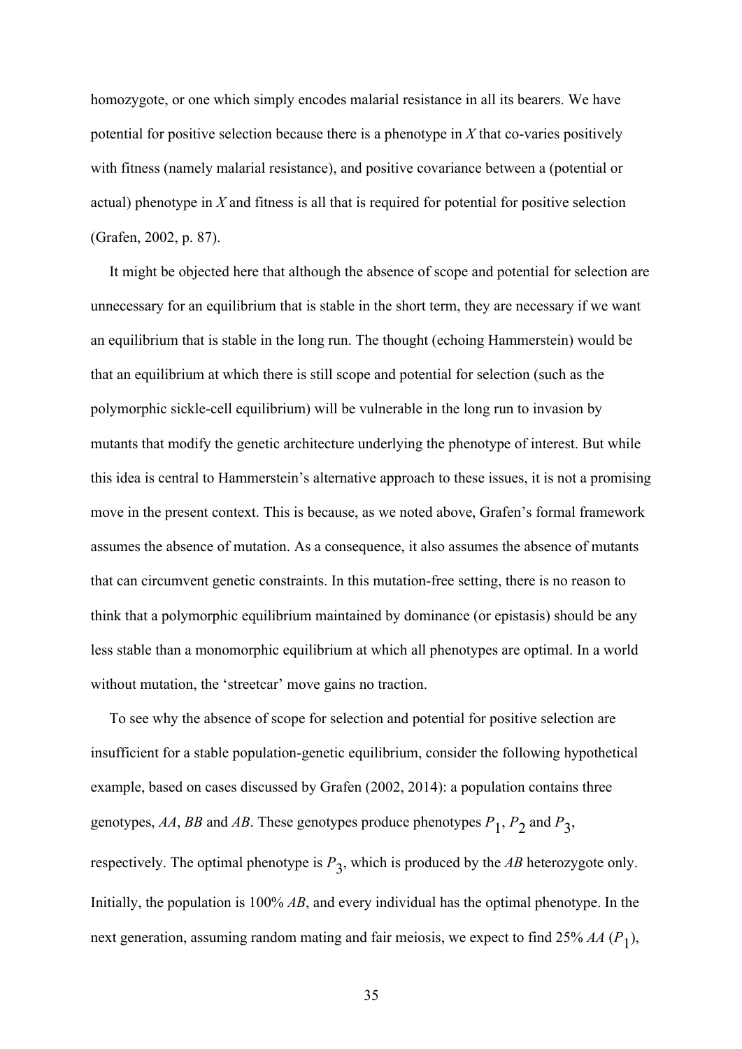homozygote, or one which simply encodes malarial resistance in all its bearers. We have potential for positive selection because there is a phenotype in *X* that co-varies positively with fitness (namely malarial resistance), and positive covariance between a (potential or actual) phenotype in *X* and fitness is all that is required for potential for positive selection (Grafen, 2002, p. 87).

It might be objected here that although the absence of scope and potential for selection are unnecessary for an equilibrium that is stable in the short term, they are necessary if we want an equilibrium that is stable in the long run. The thought (echoing Hammerstein) would be that an equilibrium at which there is still scope and potential for selection (such as the polymorphic sickle-cell equilibrium) will be vulnerable in the long run to invasion by mutants that modify the genetic architecture underlying the phenotype of interest. But while this idea is central to Hammerstein's alternative approach to these issues, it is not a promising move in the present context. This is because, as we noted above, Grafen's formal framework assumes the absence of mutation. As a consequence, it also assumes the absence of mutants that can circumvent genetic constraints. In this mutation-free setting, there is no reason to think that a polymorphic equilibrium maintained by dominance (or epistasis) should be any less stable than a monomorphic equilibrium at which all phenotypes are optimal. In a world without mutation, the 'streetcar' move gains no traction.

To see why the absence of scope for selection and potential for positive selection are insufficient for a stable population-genetic equilibrium, consider the following hypothetical example, based on cases discussed by Grafen (2002, 2014): a population contains three genotypes, *AA*, *BB* and *AB*. These genotypes produce phenotypes $P_1$, $P_2$ and $P_3$, respectively. The optimal phenotype is $P_3$, which is produced by the *AB* heterozygote only. Initially, the population is 100% *AB*, and every individual has the optimal phenotype. In the next generation, assuming random mating and fair meiosis, we expect to find 25% *AA* ($P_1$),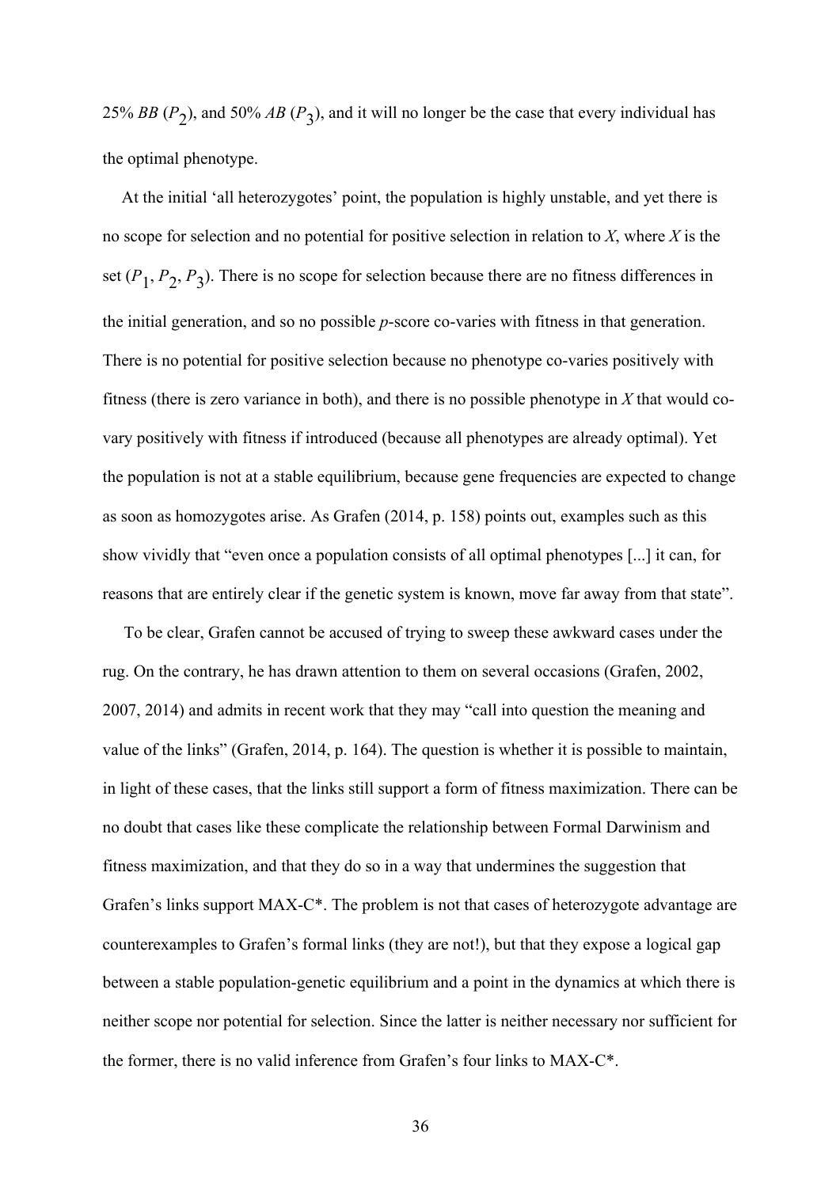25% *BB* ($P_2$), and 50% *AB* ($P_3$), and it will no longer be the case that every individual has the optimal phenotype.

At the initial 'all heterozygotes' point, the population is highly unstable, and yet there is no scope for selection and no potential for positive selection in relation to *X*, where *X* is the set ($P_1$, $P_2$, $P_3$). There is no scope for selection because there are no fitness differences in the initial generation, and so no possible *p*-score co-varies with fitness in that generation. There is no potential for positive selection because no phenotype co-varies positively with fitness (there is zero variance in both), and there is no possible phenotype in *X* that would co-vary positively with fitness if introduced (because all phenotypes are already optimal). Yet the population is not at a stable equilibrium, because gene frequencies are expected to change as soon as homozygotes arise. As Grafen (2014, p. 158) points out, examples such as this show vividly that "even once a population consists of all optimal phenotypes [...] it can, for reasons that are entirely clear if the genetic system is known, move far away from that state".

To be clear, Grafen cannot be accused of trying to sweep these awkward cases under the rug. On the contrary, he has drawn attention to them on several occasions (Grafen, 2002, 2007, 2014) and admits in recent work that they may "call into question the meaning and value of the links" (Grafen, 2014, p. 164). The question is whether it is possible to maintain, in light of these cases, that the links still support a form of fitness maximization. There can be no doubt that cases like these complicate the relationship between Formal Darwinism and fitness maximization, and that they do so in a way that undermines the suggestion that Grafen's links support MAX-C*. The problem is not that cases of heterozygote advantage are counterexamples to Grafen's formal links (they are not!), but that they expose a logical gap between a stable population-genetic equilibrium and a point in the dynamics at which there is neither scope nor potential for selection. Since the latter is neither necessary nor sufficient for the former, there is no valid inference from Grafen's four links to MAX-C*.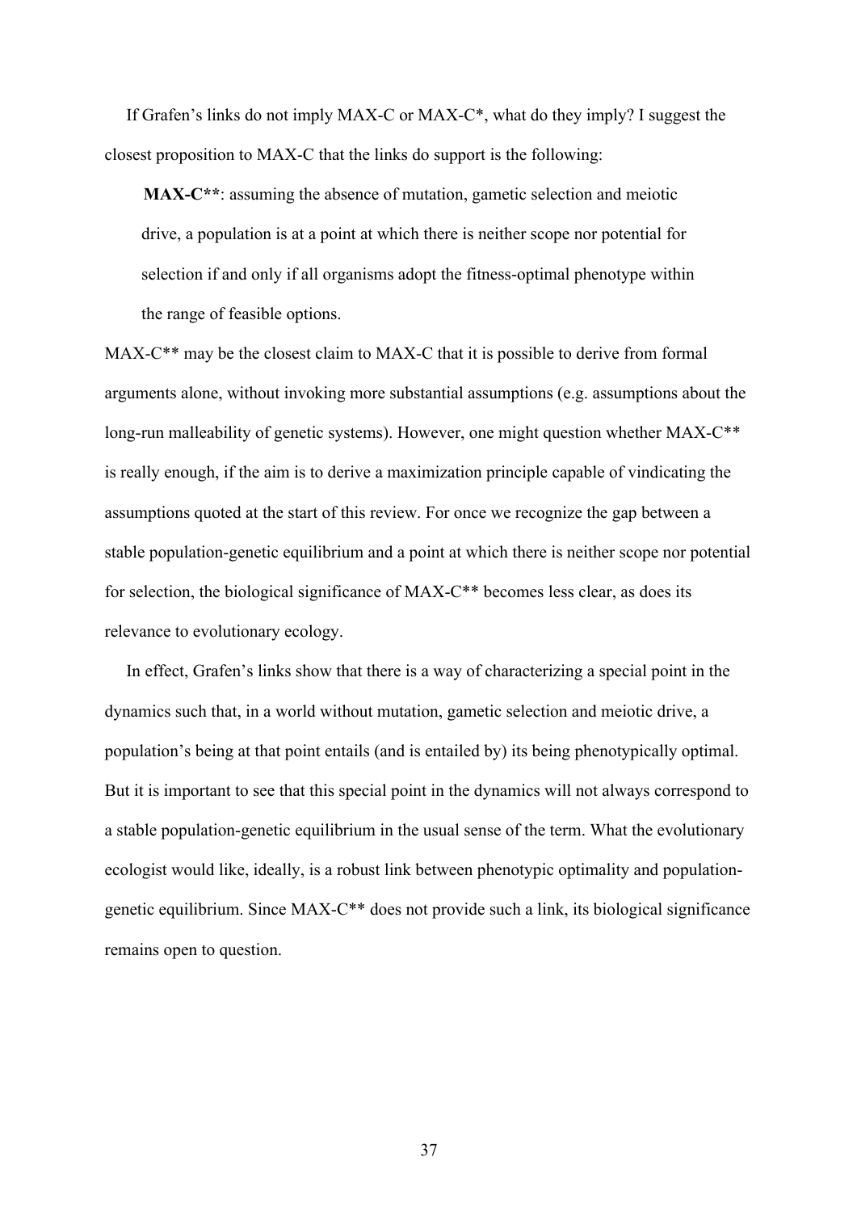If Grafen's links do not imply MAX-C or MAX-C*, what do they imply? I suggest the closest proposition to MAX-C that the links do support is the following:

> **MAX-C****: assuming the absence of mutation, gametic selection and meiotic drive, a population is at a point at which there is neither scope nor potential for selection if and only if all organisms adopt the fitness-optimal phenotype within the range of feasible options.

MAX-C** may be the closest claim to MAX-C that it is possible to derive from formal arguments alone, without invoking more substantial assumptions (e.g. assumptions about the long-run malleability of genetic systems). However, one might question whether MAX-C** is really enough, if the aim is to derive a maximization principle capable of vindicating the assumptions quoted at the start of this review. For once we recognize the gap between a stable population-genetic equilibrium and a point at which there is neither scope nor potential for selection, the biological significance of MAX-C** becomes less clear, as does its relevance to evolutionary ecology.

In effect, Grafen's links show that there is a way of characterizing a special point in the dynamics such that, in a world without mutation, gametic selection and meiotic drive, a population's being at that point entails (and is entailed by) its being phenotypically optimal. But it is important to see that this special point in the dynamics will not always correspond to a stable population-genetic equilibrium in the usual sense of the term. What the evolutionary ecologist would like, ideally, is a robust link between phenotypic optimality and population-genetic equilibrium. Since MAX-C** does not provide such a link, its biological significance remains open to question.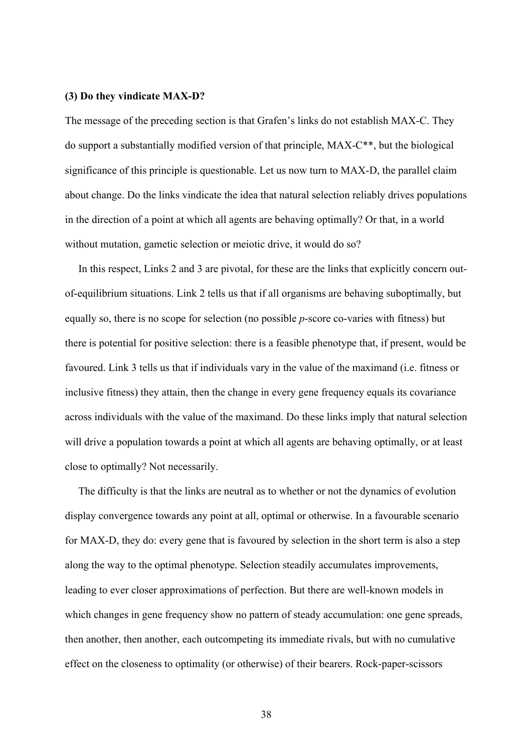### (3) Do they vindicate MAX-D?

The message of the preceding section is that Grafen's links do not establish MAX-C. They do support a substantially modified version of that principle, MAX-C**, but the biological significance of this principle is questionable. Let us now turn to MAX-D, the parallel claim about change. Do the links vindicate the idea that natural selection reliably drives populations in the direction of a point at which all agents are behaving optimally? Or that, in a world without mutation, gametic selection or meiotic drive, it would do so?

In this respect, Links 2 and 3 are pivotal, for these are the links that explicitly concern out-of-equilibrium situations. Link 2 tells us that if all organisms are behaving suboptimally, but equally so, there is no scope for selection (no possible *p*-score co-varies with fitness) but there is potential for positive selection: there is a feasible phenotype that, if present, would be favoured. Link 3 tells us that if individuals vary in the value of the maximand (i.e. fitness or inclusive fitness) they attain, then the change in every gene frequency equals its covariance across individuals with the value of the maximand. Do these links imply that natural selection will drive a population towards a point at which all agents are behaving optimally, or at least close to optimally? Not necessarily.

The difficulty is that the links are neutral as to whether or not the dynamics of evolution display convergence towards any point at all, optimal or otherwise. In a favourable scenario for MAX-D, they do: every gene that is favoured by selection in the short term is also a step along the way to the optimal phenotype. Selection steadily accumulates improvements, leading to ever closer approximations of perfection. But there are well-known models in which changes in gene frequency show no pattern of steady accumulation: one gene spreads, then another, then another, each outcompeting its immediate rivals, but with no cumulative effect on the closeness to optimality (or otherwise) of their bearers. Rock-paper-scissors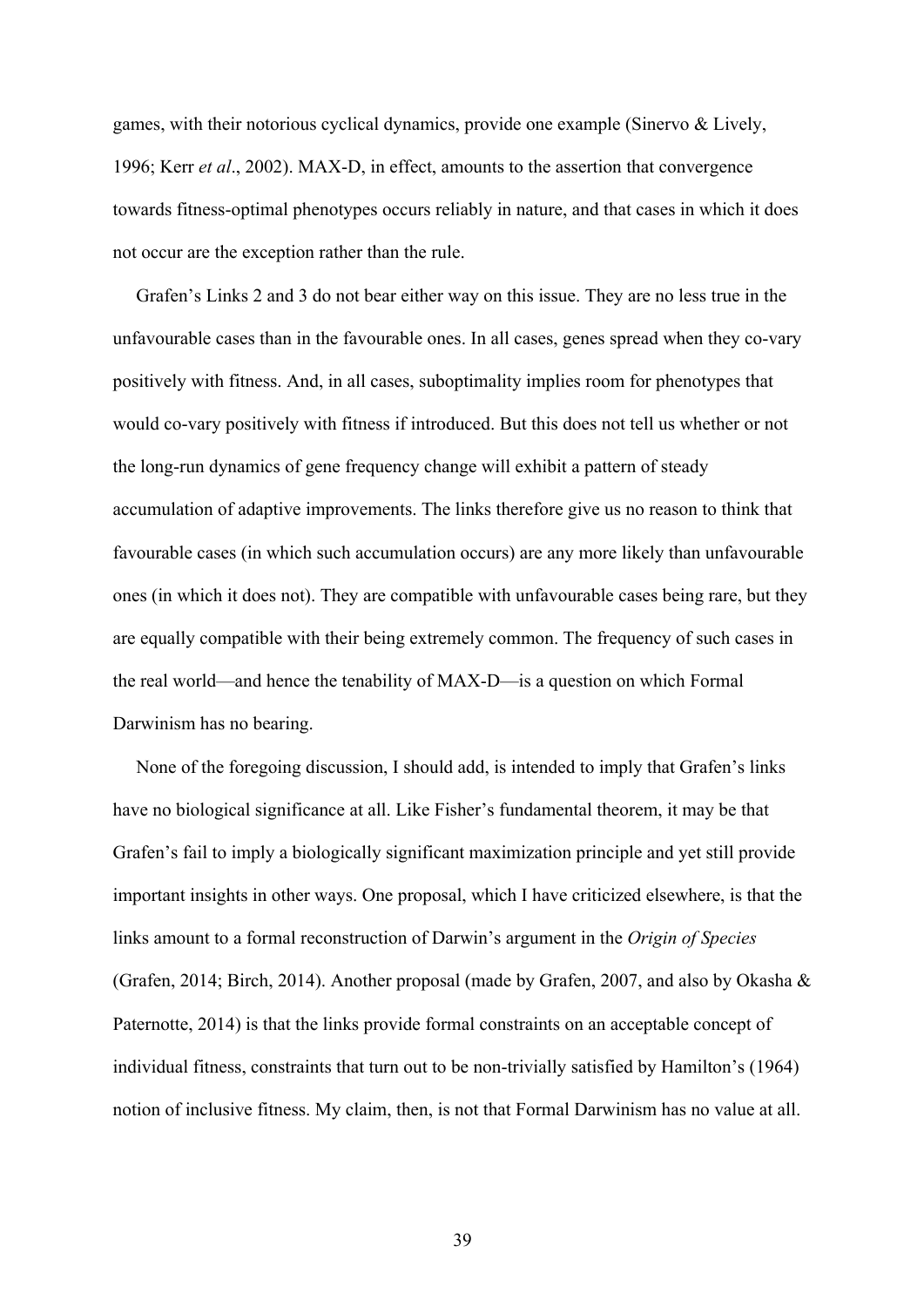games, with their notorious cyclical dynamics, provide one example (Sinervo & Lively, 1996; Kerr *et al*., 2002). MAX-D, in effect, amounts to the assertion that convergence towards fitness-optimal phenotypes occurs reliably in nature, and that cases in which it does not occur are the exception rather than the rule.

Grafen's Links 2 and 3 do not bear either way on this issue. They are no less true in the unfavourable cases than in the favourable ones. In all cases, genes spread when they co-vary positively with fitness. And, in all cases, suboptimality implies room for phenotypes that would co-vary positively with fitness if introduced. But this does not tell us whether or not the long-run dynamics of gene frequency change will exhibit a pattern of steady accumulation of adaptive improvements. The links therefore give us no reason to think that favourable cases (in which such accumulation occurs) are any more likely than unfavourable ones (in which it does not). They are compatible with unfavourable cases being rare, but they are equally compatible with their being extremely common. The frequency of such cases in the real world—and hence the tenability of MAX-D—is a question on which Formal Darwinism has no bearing.

None of the foregoing discussion, I should add, is intended to imply that Grafen's links have no biological significance at all. Like Fisher's fundamental theorem, it may be that Grafen's fail to imply a biologically significant maximization principle and yet still provide important insights in other ways. One proposal, which I have criticized elsewhere, is that the links amount to a formal reconstruction of Darwin's argument in the *Origin of Species* (Grafen, 2014; Birch, 2014). Another proposal (made by Grafen, 2007, and also by Okasha & Paternotte, 2014) is that the links provide formal constraints on an acceptable concept of individual fitness, constraints that turn out to be non-trivially satisfied by Hamilton's (1964) notion of inclusive fitness. My claim, then, is not that Formal Darwinism has no value at all.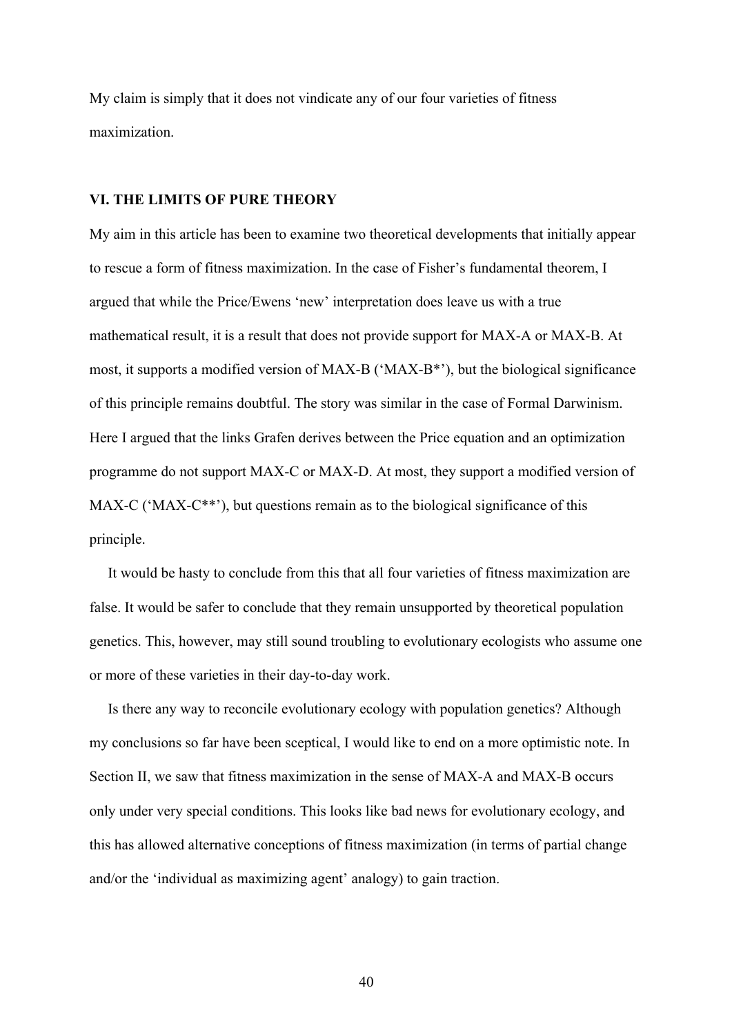My claim is simply that it does not vindicate any of our four varieties of fitness maximization.

## VI. THE LIMITS OF PURE THEORY

My aim in this article has been to examine two theoretical developments that initially appear to rescue a form of fitness maximization. In the case of Fisher's fundamental theorem, I argued that while the Price/Ewens 'new' interpretation does leave us with a true mathematical result, it is a result that does not provide support for MAX-A or MAX-B. At most, it supports a modified version of MAX-B ('MAX-B*'), but the biological significance of this principle remains doubtful. The story was similar in the case of Formal Darwinism. Here I argued that the links Grafen derives between the Price equation and an optimization programme do not support MAX-C or MAX-D. At most, they support a modified version of MAX-C ('MAX-C**'), but questions remain as to the biological significance of this principle.

It would be hasty to conclude from this that all four varieties of fitness maximization are false. It would be safer to conclude that they remain unsupported by theoretical population genetics. This, however, may still sound troubling to evolutionary ecologists who assume one or more of these varieties in their day-to-day work.

Is there any way to reconcile evolutionary ecology with population genetics? Although my conclusions so far have been sceptical, I would like to end on a more optimistic note. In Section II, we saw that fitness maximization in the sense of MAX-A and MAX-B occurs only under very special conditions. This looks like bad news for evolutionary ecology, and this has allowed alternative conceptions of fitness maximization (in terms of partial change and/or the 'individual as maximizing agent' analogy) to gain traction.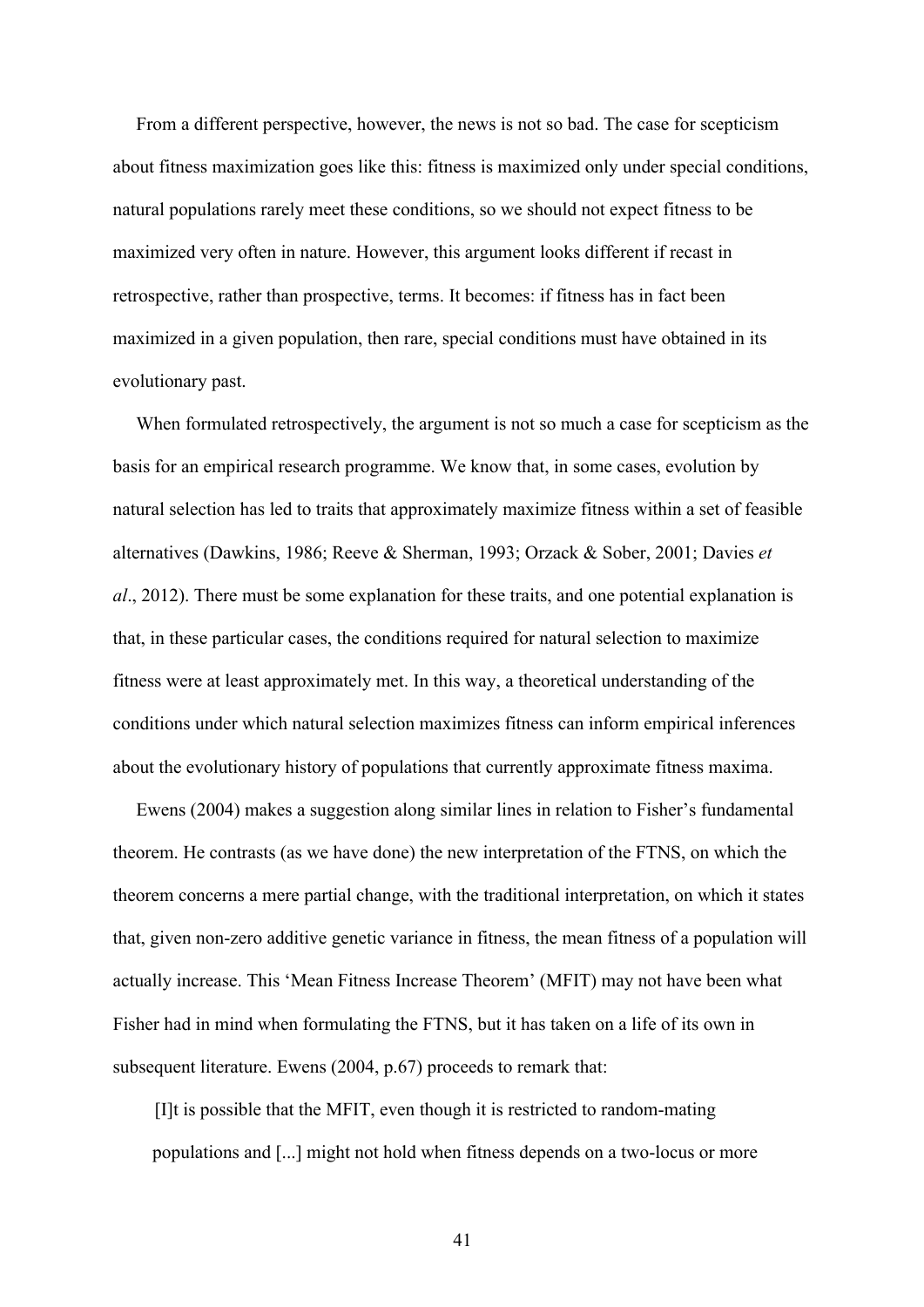From a different perspective, however, the news is not so bad. The case for scepticism about fitness maximization goes like this: fitness is maximized only under special conditions, natural populations rarely meet these conditions, so we should not expect fitness to be maximized very often in nature. However, this argument looks different if recast in retrospective, rather than prospective, terms. It becomes: if fitness has in fact been maximized in a given population, then rare, special conditions must have obtained in its evolutionary past.

When formulated retrospectively, the argument is not so much a case for scepticism as the basis for an empirical research programme. We know that, in some cases, evolution by natural selection has led to traits that approximately maximize fitness within a set of feasible alternatives (Dawkins, 1986; Reeve & Sherman, 1993; Orzack & Sober, 2001; Davies *et al*., 2012). There must be some explanation for these traits, and one potential explanation is that, in these particular cases, the conditions required for natural selection to maximize fitness were at least approximately met. In this way, a theoretical understanding of the conditions under which natural selection maximizes fitness can inform empirical inferences about the evolutionary history of populations that currently approximate fitness maxima.

Ewens (2004) makes a suggestion along similar lines in relation to Fisher's fundamental theorem. He contrasts (as we have done) the new interpretation of the FTNS, on which the theorem concerns a mere partial change, with the traditional interpretation, on which it states that, given non-zero additive genetic variance in fitness, the mean fitness of a population will actually increase. This 'Mean Fitness Increase Theorem' (MFIT) may not have been what Fisher had in mind when formulating the FTNS, but it has taken on a life of its own in subsequent literature. Ewens (2004, p.67) proceeds to remark that:

> [I]t is possible that the MFIT, even though it is restricted to random-mating populations and [...] might not hold when fitness depends on a two-locus or more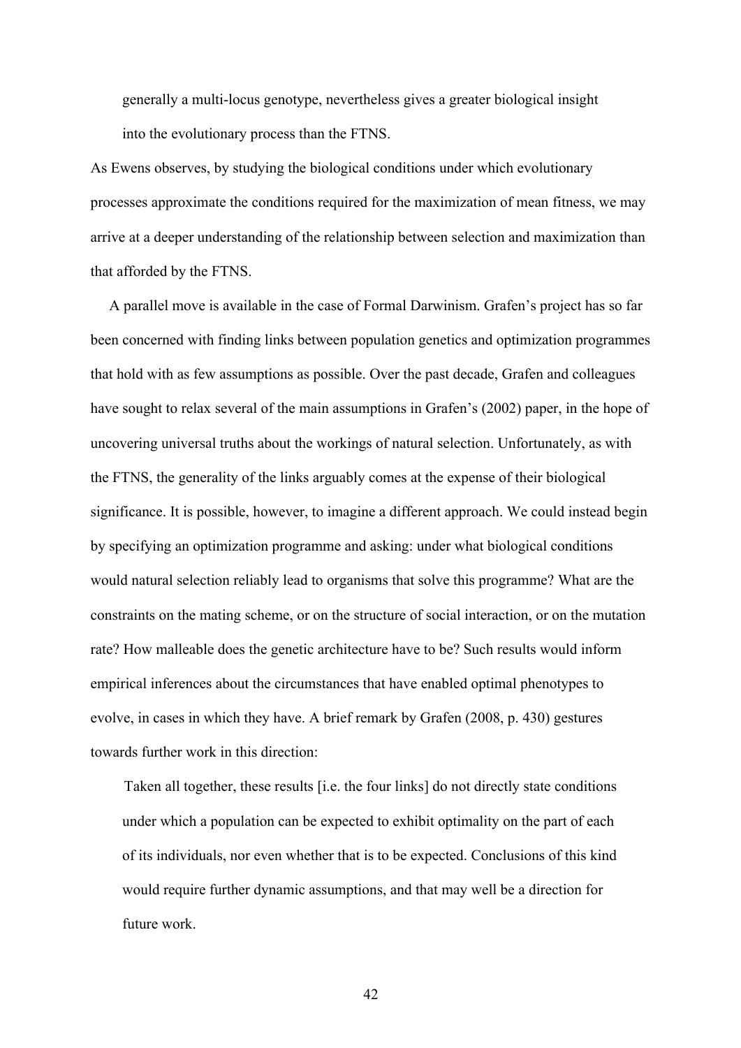> generally a multi-locus genotype, nevertheless gives a greater biological insight into the evolutionary process than the FTNS.

As Ewens observes, by studying the biological conditions under which evolutionary processes approximate the conditions required for the maximization of mean fitness, we may arrive at a deeper understanding of the relationship between selection and maximization than that afforded by the FTNS.

A parallel move is available in the case of Formal Darwinism. Grafen's project has so far been concerned with finding links between population genetics and optimization programmes that hold with as few assumptions as possible. Over the past decade, Grafen and colleagues have sought to relax several of the main assumptions in Grafen's (2002) paper, in the hope of uncovering universal truths about the workings of natural selection. Unfortunately, as with the FTNS, the generality of the links arguably comes at the expense of their biological significance. It is possible, however, to imagine a different approach. We could instead begin by specifying an optimization programme and asking: under what biological conditions would natural selection reliably lead to organisms that solve this programme? What are the constraints on the mating scheme, or on the structure of social interaction, or on the mutation rate? How malleable does the genetic architecture have to be? Such results would inform empirical inferences about the circumstances that have enabled optimal phenotypes to evolve, in cases in which they have. A brief remark by Grafen (2008, p. 430) gestures towards further work in this direction:

> Taken all together, these results [i.e. the four links] do not directly state conditions under which a population can be expected to exhibit optimality on the part of each of its individuals, nor even whether that is to be expected. Conclusions of this kind would require further dynamic assumptions, and that may well be a direction for future work.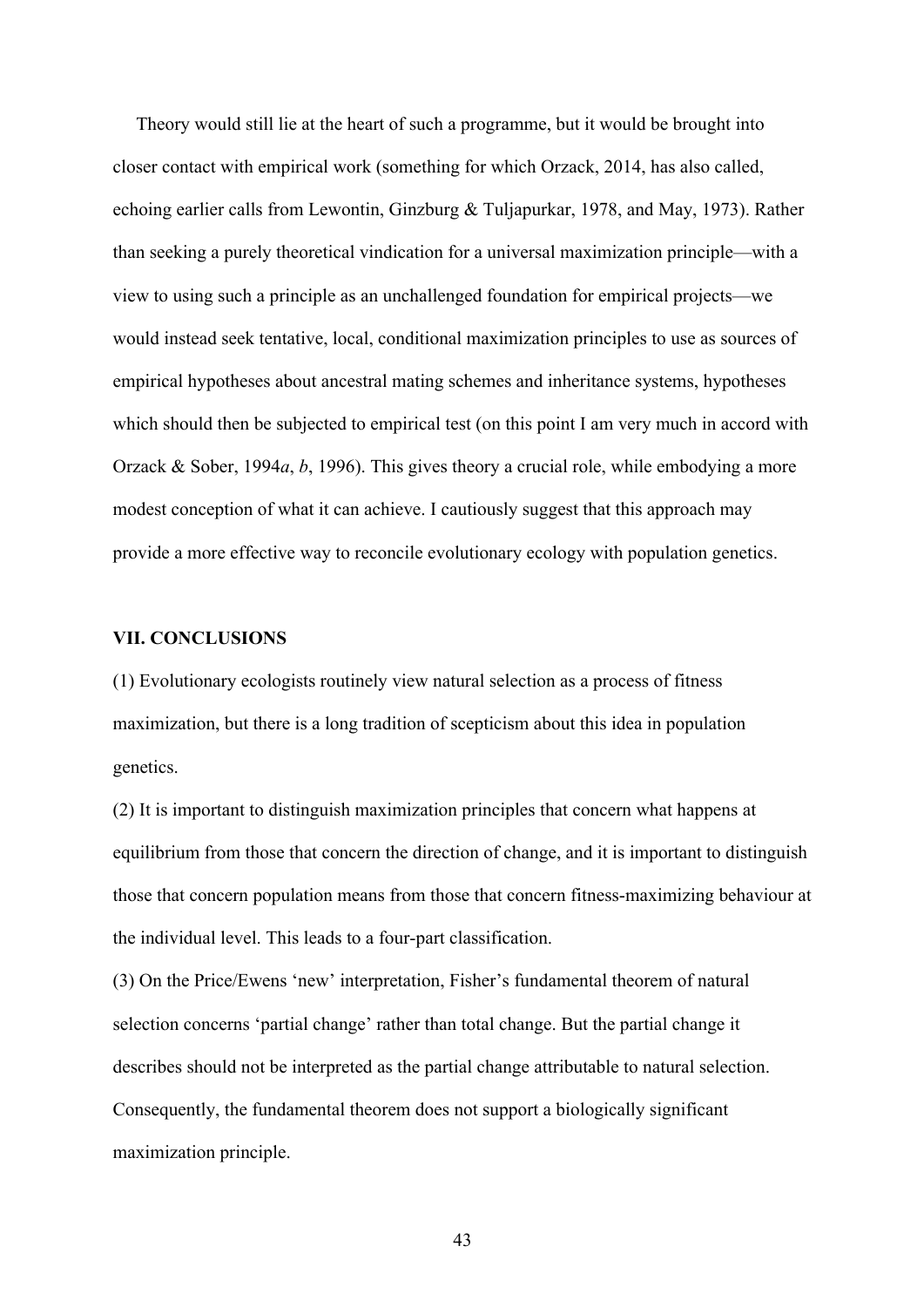Theory would still lie at the heart of such a programme, but it would be brought into closer contact with empirical work (something for which Orzack, 2014, has also called, echoing earlier calls from Lewontin, Ginzburg & Tuljapurkar, 1978, and May, 1973). Rather than seeking a purely theoretical vindication for a universal maximization principle—with a view to using such a principle as an unchallenged foundation for empirical projects—we would instead seek tentative, local, conditional maximization principles to use as sources of empirical hypotheses about ancestral mating schemes and inheritance systems, hypotheses which should then be subjected to empirical test (on this point I am very much in accord with Orzack & Sober, 1994*a*, *b*, 1996). This gives theory a crucial role, while embodying a more modest conception of what it can achieve. I cautiously suggest that this approach may provide a more effective way to reconcile evolutionary ecology with population genetics.

## VII. CONCLUSIONS

(1) Evolutionary ecologists routinely view natural selection as a process of fitness maximization, but there is a long tradition of scepticism about this idea in population genetics.

(2) It is important to distinguish maximization principles that concern what happens at equilibrium from those that concern the direction of change, and it is important to distinguish those that concern population means from those that concern fitness-maximizing behaviour at the individual level. This leads to a four-part classification.

(3) On the Price/Ewens 'new' interpretation, Fisher's fundamental theorem of natural selection concerns 'partial change' rather than total change. But the partial change it describes should not be interpreted as the partial change attributable to natural selection. Consequently, the fundamental theorem does not support a biologically significant maximization principle.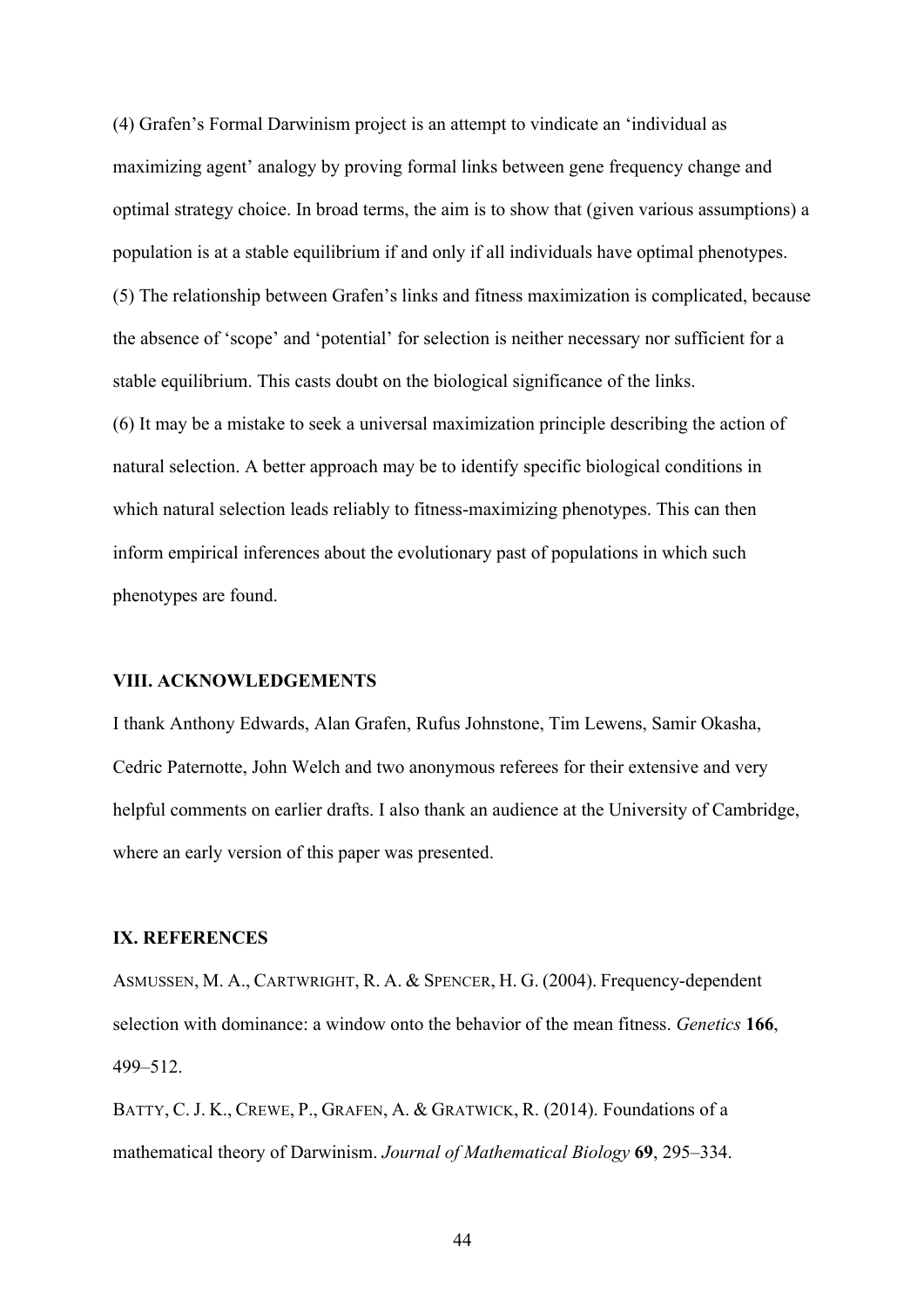(4) Grafen's Formal Darwinism project is an attempt to vindicate an 'individual as maximizing agent' analogy by proving formal links between gene frequency change and optimal strategy choice. In broad terms, the aim is to show that (given various assumptions) a population is at a stable equilibrium if and only if all individuals have optimal phenotypes.

(5) The relationship between Grafen's links and fitness maximization is complicated, because the absence of 'scope' and 'potential' for selection is neither necessary nor sufficient for a stable equilibrium. This casts doubt on the biological significance of the links.

(6) It may be a mistake to seek a universal maximization principle describing the action of natural selection. A better approach may be to identify specific biological conditions in which natural selection leads reliably to fitness-maximizing phenotypes. This can then inform empirical inferences about the evolutionary past of populations in which such phenotypes are found.

## VIII. ACKNOWLEDGEMENTS

I thank Anthony Edwards, Alan Grafen, Rufus Johnstone, Tim Lewens, Samir Okasha, Cedric Paternotte, John Welch and two anonymous referees for their extensive and very helpful comments on earlier drafts. I also thank an audience at the University of Cambridge, where an early version of this paper was presented.

## IX. REFERENCES

ASMUSSEN, M. A., CARTWRIGHT, R. A. & SPENCER, H. G. (2004). Frequency-dependent selection with dominance: a window onto the behavior of the mean fitness. *Genetics* **166**, 499–512.

BATTY, C. J. K., CREWE, P., GRAFEN, A. & GRATWICK, R. (2014). Foundations of a mathematical theory of Darwinism. *Journal of Mathematical Biology* **69**, 295–334.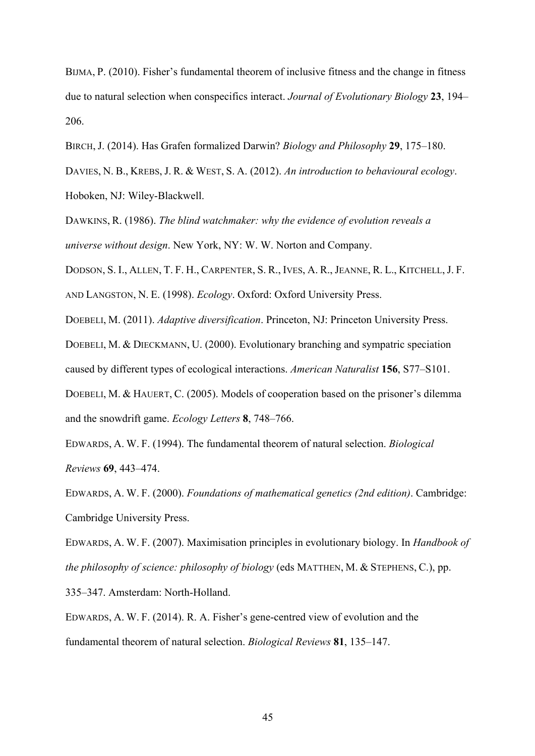BIJMA, P. (2010). Fisher's fundamental theorem of inclusive fitness and the change in fitness due to natural selection when conspecifics interact. *Journal of Evolutionary Biology* **23**, 194–206.

BIRCH, J. (2014). Has Grafen formalized Darwin? *Biology and Philosophy* **29**, 175–180.

DAVIES, N. B., KREBS, J. R. & WEST, S. A. (2012). *An introduction to behavioural ecology*. Hoboken, NJ: Wiley-Blackwell.

DAWKINS, R. (1986). *The blind watchmaker: why the evidence of evolution reveals a universe without design*. New York, NY: W. W. Norton and Company.

DODSON, S. I., ALLEN, T. F. H., CARPENTER, S. R., IVES, A. R., JEANNE, R. L., KITCHELL, J. F. AND LANGSTON, N. E. (1998). *Ecology*. Oxford: Oxford University Press.

DOEBELI, M. (2011). *Adaptive diversification*. Princeton, NJ: Princeton University Press.

DOEBELI, M. & DIECKMANN, U. (2000). Evolutionary branching and sympatric speciation caused by different types of ecological interactions. *American Naturalist* **156**, S77–S101.

DOEBELI, M. & HAUERT, C. (2005). Models of cooperation based on the prisoner's dilemma and the snowdrift game. *Ecology Letters* **8**, 748–766.

EDWARDS, A. W. F. (1994). The fundamental theorem of natural selection. *Biological Reviews* **69**, 443–474.

EDWARDS, A. W. F. (2000). *Foundations of mathematical genetics (2nd edition)*. Cambridge: Cambridge University Press.

EDWARDS, A. W. F. (2007). Maximisation principles in evolutionary biology. In *Handbook of the philosophy of science: philosophy of biology* (eds MATTHEN, M. & STEPHENS, C.), pp. 335–347. Amsterdam: North-Holland.

EDWARDS, A. W. F. (2014). R. A. Fisher's gene-centred view of evolution and the fundamental theorem of natural selection. *Biological Reviews* **81**, 135–147.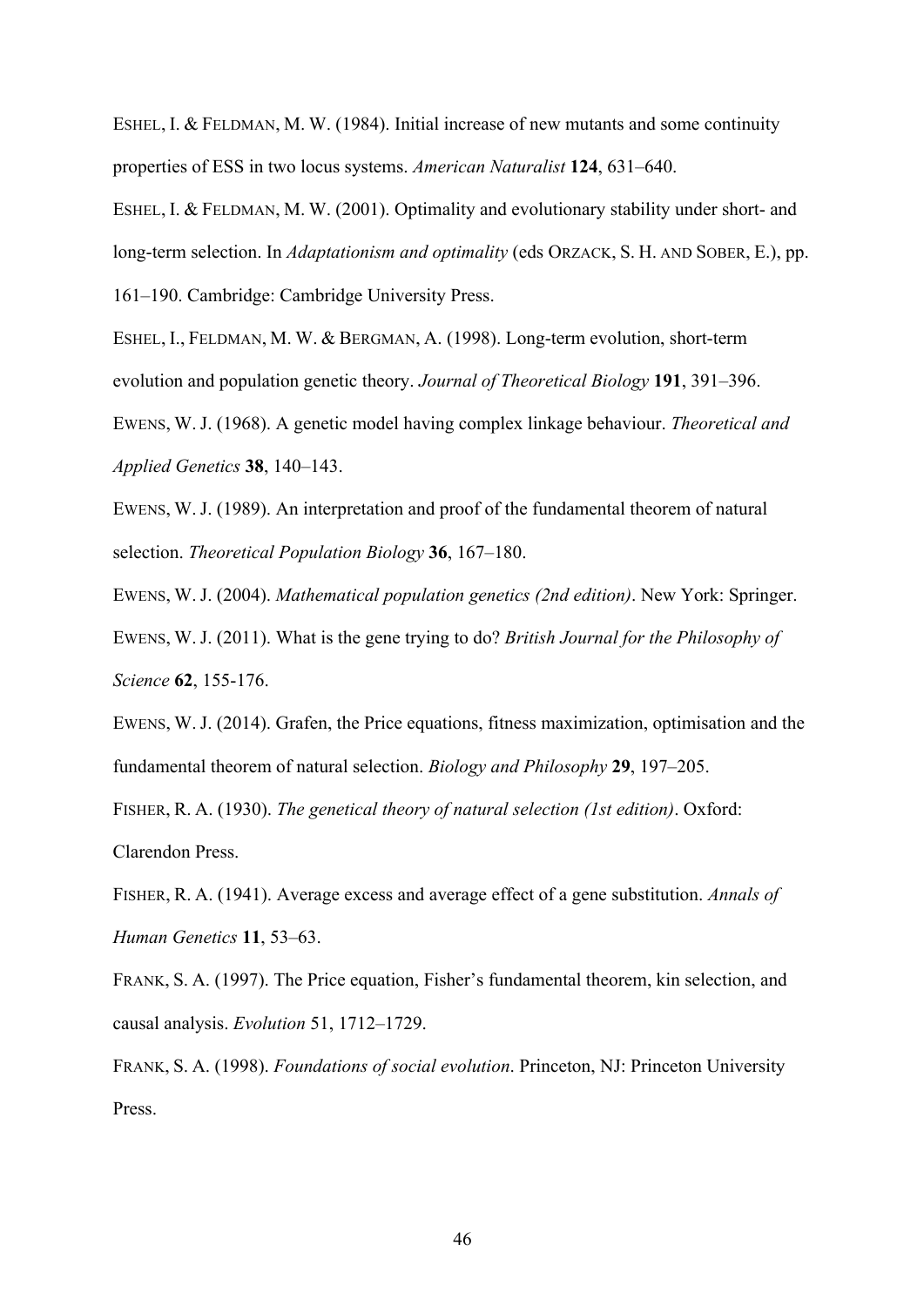ESHEL, I. & FELDMAN, M. W. (1984). Initial increase of new mutants and some continuity properties of ESS in two locus systems. *American Naturalist* **124**, 631–640.

ESHEL, I. & FELDMAN, M. W. (2001). Optimality and evolutionary stability under short- and long-term selection. In *Adaptationism and optimality* (eds ORZACK, S. H. AND SOBER, E.), pp. 161–190. Cambridge: Cambridge University Press.

ESHEL, I., FELDMAN, M. W. & BERGMAN, A. (1998). Long-term evolution, short-term evolution and population genetic theory. *Journal of Theoretical Biology* **191**, 391–396.

EWENS, W. J. (1968). A genetic model having complex linkage behaviour. *Theoretical and Applied Genetics* **38**, 140–143.

EWENS, W. J. (1989). An interpretation and proof of the fundamental theorem of natural selection. *Theoretical Population Biology* **36**, 167–180.

EWENS, W. J. (2004). *Mathematical population genetics (2nd edition)*. New York: Springer.

EWENS, W. J. (2011). What is the gene trying to do? *British Journal for the Philosophy of Science* **62**, 155-176.

EWENS, W. J. (2014). Grafen, the Price equations, fitness maximization, optimisation and the fundamental theorem of natural selection. *Biology and Philosophy* **29**, 197–205.

FISHER, R. A. (1930). *The genetical theory of natural selection (1st edition)*. Oxford: Clarendon Press.

FISHER, R. A. (1941). Average excess and average effect of a gene substitution. *Annals of Human Genetics* **11**, 53–63.

FRANK, S. A. (1997). The Price equation, Fisher's fundamental theorem, kin selection, and causal analysis. *Evolution* 51, 1712–1729.

FRANK, S. A. (1998). *Foundations of social evolution*. Princeton, NJ: Princeton University Press.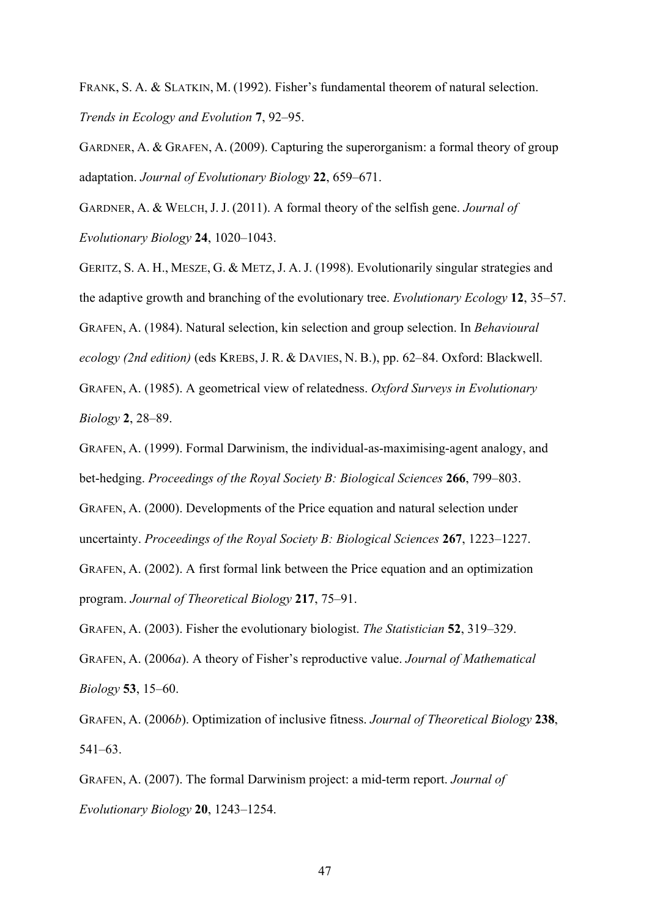FRANK, S. A. & SLATKIN, M. (1992). Fisher's fundamental theorem of natural selection. *Trends in Ecology and Evolution* **7**, 92–95.

GARDNER, A. & GRAFEN, A. (2009). Capturing the superorganism: a formal theory of group adaptation. *Journal of Evolutionary Biology* **22**, 659–671.

GARDNER, A. & WELCH, J. J. (2011). A formal theory of the selfish gene. *Journal of Evolutionary Biology* **24**, 1020–1043.

GERITZ, S. A. H., MESZE, G. & METZ, J. A. J. (1998). Evolutionarily singular strategies and the adaptive growth and branching of the evolutionary tree. *Evolutionary Ecology* **12**, 35–57.

GRAFEN, A. (1984). Natural selection, kin selection and group selection. In *Behavioural ecology (2nd edition)* (eds KREBS, J. R. & DAVIES, N. B.), pp. 62–84. Oxford: Blackwell.

GRAFEN, A. (1985). A geometrical view of relatedness. *Oxford Surveys in Evolutionary Biology* **2**, 28–89.

GRAFEN, A. (1999). Formal Darwinism, the individual-as-maximising-agent analogy, and bet-hedging. *Proceedings of the Royal Society B: Biological Sciences* **266**, 799–803.

GRAFEN, A. (2000). Developments of the Price equation and natural selection under uncertainty. *Proceedings of the Royal Society B: Biological Sciences* **267**, 1223–1227.

GRAFEN, A. (2002). A first formal link between the Price equation and an optimization program. *Journal of Theoretical Biology* **217**, 75–91.

GRAFEN, A. (2003). Fisher the evolutionary biologist. *The Statistician* **52**, 319–329.

GRAFEN, A. (2006*a*). A theory of Fisher's reproductive value. *Journal of Mathematical Biology* **53**, 15–60.

GRAFEN, A. (2006*b*). Optimization of inclusive fitness. *Journal of Theoretical Biology* **238**, 541–63.

GRAFEN, A. (2007). The formal Darwinism project: a mid-term report. *Journal of Evolutionary Biology* **20**, 1243–1254.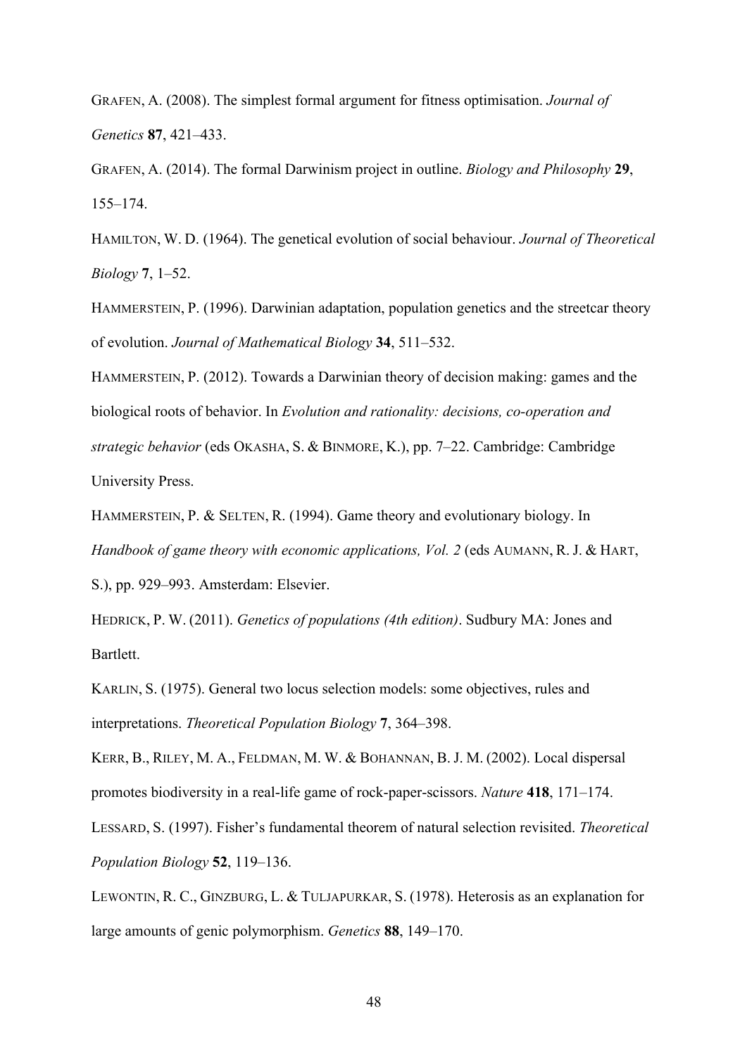GRAFEN, A. (2008). The simplest formal argument for fitness optimisation. *Journal of Genetics* **87**, 421–433.

GRAFEN, A. (2014). The formal Darwinism project in outline. *Biology and Philosophy* **29**, 155–174.

HAMILTON, W. D. (1964). The genetical evolution of social behaviour. *Journal of Theoretical Biology* **7**, 1–52.

HAMMERSTEIN, P. (1996). Darwinian adaptation, population genetics and the streetcar theory of evolution. *Journal of Mathematical Biology* **34**, 511–532.

HAMMERSTEIN, P. (2012). Towards a Darwinian theory of decision making: games and the biological roots of behavior. In *Evolution and rationality: decisions, co-operation and strategic behavior* (eds OKASHA, S. & BINMORE, K.), pp. 7–22. Cambridge: Cambridge University Press.

HAMMERSTEIN, P. & SELTEN, R. (1994). Game theory and evolutionary biology. In *Handbook of game theory with economic applications, Vol. 2* (eds AUMANN, R. J. & HART, S.), pp. 929–993. Amsterdam: Elsevier.

HEDRICK, P. W. (2011). *Genetics of populations (4th edition)*. Sudbury MA: Jones and Bartlett.

KARLIN, S. (1975). General two locus selection models: some objectives, rules and interpretations. *Theoretical Population Biology* **7**, 364–398.

KERR, B., RILEY, M. A., FELDMAN, M. W. & BOHANNAN, B. J. M. (2002). Local dispersal promotes biodiversity in a real-life game of rock-paper-scissors. *Nature* **418**, 171–174.

LESSARD, S. (1997). Fisher's fundamental theorem of natural selection revisited. *Theoretical Population Biology* **52**, 119–136.

LEWONTIN, R. C., GINZBURG, L. & TULJAPURKAR, S. (1978). Heterosis as an explanation for large amounts of genic polymorphism. *Genetics* **88**, 149–170.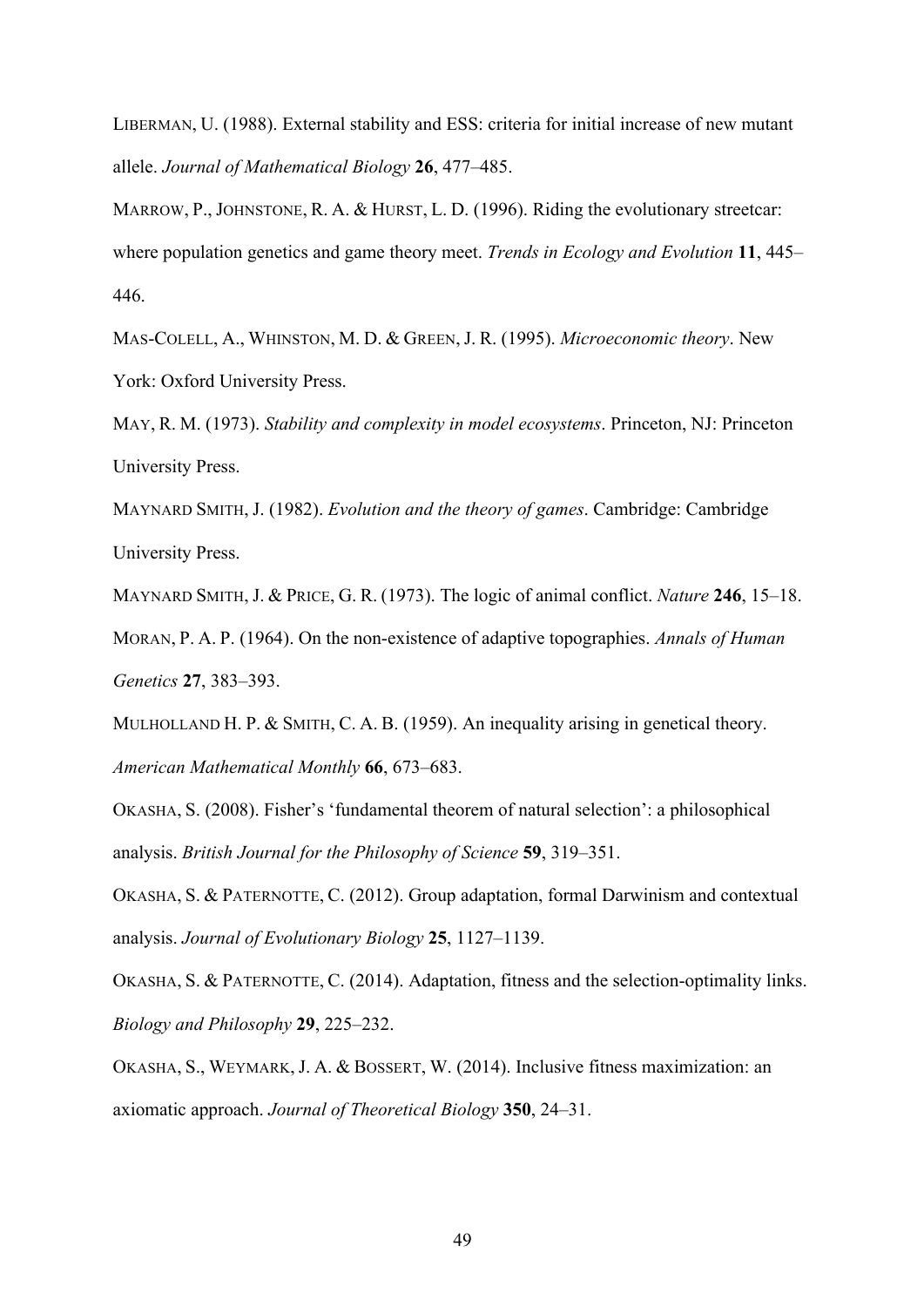LIBERMAN, U. (1988). External stability and ESS: criteria for initial increase of new mutant allele. *Journal of Mathematical Biology* **26**, 477–485.

MARROW, P., JOHNSTONE, R. A. & HURST, L. D. (1996). Riding the evolutionary streetcar: where population genetics and game theory meet. *Trends in Ecology and Evolution* **11**, 445–446.

MAS-COLELL, A., WHINSTON, M. D. & GREEN, J. R. (1995). *Microeconomic theory*. New York: Oxford University Press.

MAY, R. M. (1973). *Stability and complexity in model ecosystems*. Princeton, NJ: Princeton University Press.

MAYNARD SMITH, J. (1982). *Evolution and the theory of games*. Cambridge: Cambridge University Press.

MAYNARD SMITH, J. & PRICE, G. R. (1973). The logic of animal conflict. *Nature* **246**, 15–18.

MORAN, P. A. P. (1964). On the non-existence of adaptive topographies. *Annals of Human Genetics* **27**, 383–393.

MULHOLLAND H. P. & SMITH, C. A. B. (1959). An inequality arising in genetical theory. *American Mathematical Monthly* **66**, 673–683.

OKASHA, S. (2008). Fisher's 'fundamental theorem of natural selection': a philosophical analysis. *British Journal for the Philosophy of Science* **59**, 319–351.

OKASHA, S. & PATERNOTTE, C. (2012). Group adaptation, formal Darwinism and contextual analysis. *Journal of Evolutionary Biology* **25**, 1127–1139.

OKASHA, S. & PATERNOTTE, C. (2014). Adaptation, fitness and the selection-optimality links. *Biology and Philosophy* **29**, 225–232.

OKASHA, S., WEYMARK, J. A. & BOSSERT, W. (2014). Inclusive fitness maximization: an axiomatic approach. *Journal of Theoretical Biology* **350**, 24–31.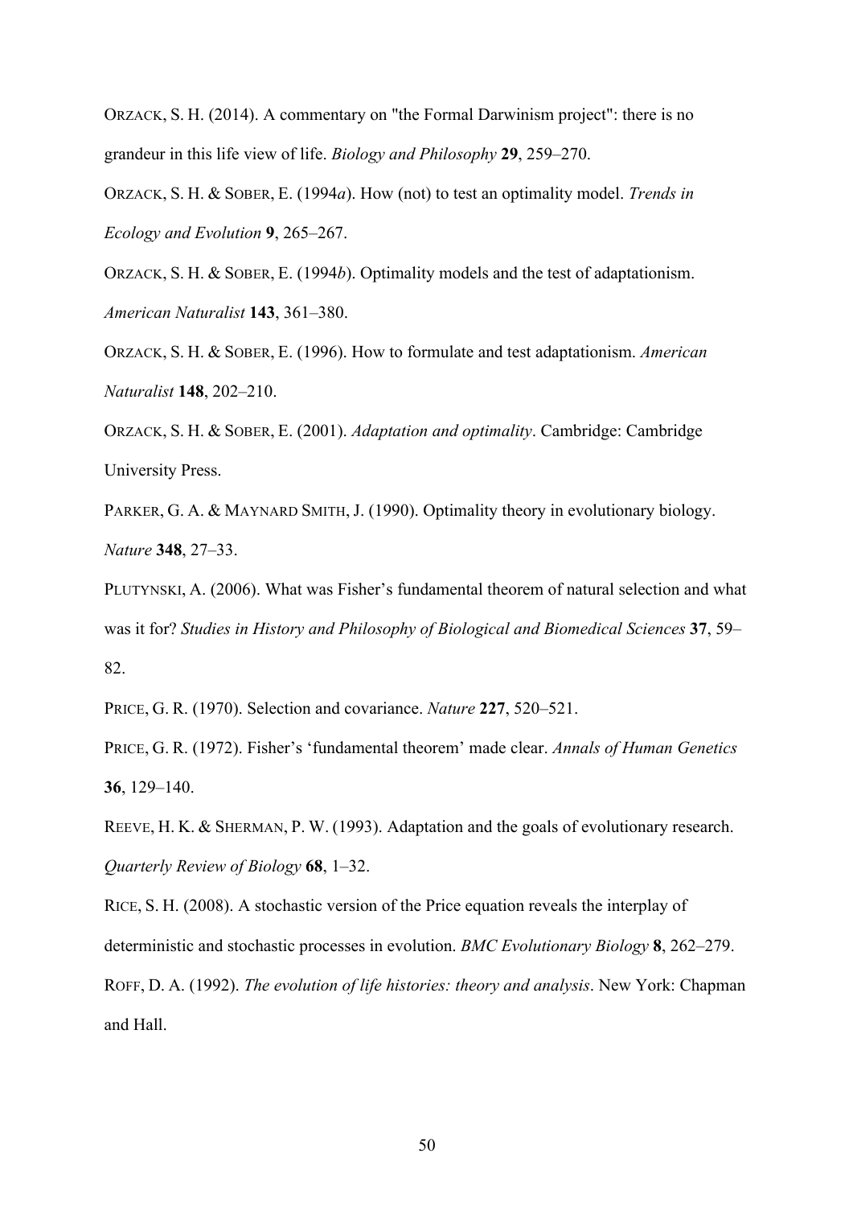ORZACK, S. H. (2014). A commentary on "the Formal Darwinism project": there is no grandeur in this life view of life. *Biology and Philosophy* **29**, 259–270.

ORZACK, S. H. & SOBER, E. (1994*a*). How (not) to test an optimality model. *Trends in Ecology and Evolution* **9**, 265–267.

ORZACK, S. H. & SOBER, E. (1994*b*). Optimality models and the test of adaptationism. *American Naturalist* **143**, 361–380.

ORZACK, S. H. & SOBER, E. (1996). How to formulate and test adaptationism. *American Naturalist* **148**, 202–210.

ORZACK, S. H. & SOBER, E. (2001). *Adaptation and optimality*. Cambridge: Cambridge University Press.

PARKER, G. A. & MAYNARD SMITH, J. (1990). Optimality theory in evolutionary biology. *Nature* **348**, 27–33.

PLUTYNSKI, A. (2006). What was Fisher's fundamental theorem of natural selection and what was it for? *Studies in History and Philosophy of Biological and Biomedical Sciences* **37**, 59–82.

PRICE, G. R. (1970). Selection and covariance. *Nature* **227**, 520–521.

PRICE, G. R. (1972). Fisher's 'fundamental theorem' made clear. *Annals of Human Genetics* **36**, 129–140.

REEVE, H. K. & SHERMAN, P. W. (1993). Adaptation and the goals of evolutionary research. *Quarterly Review of Biology* **68**, 1–32.

RICE, S. H. (2008). A stochastic version of the Price equation reveals the interplay of deterministic and stochastic processes in evolution. *BMC Evolutionary Biology* **8**, 262–279.

ROFF, D. A. (1992). *The evolution of life histories: theory and analysis*. New York: Chapman and Hall.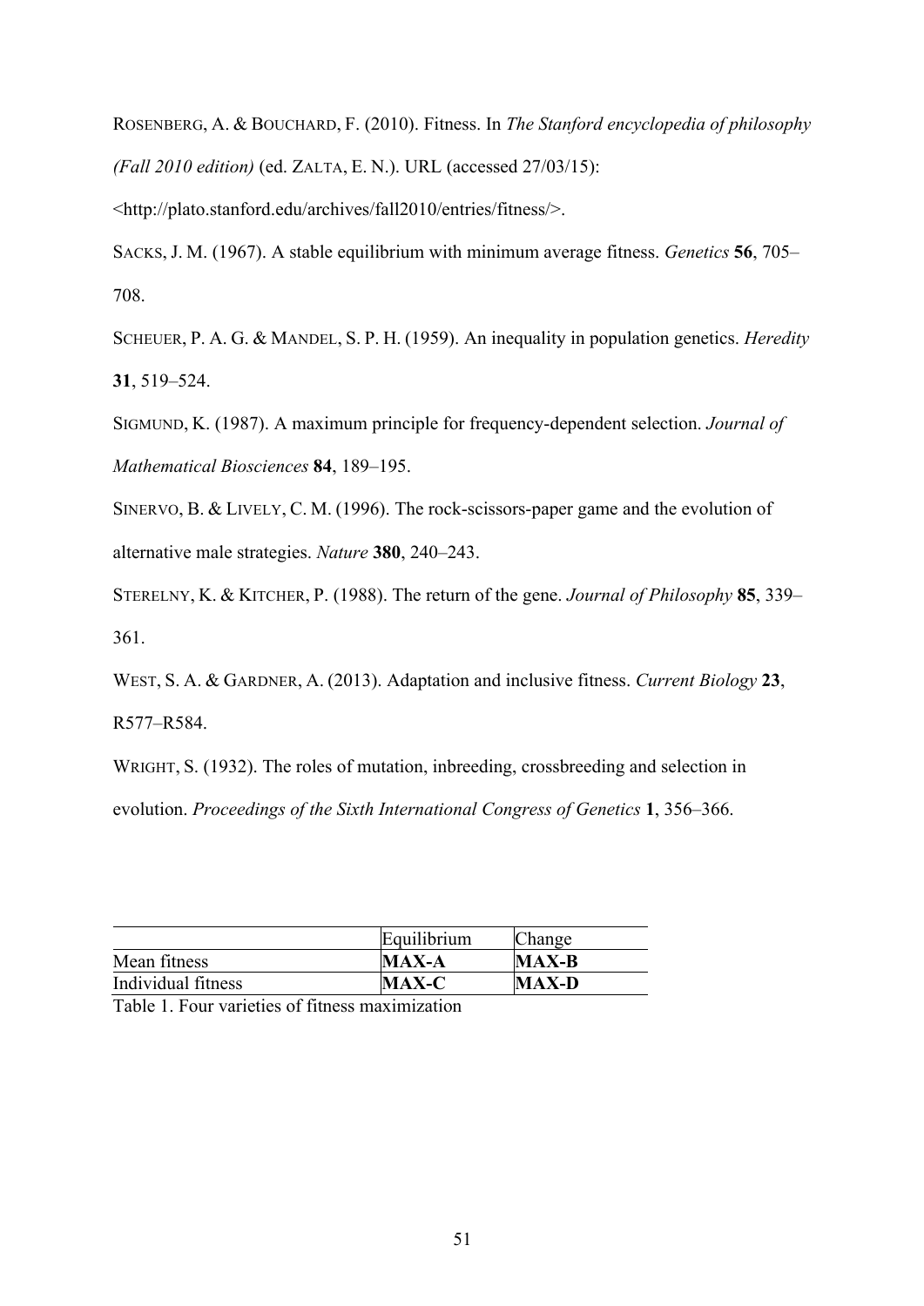ROSENBERG, A. & BOUCHARD, F. (2010). Fitness. In *The Stanford encyclopedia of philosophy (Fall 2010 edition)* (ed. ZALTA, E. N.). URL (accessed 27/03/15): <http://plato.stanford.edu/archives/fall2010/entries/fitness/>.

SACKS, J. M. (1967). A stable equilibrium with minimum average fitness. *Genetics* **56**, 705–708.

SCHEUER, P. A. G. & MANDEL, S. P. H. (1959). An inequality in population genetics. *Heredity* **31**, 519–524.

SIGMUND, K. (1987). A maximum principle for frequency-dependent selection. *Journal of Mathematical Biosciences* **84**, 189–195.

SINERVO, B. & LIVELY, C. M. (1996). The rock-scissors-paper game and the evolution of alternative male strategies. *Nature* **380**, 240–243.

STERELNY, K. & KITCHER, P. (1988). The return of the gene. *Journal of Philosophy* **85**, 339–361.

WEST, S. A. & GARDNER, A. (2013). Adaptation and inclusive fitness. *Current Biology* **23**, R577–R584.

WRIGHT, S. (1932). The roles of mutation, inbreeding, crossbreeding and selection in evolution. *Proceedings of the Sixth International Congress of Genetics* **1**, 356–366.

| | Equilibrium | Change |
|---|---|---|
| Mean fitness | **MAX-A** | **MAX-B** |
| Individual fitness | **MAX-C** | **MAX-D** |

Table 1. Four varieties of fitness maximization